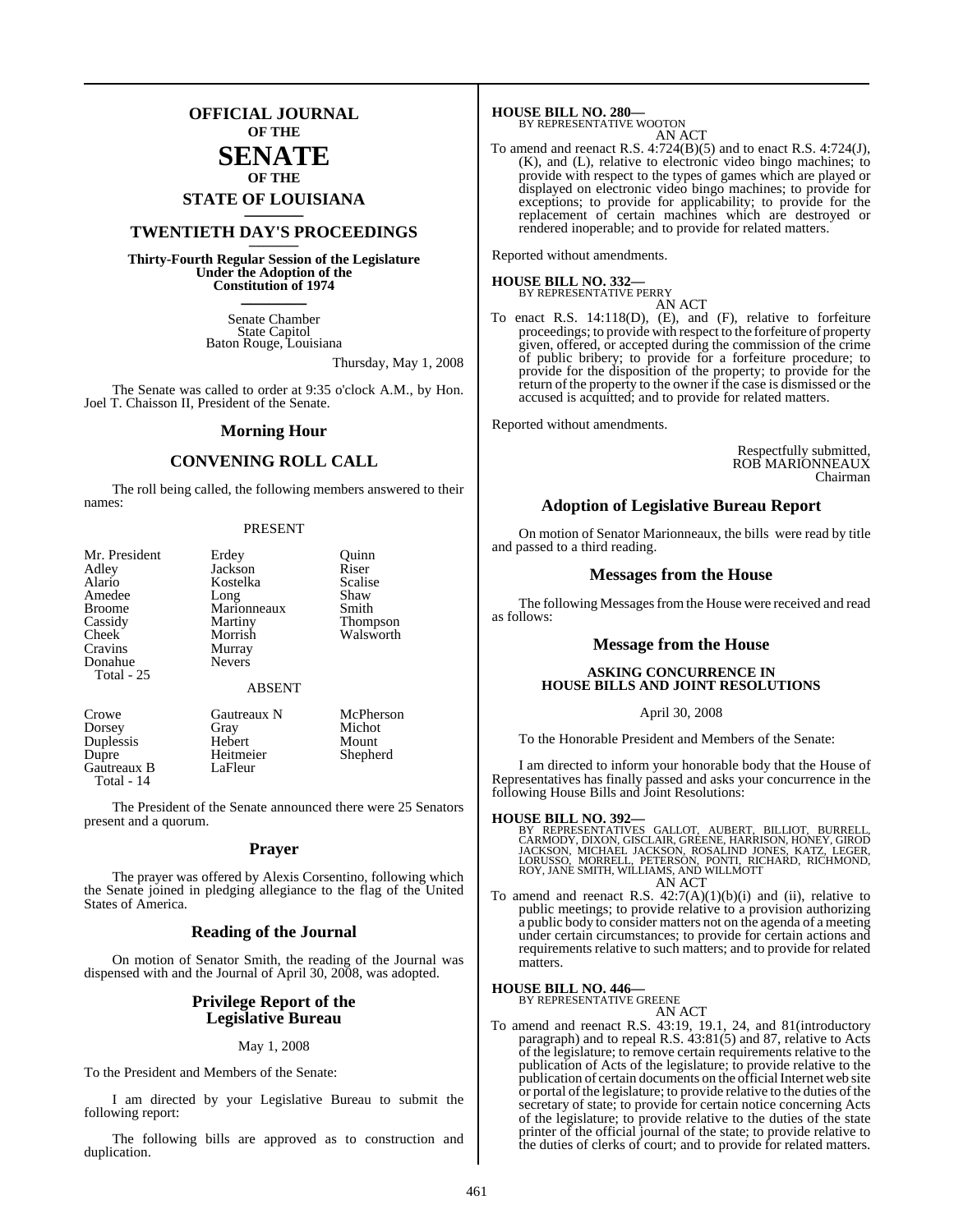# OFFICIAL JOURNAL OF THE SENATE OF THE STATE OF LOUISIANA

## TWENTIETH DAY'S PROCEEDINGS

**Thirty-Fourth Regular Session of the Legislature Under the Adoption of the Constitution of 1974**

Senate Chamber
State Capitol
Baton Rouge, Louisiana

Thursday, May 1, 2008

The Senate was called to order at 9:35 o'clock A.M., by Hon. Joel T. Chaisson II, President of the Senate.

## Morning Hour

## CONVENING ROLL CALL

The roll being called, the following members answered to their names:

PRESENT

| | | |
|---|---|---|
| Mr. President | Erdey | Quinn |
| Adley | Jackson | Riser |
| Alario | Kostelka | Scalise |
| Amedee | Long | Shaw |
| Broome | Marionneaux | Smith |
| Cassidy | Martiny | Thompson |
| Cheek | Morrish | Walsworth |
| Cravins | Murray | |
| Donahue | Nevers | |

Total - 25

ABSENT

| | | |
|---|---|---|
| Crowe | Gautreaux N | McPherson |
| Dorsey | Gray | Michot |
| Duplessis | Hebert | Mount |
| Dupre | Heitmeier | Shepherd |
| Gautreaux B | LaFleur | |

Total - 14

The President of the Senate announced there were 25 Senators present and a quorum.

## Prayer

The prayer was offered by Alexis Corsentino, following which the Senate joined in pledging allegiance to the flag of the United States of America.

## Reading of the Journal

On motion of Senator Smith, the reading of the Journal was dispensed with and the Journal of April 30, 2008, was adopted.

## Privilege Report of the Legislative Bureau

May 1, 2008

To the President and Members of the Senate:

I am directed by your Legislative Bureau to submit the following report:

The following bills are approved as to construction and duplication.

**HOUSE BILL NO. 280—**
BY REPRESENTATIVE WOOTON
AN ACT

To amend and reenact R.S. 4:724(B)(5) and to enact R.S. 4:724(J), (K), and (L), relative to electronic video bingo machines; to provide with respect to the types of games which are played or displayed on electronic video bingo machines; to provide for exceptions; to provide for applicability; to provide for the replacement of certain machines which are destroyed or rendered inoperable; and to provide for related matters.

Reported without amendments.

**HOUSE BILL NO. 332—**
BY REPRESENTATIVE PERRY
AN ACT

To enact R.S. 14:118(D), (E), and (F), relative to forfeiture proceedings; to provide with respect to the forfeiture of property given, offered, or accepted during the commission of the crime of public bribery; to provide for a forfeiture procedure; to provide for the disposition of the property; to provide for the return of the property to the owner if the case is dismissed or the accused is acquitted; and to provide for related matters.

Reported without amendments.

Respectfully submitted,
ROB MARIONNEAUX
Chairman

## Adoption of Legislative Bureau Report

On motion of Senator Marionneaux, the bills were read by title and passed to a third reading.

## Messages from the House

The following Messages from the House were received and read as follows:

## Message from the House

**ASKING CONCURRENCE IN HOUSE BILLS AND JOINT RESOLUTIONS**

April 30, 2008

To the Honorable President and Members of the Senate:

I am directed to inform your honorable body that the House of Representatives has finally passed and asks your concurrence in the following House Bills and Joint Resolutions:

**HOUSE BILL NO. 392—**
BY REPRESENTATIVES GALLOT, AUBERT, BILLIOT, BURRELL, CARMODY, DIXON, GISCLAIR, GREENE, HARRISON, HONEY, GIROD JACKSON, MICHAEL JACKSON, ROSALIND JONES, KATZ, LEGER, LORUSSO, MORRELL, PETERSON, PONTI, RICHARD, RICHMOND, ROY, JANE SMITH, WILLIAMS, AND WILLMOTT
AN ACT

To amend and reenact R.S. 42:7(A)(1)(b)(i) and (ii), relative to public meetings; to provide relative to a provision authorizing a public body to consider matters not on the agenda of a meeting under certain circumstances; to provide for certain actions and requirements relative to such matters; and to provide for related matters.

**HOUSE BILL NO. 446—**
BY REPRESENTATIVE GREENE
AN ACT

To amend and reenact R.S. 43:19, 19.1, 24, and 81(introductory paragraph) and to repeal R.S. 43:81(5) and 87, relative to Acts of the legislature; to remove certain requirements relative to the publication of Acts of the legislature; to provide relative to the publication of certain documents on the official Internet web site or portal of the legislature; to provide relative to the duties of the secretary of state; to provide for certain notice concerning Acts of the legislature; to provide relative to the duties of the state printer of the official journal of the state; to provide relative to the duties of clerks of court; and to provide for related matters.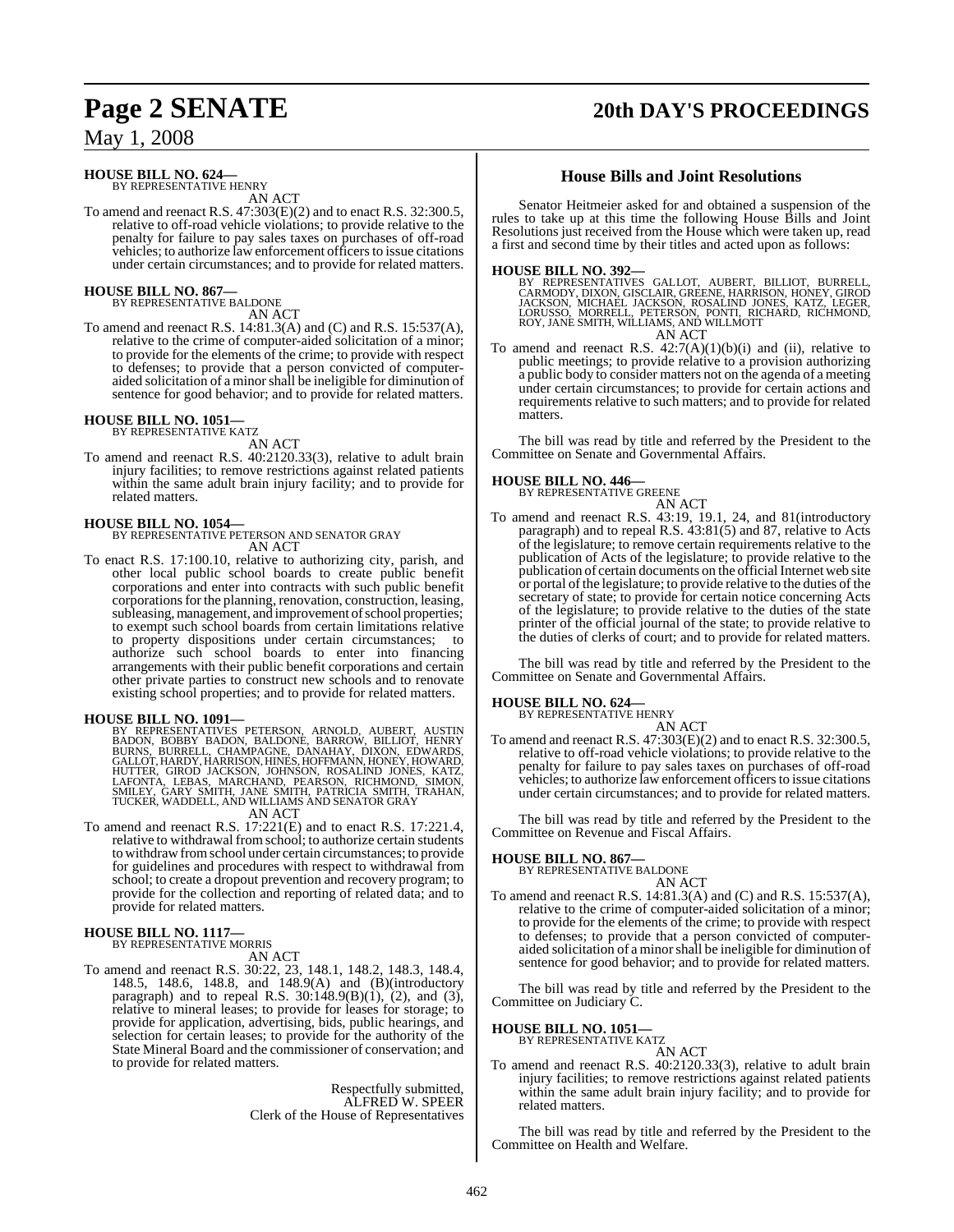**HOUSE BILL NO. 624—**
BY REPRESENTATIVE HENRY
AN ACT

To amend and reenact R.S. 47:303(E)(2) and to enact R.S. 32:300.5, relative to off-road vehicle violations; to provide relative to the penalty for failure to pay sales taxes on purchases of off-road vehicles; to authorize law enforcement officers to issue citations under certain circumstances; and to provide for related matters.

**HOUSE BILL NO. 867—**
BY REPRESENTATIVE BALDONE
AN ACT

To amend and reenact R.S. 14:81.3(A) and (C) and R.S. 15:537(A), relative to the crime of computer-aided solicitation of a minor; to provide for the elements of the crime; to provide with respect to defenses; to provide that a person convicted of computer-aided solicitation of a minor shall be ineligible for diminution of sentence for good behavior; and to provide for related matters.

**HOUSE BILL NO. 1051—**
BY REPRESENTATIVE KATZ
AN ACT

To amend and reenact R.S. 40:2120.33(3), relative to adult brain injury facilities; to remove restrictions against related patients within the same adult brain injury facility; and to provide for related matters.

**HOUSE BILL NO. 1054—**
BY REPRESENTATIVE PETERSON AND SENATOR GRAY
AN ACT

To enact R.S. 17:100.10, relative to authorizing city, parish, and other local public school boards to create public benefit corporations and enter into contracts with such public benefit corporations for the planning, renovation, construction, leasing, subleasing, management, and improvement of school properties; to exempt such school boards from certain limitations relative to property dispositions under certain circumstances; to authorize such school boards to enter into financing arrangements with their public benefit corporations and certain other private parties to construct new schools and to renovate existing school properties; and to provide for related matters.

**HOUSE BILL NO. 1091—**
BY REPRESENTATIVES PETERSON, ARNOLD, AUBERT, AUSTIN BADON, BOBBY BADON, BALDONE, BARROW, BILLIOT, HENRY BURNS, BURRELL, CHAMPAGNE, DANAHAY, DIXON, EDWARDS, GALLOT, HARDY, HARRISON, HINES, HOFFMANN, HONEY, HOWARD, HUTTER, GIROD JACKSON, JOHNSON, ROSALIND JONES, KATZ, LAFONTA, LEBAS, MARCHAND, PEARSON, RICHMOND, SIMON, SMILEY, GARY SMITH, JANE SMITH, PATRICIA SMITH, TRAHAN, TUCKER, WADDELL, AND WILLIAMS AND SENATOR GRAY
AN ACT

To amend and reenact R.S. 17:221(E) and to enact R.S. 17:221.4, relative to withdrawal from school; to authorize certain students to withdraw from school under certain circumstances; to provide for guidelines and procedures with respect to withdrawal from school; to create a dropout prevention and recovery program; to provide for the collection and reporting of related data; and to provide for related matters.

**HOUSE BILL NO. 1117—**
BY REPRESENTATIVE MORRIS
AN ACT

To amend and reenact R.S. 30:22, 23, 148.1, 148.2, 148.3, 148.4, 148.5, 148.6, 148.8, and 148.9(A) and (B)(introductory paragraph) and to repeal R.S. 30:148.9(B)(1), (2), and (3), relative to mineral leases; to provide for leases for storage; to provide for application, advertising, bids, public hearings, and selection for certain leases; to provide for the authority of the State Mineral Board and the commissioner of conservation; and to provide for related matters.

Respectfully submitted,
ALFRED W. SPEER
Clerk of the House of Representatives

## House Bills and Joint Resolutions

Senator Heitmeier asked for and obtained a suspension of the rules to take up at this time the following House Bills and Joint Resolutions just received from the House which were taken up, read a first and second time by their titles and acted upon as follows:

**HOUSE BILL NO. 392—**
BY REPRESENTATIVES GALLOT, AUBERT, BILLIOT, BURRELL, CARMODY, DIXON, GISCLAIR, GREENE, HARRISON, HONEY, GIROD JACKSON, MICHAEL JACKSON, ROSALIND JONES, KATZ, LEGER, LORUSSO, MORRELL, PETERSON, PONTI, RICHARD, RICHMOND, ROY, JANE SMITH, WILLIAMS, AND WILLMOTT
AN ACT

To amend and reenact R.S. 42:7(A)(1)(b)(i) and (ii), relative to public meetings; to provide relative to a provision authorizing a public body to consider matters not on the agenda of a meeting under certain circumstances; to provide for certain actions and requirements relative to such matters; and to provide for related matters.

The bill was read by title and referred by the President to the Committee on Senate and Governmental Affairs.

**HOUSE BILL NO. 446—**
BY REPRESENTATIVE GREENE
AN ACT

To amend and reenact R.S. 43:19, 19.1, 24, and 81(introductory paragraph) and to repeal R.S. 43:81(5) and 87, relative to Acts of the legislature; to remove certain requirements relative to the publication of Acts of the legislature; to provide relative to the publication of certain documents on the official Internet web site or portal of the legislature; to provide relative to the duties of the secretary of state; to provide for certain notice concerning Acts of the legislature; to provide relative to the duties of the state printer of the official journal of the state; to provide relative to the duties of clerks of court; and to provide for related matters.

The bill was read by title and referred by the President to the Committee on Senate and Governmental Affairs.

**HOUSE BILL NO. 624—**
BY REPRESENTATIVE HENRY
AN ACT

To amend and reenact R.S. 47:303(E)(2) and to enact R.S. 32:300.5, relative to off-road vehicle violations; to provide relative to the penalty for failure to pay sales taxes on purchases of off-road vehicles; to authorize law enforcement officers to issue citations under certain circumstances; and to provide for related matters.

The bill was read by title and referred by the President to the Committee on Revenue and Fiscal Affairs.

**HOUSE BILL NO. 867—**
BY REPRESENTATIVE BALDONE
AN ACT

To amend and reenact R.S. 14:81.3(A) and (C) and R.S. 15:537(A), relative to the crime of computer-aided solicitation of a minor; to provide for the elements of the crime; to provide with respect to defenses; to provide that a person convicted of computer-aided solicitation of a minor shall be ineligible for diminution of sentence for good behavior; and to provide for related matters.

The bill was read by title and referred by the President to the Committee on Judiciary C.

**HOUSE BILL NO. 1051—**
BY REPRESENTATIVE KATZ
AN ACT

To amend and reenact R.S. 40:2120.33(3), relative to adult brain injury facilities; to remove restrictions against related patients within the same adult brain injury facility; and to provide for related matters.

The bill was read by title and referred by the President to the Committee on Health and Welfare.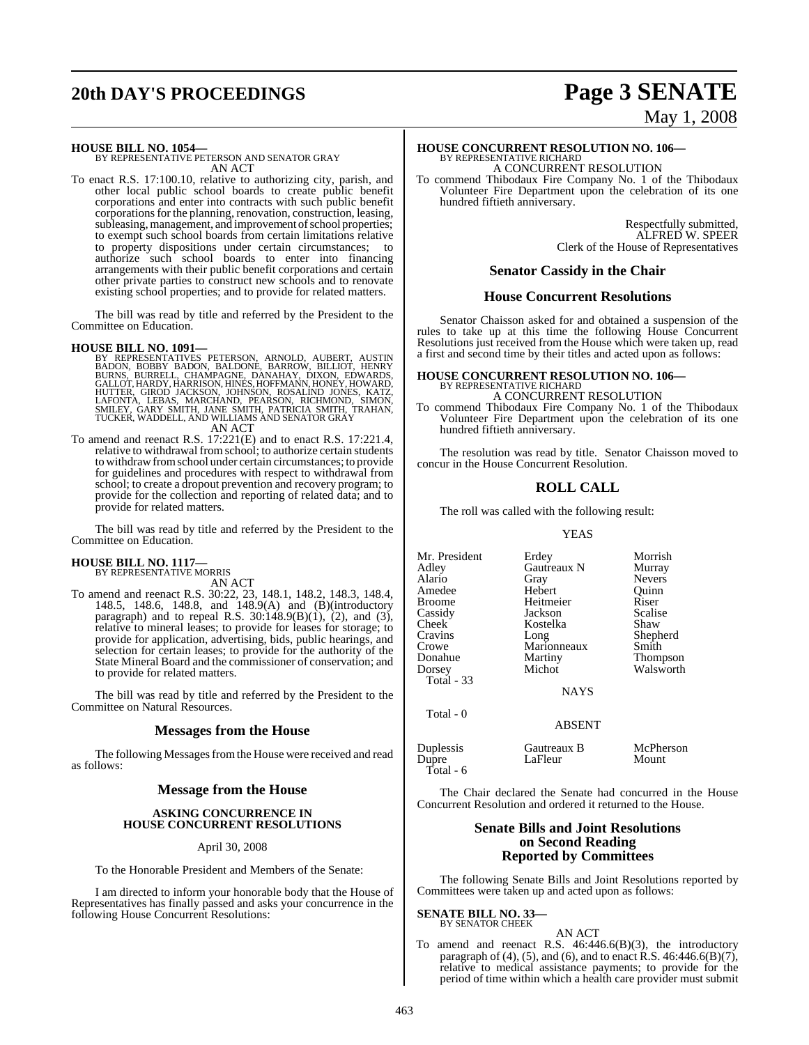**HOUSE BILL NO. 1054—**
BY REPRESENTATIVE PETERSON AND SENATOR GRAY
AN ACT

To enact R.S. 17:100.10, relative to authorizing city, parish, and other local public school boards to create public benefit corporations and enter into contracts with such public benefit corporations for the planning, renovation, construction, leasing, subleasing, management, and improvement of school properties; to exempt such school boards from certain limitations relative to property dispositions under certain circumstances; to authorize such school boards to enter into financing arrangements with their public benefit corporations and certain other private parties to construct new schools and to renovate existing school properties; and to provide for related matters.

The bill was read by title and referred by the President to the Committee on Education.

**HOUSE BILL NO. 1091—**
BY REPRESENTATIVES PETERSON, ARNOLD, AUBERT, AUSTIN BADON, BOBBY BADON, BALDONE, BARROW, BILLIOT, HENRY BURNS, BURRELL, CHAMPAGNE, DANAHAY, DIXON, EDWARDS, GALLOT, HARDY, HARRISON, HINES, HOFFMANN, HONEY, HOWARD, HUTTER, GIROD JACKSON, JOHNSON, ROSALIND JONES, KATZ, LAFONTA, LEBAS, MARCHAND, PEARSON, RICHMOND, SIMON, SMILEY, GARY SMITH, JANE SMITH, PATRICIA SMITH, TRAHAN, TUCKER, WADDELL, AND WILLIAMS AND SENATOR GRAY
AN ACT

To amend and reenact R.S. 17:221(E) and to enact R.S. 17:221.4, relative to withdrawal from school; to authorize certain students to withdraw from school under certain circumstances; to provide for guidelines and procedures with respect to withdrawal from school; to create a dropout prevention and recovery program; to provide for the collection and reporting of related data; and to provide for related matters.

The bill was read by title and referred by the President to the Committee on Education.

**HOUSE BILL NO. 1117—**
BY REPRESENTATIVE MORRIS
AN ACT

To amend and reenact R.S. 30:22, 23, 148.1, 148.2, 148.3, 148.4, 148.5, 148.6, 148.8, and 148.9(A) and (B)(introductory paragraph) and to repeal R.S. 30:148.9(B)(1), (2), and (3), relative to mineral leases; to provide for leases for storage; to provide for application, advertising, bids, public hearings, and selection for certain leases; to provide for the authority of the State Mineral Board and the commissioner of conservation; and to provide for related matters.

The bill was read by title and referred by the President to the Committee on Natural Resources.

## Messages from the House

The following Messages from the House were received and read as follows:

## Message from the House

### ASKING CONCURRENCE IN HOUSE CONCURRENT RESOLUTIONS

April 30, 2008

To the Honorable President and Members of the Senate:

I am directed to inform your honorable body that the House of Representatives has finally passed and asks your concurrence in the following House Concurrent Resolutions:

**HOUSE CONCURRENT RESOLUTION NO. 106—**
BY REPRESENTATIVE RICHARD
A CONCURRENT RESOLUTION

To commend Thibodaux Fire Company No. 1 of the Thibodaux Volunteer Fire Department upon the celebration of its one hundred fiftieth anniversary.

Respectfully submitted,
ALFRED W. SPEER
Clerk of the House of Representatives

## Senator Cassidy in the Chair

## House Concurrent Resolutions

Senator Chaisson asked for and obtained a suspension of the rules to take up at this time the following House Concurrent Resolutions just received from the House which were taken up, read a first and second time by their titles and acted upon as follows:

**HOUSE CONCURRENT RESOLUTION NO. 106—**
BY REPRESENTATIVE RICHARD
A CONCURRENT RESOLUTION

To commend Thibodaux Fire Company No. 1 of the Thibodaux Volunteer Fire Department upon the celebration of its one hundred fiftieth anniversary.

The resolution was read by title. Senator Chaisson moved to concur in the House Concurrent Resolution.

## ROLL CALL

The roll was called with the following result:

YEAS

| | | |
|---|---|---|
| Mr. President | Erdey | Morrish |
| Adley | Gautreaux N | Murray |
| Alario | Gray | Nevers |
| Amedee | Hebert | Quinn |
| Broome | Heitmeier | Riser |
| Cassidy | Jackson | Scalise |
| Cheek | Kostelka | Shaw |
| Cravins | Long | Shepherd |
| Crowe | Marionneaux | Smith |
| Donahue | Martiny | Thompson |
| Dorsey | Michot | Walsworth |

Total - 33

NAYS

Total - 0

ABSENT

| | | |
|---|---|---|
| Duplessis | Gautreaux B | McPherson |
| Dupre | LaFleur | Mount |

Total - 6

The Chair declared the Senate had concurred in the House Concurrent Resolution and ordered it returned to the House.

## Senate Bills and Joint Resolutions on Second Reading Reported by Committees

The following Senate Bills and Joint Resolutions reported by Committees were taken up and acted upon as follows:

**SENATE BILL NO. 33—**
BY SENATOR CHEEK
AN ACT

To amend and reenact R.S. 46:446.6(B)(3), the introductory paragraph of (4), (5), and (6), and to enact R.S. 46:446.6(B)(7), relative to medical assistance payments; to provide for the period of time within which a health care provider must submit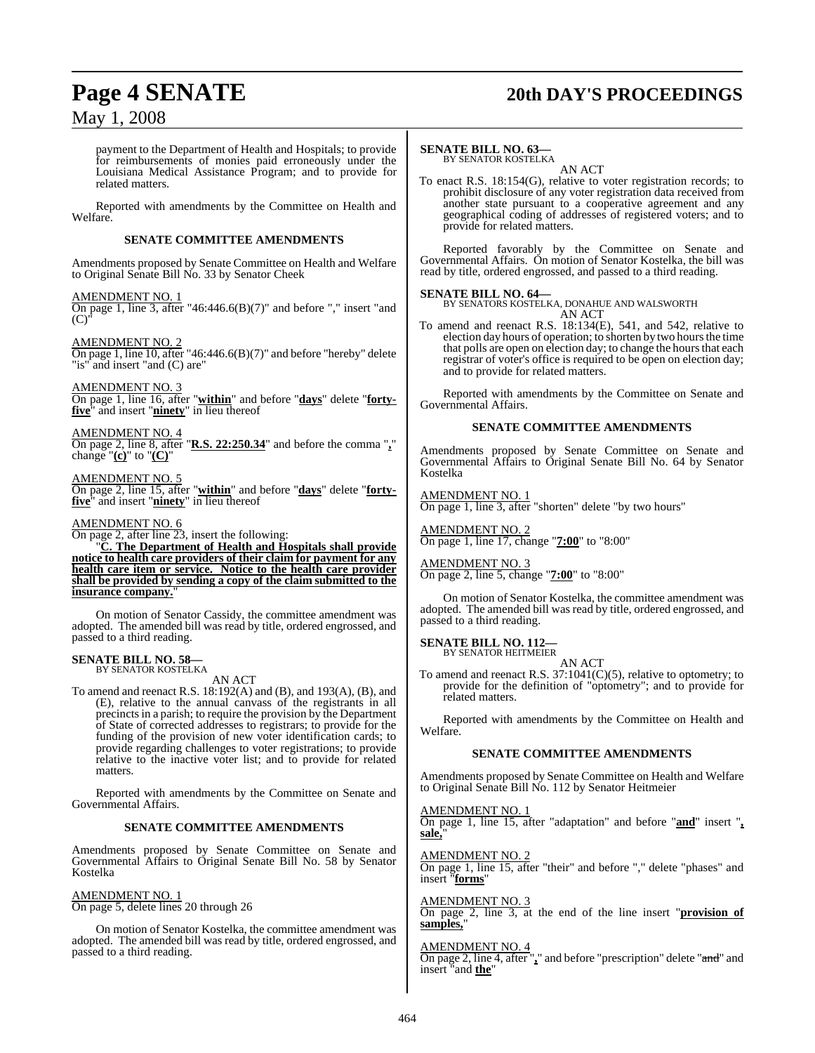payment to the Department of Health and Hospitals; to provide for reimbursements of monies paid erroneously under the Louisiana Medical Assistance Program; and to provide for related matters.

Reported with amendments by the Committee on Health and Welfare.

### SENATE COMMITTEE AMENDMENTS

Amendments proposed by Senate Committee on Health and Welfare to Original Senate Bill No. 33 by Senator Cheek

AMENDMENT NO. 1
On page 1, line 3, after "46:446.6(B)(7)" and before "," insert "and (C)"

AMENDMENT NO. 2
On page 1, line 10, after "46:446.6(B)(7)" and before "hereby" delete "is" and insert "and (C) are"

AMENDMENT NO. 3
On page 1, line 16, after "**within**" and before "**days**" delete "**forty-five**" and insert "**ninety**" in lieu thereof

AMENDMENT NO. 4
On page 2, line 8, after "**R.S. 22:250.34**" and before the comma "**,**" change "**(c)**" to "**(C)**"

AMENDMENT NO. 5
On page 2, line 15, after "**within**" and before "**days**" delete "**forty-five**" and insert "**ninety**" in lieu thereof

AMENDMENT NO. 6
On page 2, after line 23, insert the following:

"**C. The Department of Health and Hospitals shall provide notice to health care providers of their claim for payment for any health care item or service. Notice to the health care provider shall be provided by sending a copy of the claim submitted to the insurance company.**"

On motion of Senator Cassidy, the committee amendment was adopted. The amended bill was read by title, ordered engrossed, and passed to a third reading.

**SENATE BILL NO. 58—**
BY SENATOR KOSTELKA

AN ACT

To amend and reenact R.S. 18:192(A) and (B), and 193(A), (B), and (E), relative to the annual canvass of the registrants in all precincts in a parish; to require the provision by the Department of State of corrected addresses to registrars; to provide for the funding of the provision of new voter identification cards; to provide regarding challenges to voter registrations; to provide relative to the inactive voter list; and to provide for related matters.

Reported with amendments by the Committee on Senate and Governmental Affairs.

### SENATE COMMITTEE AMENDMENTS

Amendments proposed by Senate Committee on Senate and Governmental Affairs to Original Senate Bill No. 58 by Senator Kostelka

AMENDMENT NO. 1
On page 5, delete lines 20 through 26

On motion of Senator Kostelka, the committee amendment was adopted. The amended bill was read by title, ordered engrossed, and passed to a third reading.

**SENATE BILL NO. 63—**
BY SENATOR KOSTELKA

AN ACT

To enact R.S. 18:154(G), relative to voter registration records; to prohibit disclosure of any voter registration data received from another state pursuant to a cooperative agreement and any geographical coding of addresses of registered voters; and to provide for related matters.

Reported favorably by the Committee on Senate and Governmental Affairs. On motion of Senator Kostelka, the bill was read by title, ordered engrossed, and passed to a third reading.

**SENATE BILL NO. 64—**
BY SENATORS KOSTELKA, DONAHUE AND WALSWORTH

AN ACT

To amend and reenact R.S. 18:134(E), 541, and 542, relative to election day hours of operation; to shorten by two hours the time that polls are open on election day; to change the hours that each registrar of voter's office is required to be open on election day; and to provide for related matters.

Reported with amendments by the Committee on Senate and Governmental Affairs.

### SENATE COMMITTEE AMENDMENTS

Amendments proposed by Senate Committee on Senate and Governmental Affairs to Original Senate Bill No. 64 by Senator Kostelka

AMENDMENT NO. 1
On page 1, line 3, after "shorten" delete "by two hours"

AMENDMENT NO. 2
On page 1, line 17, change "**7:00**" to "8:00"

AMENDMENT NO. 3
On page 2, line 5, change "**7:00**" to "8:00"

On motion of Senator Kostelka, the committee amendment was adopted. The amended bill was read by title, ordered engrossed, and passed to a third reading.

**SENATE BILL NO. 112—**
BY SENATOR HEITMEIER

AN ACT

To amend and reenact R.S. 37:1041(C)(5), relative to optometry; to provide for the definition of "optometry"; and to provide for related matters.

Reported with amendments by the Committee on Health and Welfare.

### SENATE COMMITTEE AMENDMENTS

Amendments proposed by Senate Committee on Health and Welfare to Original Senate Bill No. 112 by Senator Heitmeier

AMENDMENT NO. 1
On page 1, line 15, after "adaptation" and before "**and**" insert "**, sale,**"

AMENDMENT NO. 2
On page 1, line 15, after "their" and before "," delete "phases" and insert "**forms**"

AMENDMENT NO. 3
On page 2, line 3, at the end of the line insert "**provision of samples,**"

AMENDMENT NO. 4
On page 2, line 4, after "**,**" and before "prescription" delete "~~and~~" and insert "and **the**"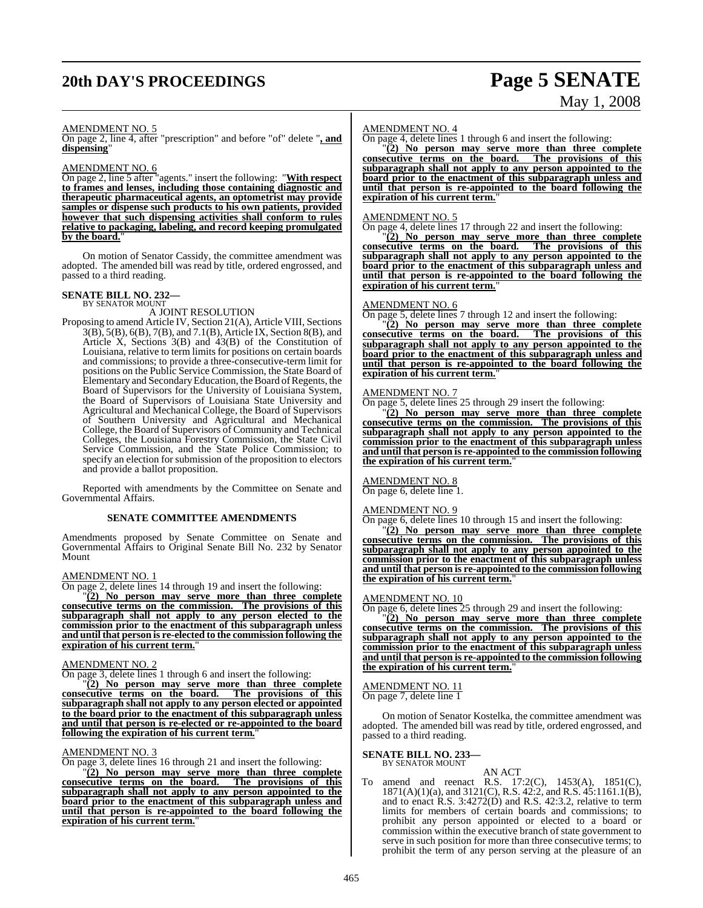AMENDMENT NO. 5

On page 2, line 4, after "prescription" and before "of" delete "**, and dispensing**"

AMENDMENT NO. 6

On page 2, line 5 after "agents." insert the following: "**With respect to frames and lenses, including those containing diagnostic and therapeutic pharmaceutical agents, an optometrist may provide samples or dispense such products to his own patients, provided however that such dispensing activities shall conform to rules relative to packaging, labeling, and record keeping promulgated by the board.**"

On motion of Senator Cassidy, the committee amendment was adopted. The amended bill was read by title, ordered engrossed, and passed to a third reading.

**SENATE BILL NO. 232—**
BY SENATOR MOUNT

A JOINT RESOLUTION

Proposing to amend Article IV, Section 21(A), Article VIII, Sections 3(B), 5(B), 6(B), 7(B), and 7.1(B), Article IX, Section 8(B), and Article X, Sections 3(B) and 43(B) of the Constitution of Louisiana, relative to term limits for positions on certain boards and commissions; to provide a three-consecutive-term limit for positions on the Public Service Commission, the State Board of Elementary and Secondary Education, the Board of Regents, the Board of Supervisors for the University of Louisiana System, the Board of Supervisors of Louisiana State University and Agricultural and Mechanical College, the Board of Supervisors of Southern University and Agricultural and Mechanical College, the Board of Supervisors of Community and Technical Colleges, the Louisiana Forestry Commission, the State Civil Service Commission, and the State Police Commission; to specify an election for submission of the proposition to electors and provide a ballot proposition.

Reported with amendments by the Committee on Senate and Governmental Affairs.

**SENATE COMMITTEE AMENDMENTS**

Amendments proposed by Senate Committee on Senate and Governmental Affairs to Original Senate Bill No. 232 by Senator Mount

AMENDMENT NO. 1

On page 2, delete lines 14 through 19 and insert the following:

"**(2) No person may serve more than three complete consecutive terms on the commission. The provisions of this subparagraph shall not apply to any person elected to the commission prior to the enactment of this subparagraph unless and until that person is re-elected to the commission following the expiration of his current term.**"

AMENDMENT NO. 2

On page 3, delete lines 1 through 6 and insert the following:

"**(2) No person may serve more than three complete consecutive terms on the board. The provisions of this subparagraph shall not apply to any person elected or appointed to the board prior to the enactment of this subparagraph unless and until that person is re-elected or re-appointed to the board following the expiration of his current term.**"

AMENDMENT NO. 3

On page 3, delete lines 16 through 21 and insert the following:

"**(2) No person may serve more than three complete consecutive terms on the board. The provisions of this subparagraph shall not apply to any person appointed to the board prior to the enactment of this subparagraph unless and until that person is re-appointed to the board following the expiration of his current term.**"

AMENDMENT NO. 4

On page 4, delete lines 1 through 6 and insert the following:

"**(2) No person may serve more than three complete consecutive terms on the board. The provisions of this subparagraph shall not apply to any person appointed to the board prior to the enactment of this subparagraph unless and until that person is re-appointed to the board following the expiration of his current term.**"

AMENDMENT NO. 5

On page 4, delete lines 17 through 22 and insert the following:

"**(2) No person may serve more than three complete consecutive terms on the board. The provisions of this subparagraph shall not apply to any person appointed to the board prior to the enactment of this subparagraph unless and until that person is re-appointed to the board following the expiration of his current term.**"

AMENDMENT NO. 6

On page 5, delete lines 7 through 12 and insert the following:

"**(2) No person may serve more than three complete consecutive terms on the board. The provisions of this subparagraph shall not apply to any person appointed to the board prior to the enactment of this subparagraph unless and until that person is re-appointed to the board following the expiration of his current term.**"

AMENDMENT NO. 7

On page 5, delete lines 25 through 29 insert the following:

"**(2) No person may serve more than three complete consecutive terms on the commission. The provisions of this subparagraph shall not apply to any person appointed to the commission prior to the enactment of this subparagraph unless and until that person is re-appointed to the commission following the expiration of his current term.**"

AMENDMENT NO. 8

On page 6, delete line 1.

AMENDMENT NO. 9

On page 6, delete lines 10 through 15 and insert the following:

"**(2) No person may serve more than three complete consecutive terms on the commission. The provisions of this subparagraph shall not apply to any person appointed to the commission prior to the enactment of this subparagraph unless and until that person is re-appointed to the commission following the expiration of his current term.**"

AMENDMENT NO. 10

On page 6, delete lines 25 through 29 and insert the following:

"**(2) No person may serve more than three complete consecutive terms on the commission. The provisions of this subparagraph shall not apply to any person appointed to the commission prior to the enactment of this subparagraph unless and until that person is re-appointed to the commission following the expiration of his current term.**"

AMENDMENT NO. 11

On page 7, delete line 1

On motion of Senator Kostelka, the committee amendment was adopted. The amended bill was read by title, ordered engrossed, and passed to a third reading.

**SENATE BILL NO. 233—**
BY SENATOR MOUNT

AN ACT

To amend and reenact R.S. 17:2(C), 1453(A), 1851(C), 1871(A)(1)(a), and 3121(C), R.S. 42:2, and R.S. 45:1161.1(B), and to enact R.S. 3:4272(D) and R.S. 42:3.2, relative to term limits for members of certain boards and commissions; to prohibit any person appointed or elected to a board or commission within the executive branch of state government to serve in such position for more than three consecutive terms; to prohibit the term of any person serving at the pleasure of an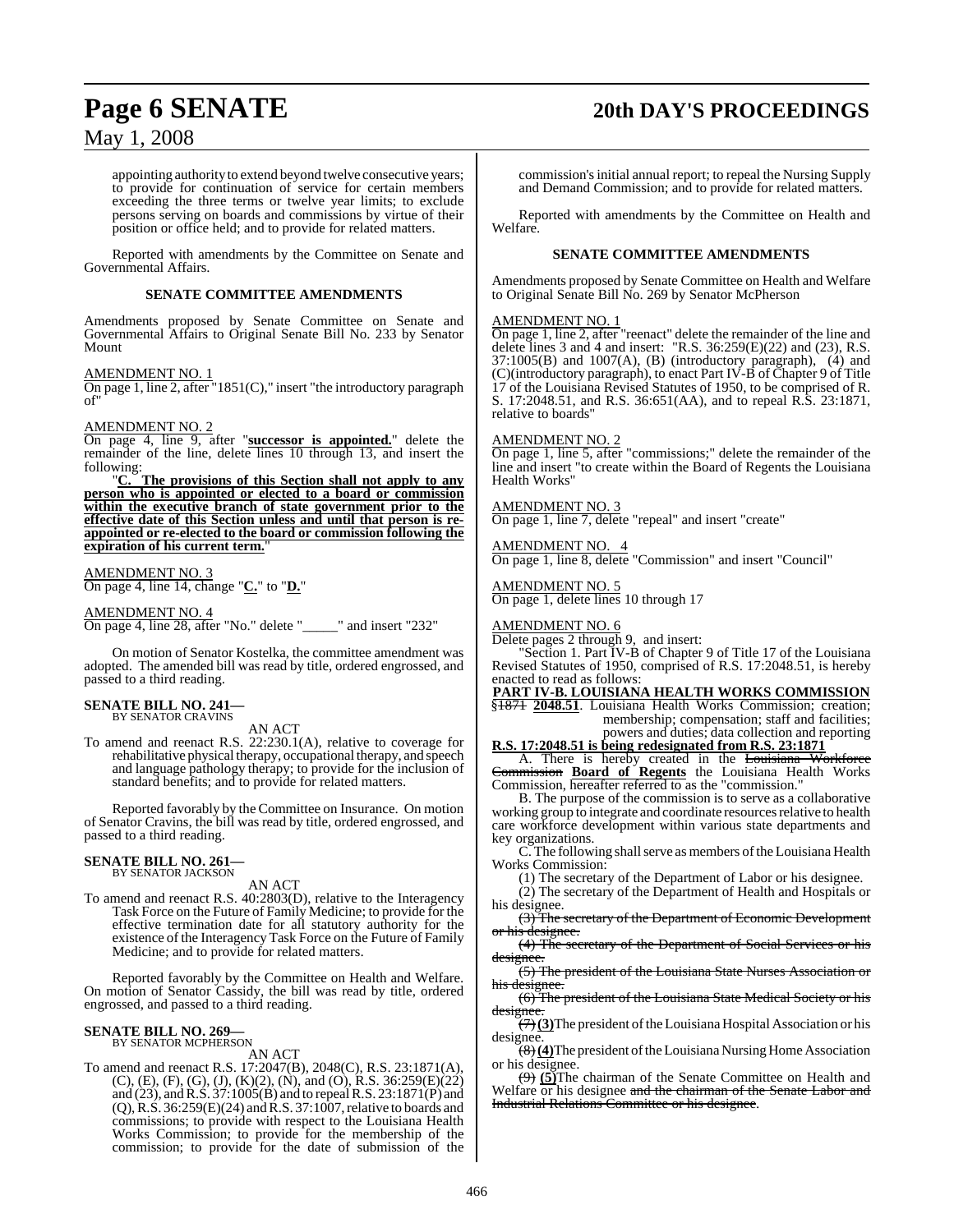appointing authority to extend beyond twelve consecutive years; to provide for continuation of service for certain members exceeding the three terms or twelve year limits; to exclude persons serving on boards and commissions by virtue of their position or office held; and to provide for related matters.

Reported with amendments by the Committee on Senate and Governmental Affairs.

**SENATE COMMITTEE AMENDMENTS**

Amendments proposed by Senate Committee on Senate and Governmental Affairs to Original Senate Bill No. 233 by Senator Mount

AMENDMENT NO. 1
On page 1, line 2, after "1851(C)," insert "the introductory paragraph of"

AMENDMENT NO. 2
On page 4, line 9, after "**successor is appointed.**" delete the remainder of the line, delete lines 10 through 13, and insert the following:

"**C. The provisions of this Section shall not apply to any person who is appointed or elected to a board or commission within the executive branch of state government prior to the effective date of this Section unless and until that person is re-appointed or re-elected to the board or commission following the expiration of his current term.**"

AMENDMENT NO. 3
On page 4, line 14, change "**C.**" to "**D.**"

AMENDMENT NO. 4
On page 4, line 28, after "No." delete "_____" and insert "232"

On motion of Senator Kostelka, the committee amendment was adopted. The amended bill was read by title, ordered engrossed, and passed to a third reading.

**SENATE BILL NO. 241—**
BY SENATOR CRAVINS

AN ACT

To amend and reenact R.S. 22:230.1(A), relative to coverage for rehabilitative physical therapy, occupational therapy, and speech and language pathology therapy; to provide for the inclusion of standard benefits; and to provide for related matters.

Reported favorably by the Committee on Insurance. On motion of Senator Cravins, the bill was read by title, ordered engrossed, and passed to a third reading.

**SENATE BILL NO. 261—**
BY SENATOR JACKSON

AN ACT

To amend and reenact R.S. 40:2803(D), relative to the Interagency Task Force on the Future of Family Medicine; to provide for the effective termination date for all statutory authority for the existence of the Interagency Task Force on the Future of Family Medicine; and to provide for related matters.

Reported favorably by the Committee on Health and Welfare. On motion of Senator Cassidy, the bill was read by title, ordered engrossed, and passed to a third reading.

**SENATE BILL NO. 269—**
BY SENATOR MCPHERSON

AN ACT

To amend and reenact R.S. 17:2047(B), 2048(C), R.S. 23:1871(A), (C), (E), (F), (G), (J), (K)(2), (N), and (O), R.S. 36:259(E)(22) and (23), and R.S. 37:1005(B) and to repeal R.S. 23:1871(P) and (Q), R.S. 36:259(E)(24) and R.S. 37:1007, relative to boards and commissions; to provide with respect to the Louisiana Health Works Commission; to provide for the membership of the commission; to provide for the date of submission of the commission's initial annual report; to repeal the Nursing Supply and Demand Commission; and to provide for related matters.

Reported with amendments by the Committee on Health and Welfare.

**SENATE COMMITTEE AMENDMENTS**

Amendments proposed by Senate Committee on Health and Welfare to Original Senate Bill No. 269 by Senator McPherson

AMENDMENT NO. 1
On page 1, line 2, after "reenact" delete the remainder of the line and delete lines 3 and 4 and insert: "R.S. 36:259(E)(22) and (23), R.S. 37:1005(B) and 1007(A), (B) (introductory paragraph), (4) and (C)(introductory paragraph), to enact Part IV-B of Chapter 9 of Title 17 of the Louisiana Revised Statutes of 1950, to be comprised of R. S. 17:2048.51, and R.S. 36:651(AA), and to repeal R.S. 23:1871, relative to boards"

AMENDMENT NO. 2
On page 1, line 5, after "commissions;" delete the remainder of the line and insert "to create within the Board of Regents the Louisiana Health Works"

AMENDMENT NO. 3
On page 1, line 7, delete "repeal" and insert "create"

AMENDMENT NO. 4
On page 1, line 8, delete "Commission" and insert "Council"

AMENDMENT NO. 5
On page 1, delete lines 10 through 17

AMENDMENT NO. 6
Delete pages 2 through 9, and insert:

"Section 1. Part IV-B of Chapter 9 of Title 17 of the Louisiana Revised Statutes of 1950, comprised of R.S. 17:2048.51, is hereby enacted to read as follows:

**PART IV-B. LOUISIANA HEALTH WORKS COMMISSION**

§~~1871~~ **2048.51**. Louisiana Health Works Commission; creation; membership; compensation; staff and facilities; powers and duties; data collection and reporting

**R.S. 17:2048.51 is being redesignated from R.S. 23:1871**

A. There is hereby created in the ~~Louisiana Workforce Commission~~ **Board of Regents** the Louisiana Health Works Commission, hereafter referred to as the "commission."

B. The purpose of the commission is to serve as a collaborative working group to integrate and coordinate resources relative to health care workforce development within various state departments and key organizations.

C. The following shall serve as members of the Louisiana Health Works Commission:

(1) The secretary of the Department of Labor or his designee.

(2) The secretary of the Department of Health and Hospitals or his designee.

~~(3) The secretary of the Department of Economic Development or his designee.~~

~~(4) The secretary of the Department of Social Services or his designee.~~

~~(5) The president of the Louisiana State Nurses Association or his designee.~~

~~(6) The president of the Louisiana State Medical Society or his designee.~~

~~(7)~~ **(3)** The president of the Louisiana Hospital Association or his designee.

~~(8)~~ **(4)** The president of the Louisiana Nursing Home Association or his designee.

~~(9)~~ **(5)** The chairman of the Senate Committee on Health and Welfare or his designee ~~and the chairman of the Senate Labor and Industrial Relations Committee or his designee~~.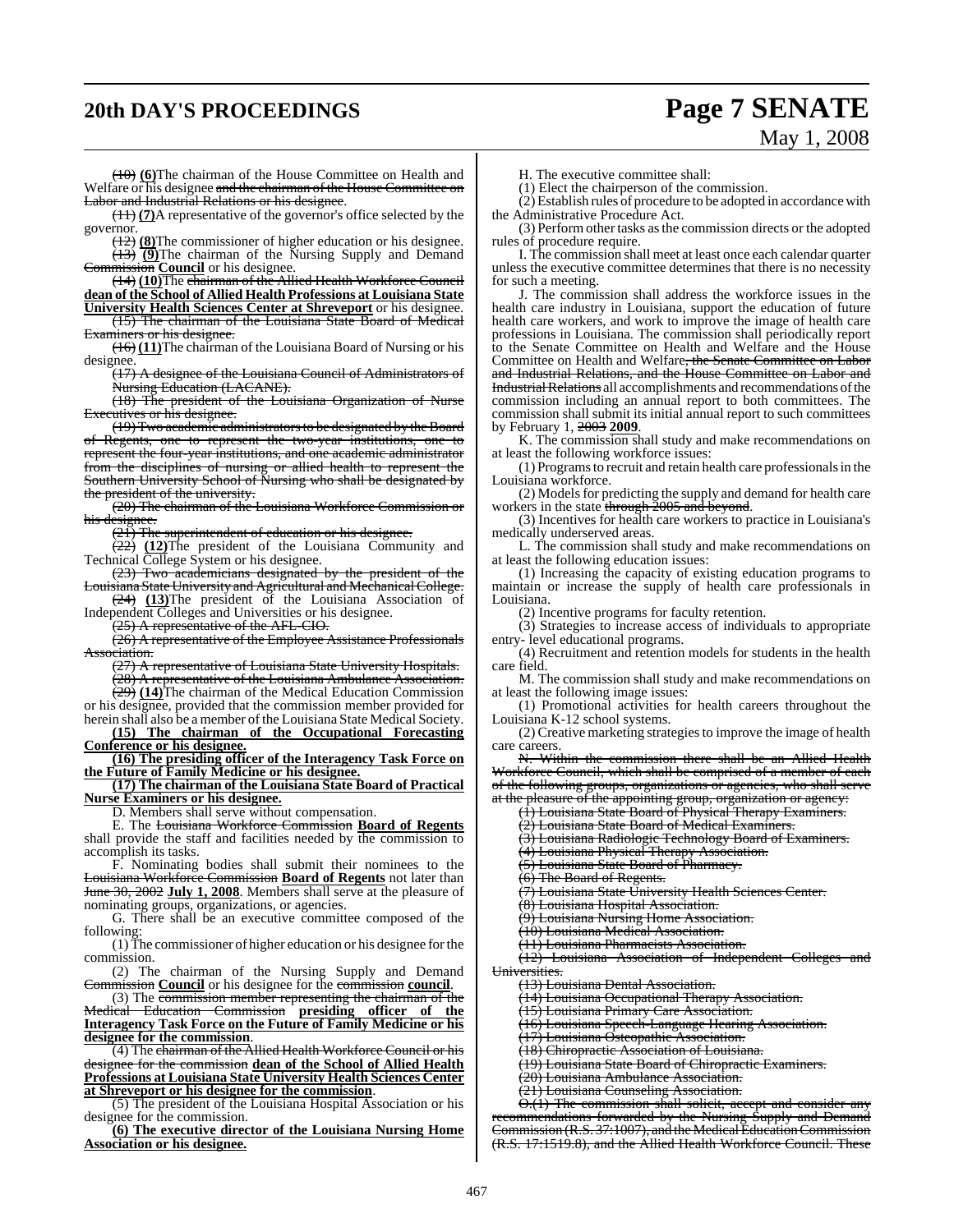~~(10)~~ **(6)**The chairman of the House Committee on Health and Welfare or his designee ~~and the chairman of the House Committee on Labor and Industrial Relations or his designee~~.

~~(11)~~ **(7)**A representative of the governor's office selected by the governor.

~~(12)~~ **(8)**The commissioner of higher education or his designee.

~~(13)~~ **(9)**The chairman of the Nursing Supply and Demand ~~Commission~~ **Council** or his designee.

~~(14)~~ **(10)**The ~~chairman of the Allied Health Workforce Council~~ **dean of the School of Allied Health Professions at Louisiana State University Health Sciences Center at Shreveport** or his designee.

~~(15) The chairman of the Louisiana State Board of Medical Examiners or his designee.~~

~~(16)~~ **(11)**The chairman of the Louisiana Board of Nursing or his designee.

~~(17) A designee of the Louisiana Council of Administrators of Nursing Education (LACANE).~~

~~(18) The president of the Louisiana Organization of Nurse Executives or his designee.~~

~~(19) Two academic administrators to be designated by the Board of Regents, one to represent the two-year institutions, one to represent the four-year institutions, and one academic administrator from the disciplines of nursing or allied health to represent the Southern University School of Nursing who shall be designated by the president of the university.~~

~~(20) The chairman of the Louisiana Workforce Commission or his designee.~~

~~(21) The superintendent of education or his designee.~~

~~(22)~~ **(12)**The president of the Louisiana Community and Technical College System or his designee.

~~(23) Two academicians designated by the president of the Louisiana State University and Agricultural and Mechanical College.~~

~~(24)~~ **(13)**The president of the Louisiana Association of Independent Colleges and Universities or his designee.

~~(25) A representative of the AFL-CIO.~~

~~(26) A representative of the Employee Assistance Professionals Association.~~

~~(27) A representative of Louisiana State University Hospitals.~~

~~(28) A representative of the Louisiana Ambulance Association.~~

~~(29)~~ **(14)**The chairman of the Medical Education Commission or his designee, provided that the commission member provided for herein shall also be a member of the Louisiana State Medical Society.

**(15) The chairman of the Occupational Forecasting Conference or his designee.**

**(16) The presiding officer of the Interagency Task Force on the Future of Family Medicine or his designee.**

**(17) The chairman of the Louisiana State Board of Practical Nurse Examiners or his designee.**

D. Members shall serve without compensation.

E. The ~~Louisiana Workforce Commission~~ **Board of Regents** shall provide the staff and facilities needed by the commission to accomplish its tasks.

F. Nominating bodies shall submit their nominees to the ~~Louisiana Workforce Commission~~ **Board of Regents** not later than ~~June 30, 2002~~ **July 1, 2008**. Members shall serve at the pleasure of nominating groups, organizations, or agencies.

G. There shall be an executive committee composed of the following:

(1) The commissioner of higher education or his designee for the commission.

(2) The chairman of the Nursing Supply and Demand ~~Commission~~ **Council** or his designee for the ~~commission~~ **council**.

(3) The ~~commission member representing the chairman of the Medical Education Commission~~ **presiding officer of the Interagency Task Force on the Future of Family Medicine or his designee for the commission**.

(4) The ~~chairman of the Allied Health Workforce Council or his designee for the commission~~ **dean of the School of Allied Health Professions at Louisiana State University Health Sciences Center at Shreveport or his designee for the commission**.

(5) The president of the Louisiana Hospital Association or his designee for the commission.

**(6) The executive director of the Louisiana Nursing Home Association or his designee.**

H. The executive committee shall:

(1) Elect the chairperson of the commission.

(2) Establish rules of procedure to be adopted in accordance with the Administrative Procedure Act.

(3) Perform other tasks as the commission directs or the adopted rules of procedure require.

I. The commission shall meet at least once each calendar quarter unless the executive committee determines that there is no necessity for such a meeting.

J. The commission shall address the workforce issues in the health care industry in Louisiana, support the education of future health care workers, and work to improve the image of health care professions in Louisiana. The commission shall periodically report to the Senate Committee on Health and Welfare and the House Committee on Health and Welfare~~, the Senate Committee on Labor and Industrial Relations, and the House Committee on Labor and Industrial Relations~~ all accomplishments and recommendations of the commission including an annual report to both committees. The commission shall submit its initial annual report to such committees by February 1, ~~2003~~ **2009**.

K. The commission shall study and make recommendations on at least the following workforce issues:

(1) Programs to recruit and retain health care professionals in the Louisiana workforce.

(2) Models for predicting the supply and demand for health care workers in the state ~~through 2005 and beyond~~.

(3) Incentives for health care workers to practice in Louisiana's medically underserved areas.

L. The commission shall study and make recommendations on at least the following education issues:

(1) Increasing the capacity of existing education programs to maintain or increase the supply of health care professionals in Louisiana.

(2) Incentive programs for faculty retention.

(3) Strategies to increase access of individuals to appropriate entry- level educational programs.

(4) Recruitment and retention models for students in the health care field.

M. The commission shall study and make recommendations on at least the following image issues:

(1) Promotional activities for health careers throughout the Louisiana K-12 school systems.

(2) Creative marketing strategies to improve the image of health care careers.

~~N. Within the commission there shall be an Allied Health Workforce Council, which shall be comprised of a member of each of the following groups, organizations or agencies, who shall serve at the pleasure of the appointing group, organization or agency:~~

~~(1) Louisiana State Board of Physical Therapy Examiners.~~

~~(2) Louisiana State Board of Medical Examiners.~~

~~(3) Louisiana Radiologic Technology Board of Examiners.~~

~~(4) Louisiana Physical Therapy Association.~~

~~(5) Louisiana State Board of Pharmacy.~~

~~(6) The Board of Regents.~~

~~(7) Louisiana State University Health Sciences Center.~~

~~(8) Louisiana Hospital Association.~~

~~(9) Louisiana Nursing Home Association.~~

~~(10) Louisiana Medical Association.~~

~~(11) Louisiana Pharmacists Association.~~

~~(12) Louisiana Association of Independent Colleges and Universities.~~

~~(13) Louisiana Dental Association.~~

~~(14) Louisiana Occupational Therapy Association.~~

~~(15) Louisiana Primary Care Association.~~

~~(16) Louisiana Speech-Language Hearing Association.~~

~~(17) Louisiana Osteopathic Association.~~

~~(18) Chiropractic Association of Louisiana.~~

~~(19) Louisiana State Board of Chiropractic Examiners.~~

~~(20) Louisiana Ambulance Association.~~

~~(21) Louisiana Counseling Association.~~

~~O.(1) The commission shall solicit, accept and consider any recommendations forwarded by the Nursing Supply and Demand Commission (R.S. 37:1007), and the Medical Education Commission (R.S. 17:1519.8), and the Allied Health Workforce Council. These~~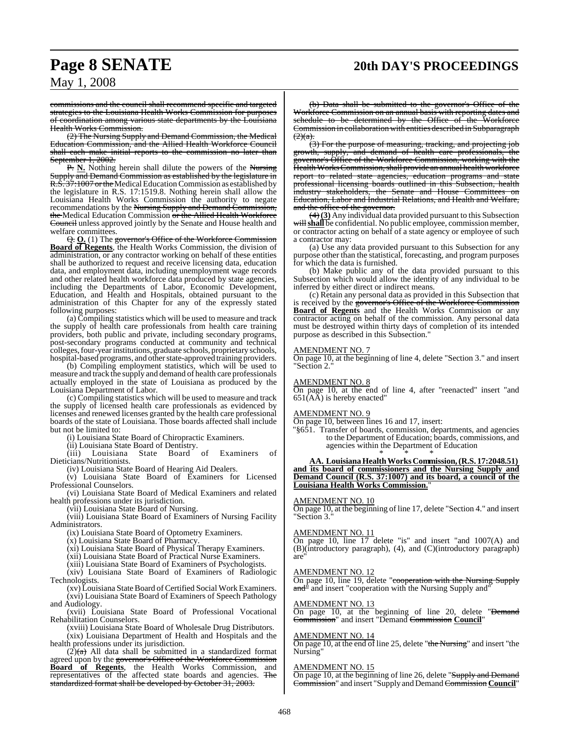commissions and the council shall recommend specific and targeted strategies to the Louisiana Health Works Commission for purposes of coordination among various state departments by the Louisiana Health Works Commission.

(2) The Nursing Supply and Demand Commission, the Medical Education Commission, and the Allied Health Workforce Council shall each make initial reports to the commission no later than September 1, 2002.

P. **N.** Nothing herein shall dilute the powers of the Nursing Supply and Demand Commission as established by the legislature in R.S. 37:1007 or the Medical Education Commission as established by the legislature in R.S. 17:1519.8. Nothing herein shall allow the Louisiana Health Works Commission the authority to negate recommendations by the Nursing Supply and Demand Commission, the Medical Education Commission or the Allied Health Workforce Council unless approved jointly by the Senate and House health and welfare committees.

Q. **O.** (1) The governor's Office of the Workforce Commission **Board of Regents**, the Health Works Commission, the division of administration, or any contractor working on behalf of these entities shall be authorized to request and receive licensing data, education data, and employment data, including unemployment wage records and other related health workforce data produced by state agencies, including the Departments of Labor, Economic Development, Education, and Health and Hospitals, obtained pursuant to the administration of this Chapter for any of the expressly stated following purposes:

(a) Compiling statistics which will be used to measure and track the supply of health care professionals from health care training providers, both public and private, including secondary programs, post-secondary programs conducted at community and technical colleges, four-year institutions, graduate schools, proprietary schools, hospital-based programs, and other state-approved training providers.

(b) Compiling employment statistics, which will be used to measure and track the supply and demand of health care professionals actually employed in the state of Louisiana as produced by the Louisiana Department of Labor.

(c) Compiling statistics which will be used to measure and track the supply of licensed health care professionals as evidenced by licenses and renewed licenses granted by the health care professional boards of the state of Louisiana. Those boards affected shall include but not be limited to:

(i) Louisiana State Board of Chiropractic Examiners.

(ii) Louisiana State Board of Dentistry.

(iii) Louisiana State Board of Examiners of Dieticians/Nutritionists.

(iv) Louisiana State Board of Hearing Aid Dealers.

(v) Louisiana State Board of Examiners for Licensed Professional Counselors.

(vi) Louisiana State Board of Medical Examiners and related health professions under its jurisdiction.

(vii) Louisiana State Board of Nursing.

(viii) Louisiana State Board of Examiners of Nursing Facility Administrators.

(ix) Louisiana State Board of Optometry Examiners.

(x) Louisiana State Board of Pharmacy.

(xi) Louisiana State Board of Physical Therapy Examiners.

(xii) Louisiana State Board of Practical Nurse Examiners.

(xiii) Louisiana State Board of Examiners of Psychologists.

(xiv) Louisiana State Board of Examiners of Radiologic Technologists.

(xv) Louisiana State Board of Certified Social Work Examiners.

(xvi) Louisiana State Board of Examiners of Speech Pathology and Audiology.

(xvii) Louisiana State Board of Professional Vocational Rehabilitation Counselors.

(xviii) Louisiana State Board of Wholesale Drug Distributors.

(xix) Louisiana Department of Health and Hospitals and the health professions under its jurisdiction.

(2)(a) All data shall be submitted in a standardized format agreed upon by the governor's Office of the Workforce Commission **Board of Regents**, the Health Works Commission, and representatives of the affected state boards and agencies. The standardized format shall be developed by October 31, 2003.

(b) Data shall be submitted to the governor's Office of the Workforce Commission on an annual basis with reporting dates and schedule to be determined by the Office of the Workforce Commission in collaboration with entities described in Subparagraph (2)(a).

(3) For the purpose of measuring, tracking, and projecting job growth, supply, and demand of health care professionals, the governor's Office of the Workforce Commission, working with the Health Works Commission, shall provide an annual health workforce report to related state agencies, education programs and state professional licensing boards outlined in this Subsection, health industry stakeholders, the Senate and House Committees on Education, Labor and Industrial Relations, and Health and Welfare, and the office of the governor.

(4) **(3)** Any individual data provided pursuant to this Subsection will **shall** be confidential. No public employee, commission member, or contractor acting on behalf of a state agency or employee of such a contractor may:

(a) Use any data provided pursuant to this Subsection for any purpose other than the statistical, forecasting, and program purposes for which the data is furnished.

(b) Make public any of the data provided pursuant to this Subsection which would allow the identity of any individual to be inferred by either direct or indirect means.

(c) Retain any personal data as provided in this Subsection that is received by the governor's Office of the Workforce Commission **Board of Regents** and the Health Works Commission or any contractor acting on behalf of the commission. Any personal data must be destroyed within thirty days of completion of its intended purpose as described in this Subsection."

AMENDMENT NO. 7

On page 10, at the beginning of line 4, delete "Section 3." and insert "Section 2."

AMENDMENT NO. 8

On page 10, at the end of line 4, after "reenacted" insert "and 651(AA) is hereby enacted"

AMENDMENT NO. 9

On page 10, between lines 16 and 17, insert:

"§651. Transfer of boards, commission, departments, and agencies to the Department of Education; boards, commissions, and agencies within the Department of Education

\* \* \*

**AA. Louisiana Health Works Commission, (R.S. 17:2048.51) and its board of commissioners and the Nursing Supply and Demand Council (R.S. 37:1007) and its board, a council of the Louisiana Health Works Commission.**"

AMENDMENT NO. 10

On page 10, at the beginning of line 17, delete "Section 4." and insert "Section 3."

AMENDMENT NO. 11

On page 10, line 17 delete "is" and insert "and 1007(A) and (B)(introductory paragraph), (4), and (C)(introductory paragraph) are"

AMENDMENT NO. 12

On page 10, line 19, delete "cooperation with the Nursing Supply and" and insert "cooperation with the Nursing Supply and"

AMENDMENT NO. 13

On page 10, at the beginning of line 20, delete "Demand Commission" and insert "Demand Commission **Council**"

AMENDMENT NO. 14

On page 10, at the end of line 25, delete "the Nursing" and insert "the Nursing"

AMENDMENT NO. 15

On page 10, at the beginning of line 26, delete "Supply and Demand Commission" and insert "Supply and Demand Commission **Council**"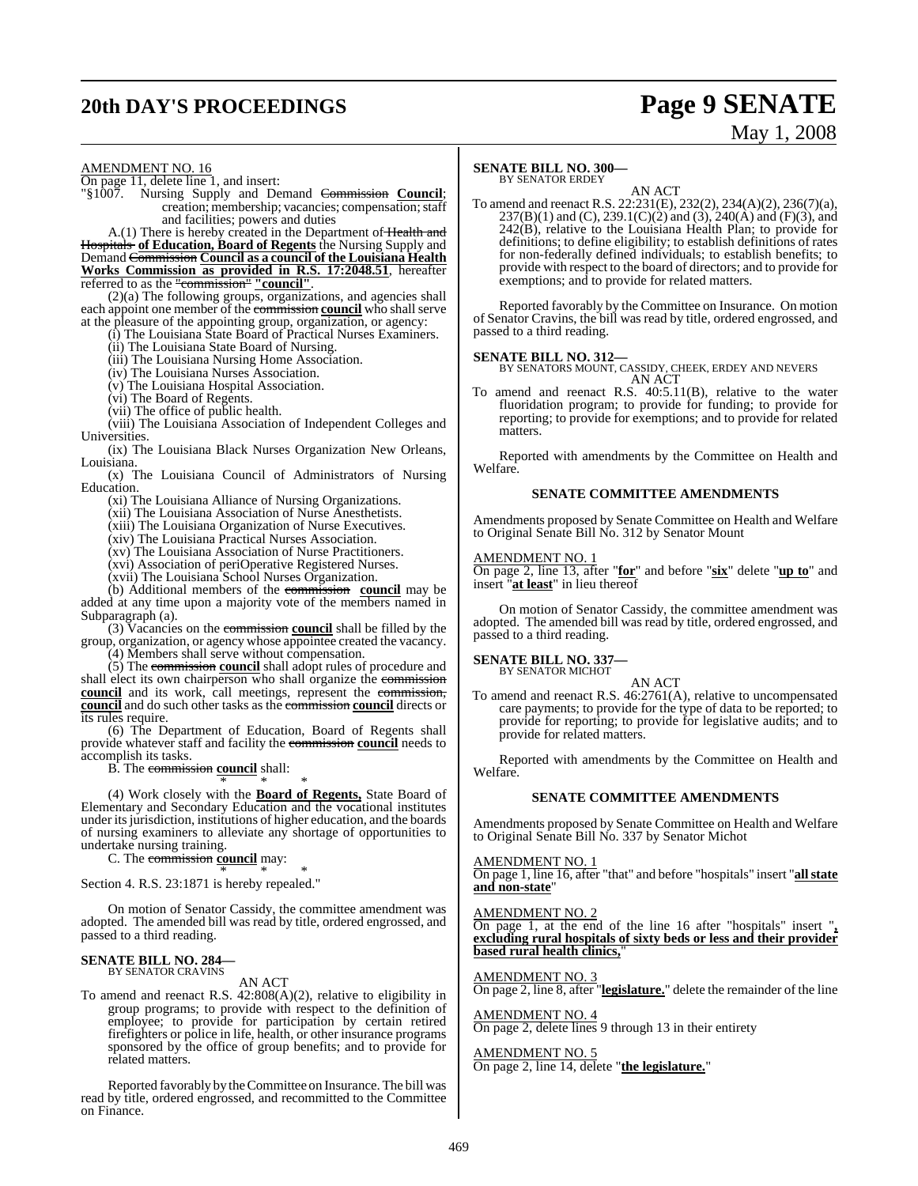AMENDMENT NO. 16

On page 11, delete line 1, and insert:

"§1007. Nursing Supply and Demand ~~Commission~~ **Council**; creation; membership; vacancies; compensation; staff and facilities; powers and duties

A.(1) There is hereby created in the Department of ~~Health and Hospitals~~ **of Education, Board of Regents** the Nursing Supply and Demand ~~Commission~~ **Council as a council of the Louisiana Health Works Commission as provided in R.S. 17:2048.51**, hereafter referred to as the ~~"commission"~~ **"council"**.

(2)(a) The following groups, organizations, and agencies shall each appoint one member of the ~~commission~~ **council** who shall serve at the pleasure of the appointing group, organization, or agency:

(i) The Louisiana State Board of Practical Nurses Examiners.

(ii) The Louisiana State Board of Nursing.

(iii) The Louisiana Nursing Home Association.

(iv) The Louisiana Nurses Association.

(v) The Louisiana Hospital Association.

(vi) The Board of Regents.

(vii) The office of public health.

(viii) The Louisiana Association of Independent Colleges and Universities.

(ix) The Louisiana Black Nurses Organization New Orleans, Louisiana.

(x) The Louisiana Council of Administrators of Nursing Education.

(xi) The Louisiana Alliance of Nursing Organizations.

(xii) The Louisiana Association of Nurse Anesthetists.

(xiii) The Louisiana Organization of Nurse Executives.

(xiv) The Louisiana Practical Nurses Association.

(xv) The Louisiana Association of Nurse Practitioners.

(xvi) Association of periOperative Registered Nurses.

(xvii) The Louisiana School Nurses Organization.

(b) Additional members of the ~~commission~~ **council** may be added at any time upon a majority vote of the members named in Subparagraph (a).

(3) Vacancies on the ~~commission~~ **council** shall be filled by the group, organization, or agency whose appointee created the vacancy.

(4) Members shall serve without compensation.

(5) The ~~commission~~ **council** shall adopt rules of procedure and shall elect its own chairperson who shall organize the ~~commission~~ **council** and its work, call meetings, represent the ~~commission,~~ **council** and do such other tasks as the ~~commission~~ **council** directs or its rules require.

(6) The Department of Education, Board of Regents shall provide whatever staff and facility the ~~commission~~ **council** needs to accomplish its tasks.

B. The ~~commission~~ **council** shall:

\* \* \*

(4) Work closely with the **Board of Regents,** State Board of Elementary and Secondary Education and the vocational institutes under its jurisdiction, institutions of higher education, and the boards of nursing examiners to alleviate any shortage of opportunities to undertake nursing training.

C. The ~~commission~~ **council** may:

\* \* \*

Section 4. R.S. 23:1871 is hereby repealed."

On motion of Senator Cassidy, the committee amendment was adopted. The amended bill was read by title, ordered engrossed, and passed to a third reading.

**SENATE BILL NO. 284—**
BY SENATOR CRAVINS

AN ACT

To amend and reenact R.S. 42:808(A)(2), relative to eligibility in group programs; to provide with respect to the definition of employee; to provide for participation by certain retired firefighters or police in life, health, or other insurance programs sponsored by the office of group benefits; and to provide for related matters.

Reported favorably by the Committee on Insurance. The bill was read by title, ordered engrossed, and recommitted to the Committee on Finance.

**SENATE BILL NO. 300—**
BY SENATOR ERDEY

AN ACT

To amend and reenact R.S. 22:231(E), 232(2), 234(A)(2), 236(7)(a), 237(B)(1) and (C), 239.1(C)(2) and (3), 240(A) and (F)(3), and 242(B), relative to the Louisiana Health Plan; to provide for definitions; to define eligibility; to establish definitions of rates for non-federally defined individuals; to establish benefits; to provide with respect to the board of directors; and to provide for exemptions; and to provide for related matters.

Reported favorably by the Committee on Insurance. On motion of Senator Cravins, the bill was read by title, ordered engrossed, and passed to a third reading.

**SENATE BILL NO. 312—**
BY SENATORS MOUNT, CASSIDY, CHEEK, ERDEY AND NEVERS

AN ACT

To amend and reenact R.S. 40:5.11(B), relative to the water fluoridation program; to provide for funding; to provide for reporting; to provide for exemptions; and to provide for related matters.

Reported with amendments by the Committee on Health and Welfare.

**SENATE COMMITTEE AMENDMENTS**

Amendments proposed by Senate Committee on Health and Welfare to Original Senate Bill No. 312 by Senator Mount

AMENDMENT NO. 1

On page 2, line 13, after "**for**" and before "**six**" delete "**up to**" and insert "**at least**" in lieu thereof

On motion of Senator Cassidy, the committee amendment was adopted. The amended bill was read by title, ordered engrossed, and passed to a third reading.

**SENATE BILL NO. 337—**
BY SENATOR MICHOT

AN ACT

To amend and reenact R.S. 46:2761(A), relative to uncompensated care payments; to provide for the type of data to be reported; to provide for reporting; to provide for legislative audits; and to provide for related matters.

Reported with amendments by the Committee on Health and Welfare.

**SENATE COMMITTEE AMENDMENTS**

Amendments proposed by Senate Committee on Health and Welfare to Original Senate Bill No. 337 by Senator Michot

AMENDMENT NO. 1

On page 1, line 16, after "that" and before "hospitals" insert "**all state and non-state**"

AMENDMENT NO. 2

On page 1, at the end of the line 16 after "hospitals" insert "**, excluding rural hospitals of sixty beds or less and their provider based rural health clinics,**"

AMENDMENT NO. 3

On page 2, line 8, after "**legislature.**" delete the remainder of the line

AMENDMENT NO. 4

On page 2, delete lines 9 through 13 in their entirety

AMENDMENT NO. 5

On page 2, line 14, delete "**the legislature.**"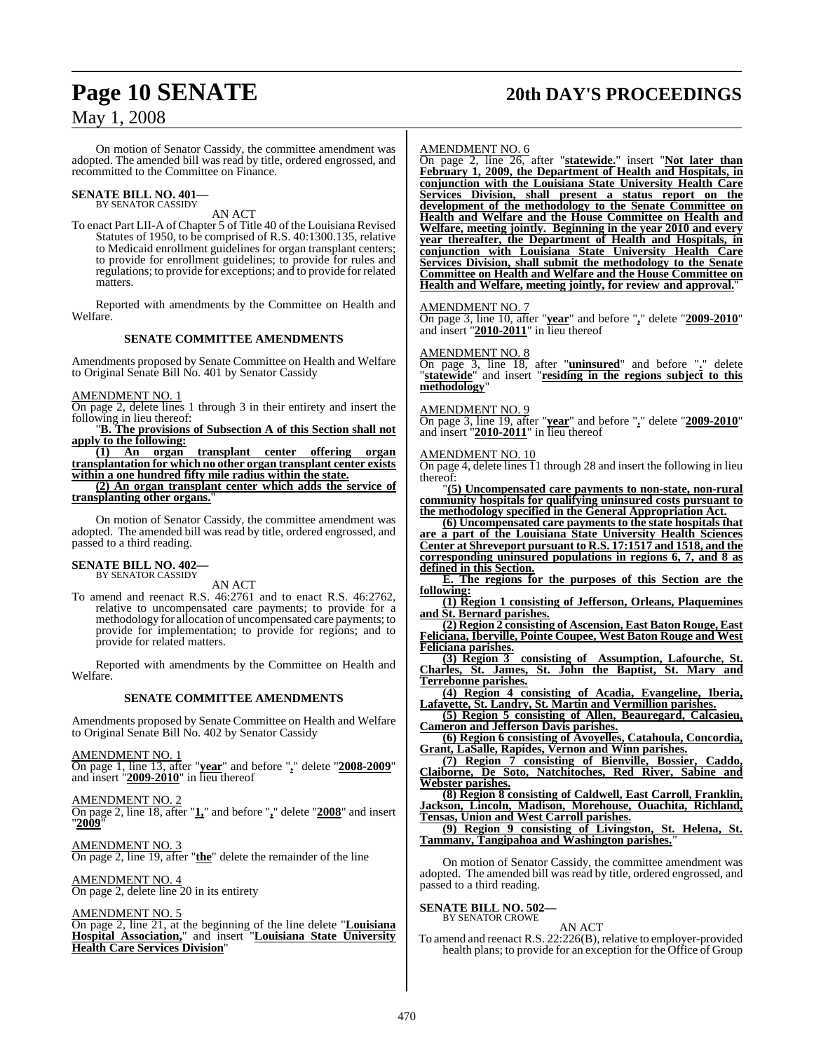On motion of Senator Cassidy, the committee amendment was adopted. The amended bill was read by title, ordered engrossed, and recommitted to the Committee on Finance.

**SENATE BILL NO. 401—**
BY SENATOR CASSIDY

AN ACT

To enact Part LII-A of Chapter 5 of Title 40 of the Louisiana Revised Statutes of 1950, to be comprised of R.S. 40:1300.135, relative to Medicaid enrollment guidelines for organ transplant centers; to provide for enrollment guidelines; to provide for rules and regulations; to provide for exceptions; and to provide for related matters.

Reported with amendments by the Committee on Health and Welfare.

### SENATE COMMITTEE AMENDMENTS

Amendments proposed by Senate Committee on Health and Welfare to Original Senate Bill No. 401 by Senator Cassidy

AMENDMENT NO. 1
On page 2, delete lines 1 through 3 in their entirety and insert the following in lieu thereof:

"**B. The provisions of Subsection A of this Section shall not apply to the following:**

**(1) An organ transplant center offering organ transplantation for which no other organ transplant center exists within a one hundred fifty mile radius within the state.**

**(2) An organ transplant center which adds the service of transplanting other organs.**"

On motion of Senator Cassidy, the committee amendment was adopted. The amended bill was read by title, ordered engrossed, and passed to a third reading.

**SENATE BILL NO. 402—**
BY SENATOR CASSIDY

AN ACT

To amend and reenact R.S. 46:2761 and to enact R.S. 46:2762, relative to uncompensated care payments; to provide for a methodology for allocation of uncompensated care payments; to provide for implementation; to provide for regions; and to provide for related matters.

Reported with amendments by the Committee on Health and Welfare.

### SENATE COMMITTEE AMENDMENTS

Amendments proposed by Senate Committee on Health and Welfare to Original Senate Bill No. 402 by Senator Cassidy

AMENDMENT NO. 1
On page 1, line 13, after "**year**" and before "**,**" delete "**2008-2009**" and insert "**2009-2010**" in lieu thereof

AMENDMENT NO. 2
On page 2, line 18, after "**1,**" and before "**,**" delete "**2008**" and insert "**2009**"

AMENDMENT NO. 3
On page 2, line 19, after "**the**" delete the remainder of the line

AMENDMENT NO. 4
On page 2, delete line 20 in its entirety

AMENDMENT NO. 5
On page 2, line 21, at the beginning of the line delete "**Louisiana Hospital Association,**" and insert "**Louisiana State University Health Care Services Division**"

AMENDMENT NO. 6
On page 2, line 26, after "**statewide.**" insert "**Not later than February 1, 2009, the Department of Health and Hospitals, in conjunction with the Louisiana State University Health Care Services Division, shall present a status report on the development of the methodology to the Senate Committee on Health and Welfare and the House Committee on Health and Welfare, meeting jointly. Beginning in the year 2010 and every year thereafter, the Department of Health and Hospitals, in conjunction with Louisiana State University Health Care Services Division, shall submit the methodology to the Senate Committee on Health and Welfare and the House Committee on Health and Welfare, meeting jointly, for review and approval.**"

AMENDMENT NO. 7
On page 3, line 10, after "**year**" and before "**,**" delete "**2009-2010**" and insert "**2010-2011**" in lieu thereof

AMENDMENT NO. 8
On page 3, line 18, after "**uninsured**" and before "**.**" delete "**statewide**" and insert "**residing in the regions subject to this methodology**"

AMENDMENT NO. 9
On page 3, line 19, after "**year**" and before "**.**" delete "**2009-2010**" and insert "**2010-2011**" in lieu thereof

AMENDMENT NO. 10
On page 4, delete lines 11 through 28 and insert the following in lieu thereof:

"**(5) Uncompensated care payments to non-state, non-rural community hospitals for qualifying uninsured costs pursuant to the methodology specified in the General Appropriation Act.**

**(6) Uncompensated care payments to the state hospitals that are a part of the Louisiana State University Health Sciences Center at Shreveport pursuant to R.S. 17:1517 and 1518, and the corresponding uninsured populations in regions 6, 7, and 8 as defined in this Section.**

**E. The regions for the purposes of this Section are the following:**

**(1) Region 1 consisting of Jefferson, Orleans, Plaquemines and St. Bernard parishes.**

**(2) Region 2 consisting of Ascension, East Baton Rouge, East Feliciana, Iberville, Pointe Coupee, West Baton Rouge and West Feliciana parishes.**

**(3) Region 3 consisting of Assumption, Lafourche, St. Charles, St. James, St. John the Baptist, St. Mary and Terrebonne parishes.**

**(4) Region 4 consisting of Acadia, Evangeline, Iberia, Lafayette, St. Landry, St. Martin and Vermillion parishes.**

**(5) Region 5 consisting of Allen, Beauregard, Calcasieu, Cameron and Jefferson Davis parishes.**

**(6) Region 6 consisting of Avoyelles, Catahoula, Concordia, Grant, LaSalle, Rapides, Vernon and Winn parishes.**

**(7) Region 7 consisting of Bienville, Bossier, Caddo, Claiborne, De Soto, Natchitoches, Red River, Sabine and Webster parishes.**

**(8) Region 8 consisting of Caldwell, East Carroll, Franklin, Jackson, Lincoln, Madison, Morehouse, Ouachita, Richland, Tensas, Union and West Carroll parishes.**

**(9) Region 9 consisting of Livingston, St. Helena, St. Tammany, Tangipahoa and Washington parishes.**"

On motion of Senator Cassidy, the committee amendment was adopted. The amended bill was read by title, ordered engrossed, and passed to a third reading.

**SENATE BILL NO. 502—**
BY SENATOR CROWE

AN ACT

To amend and reenact R.S. 22:226(B), relative to employer-provided health plans; to provide for an exception for the Office of Group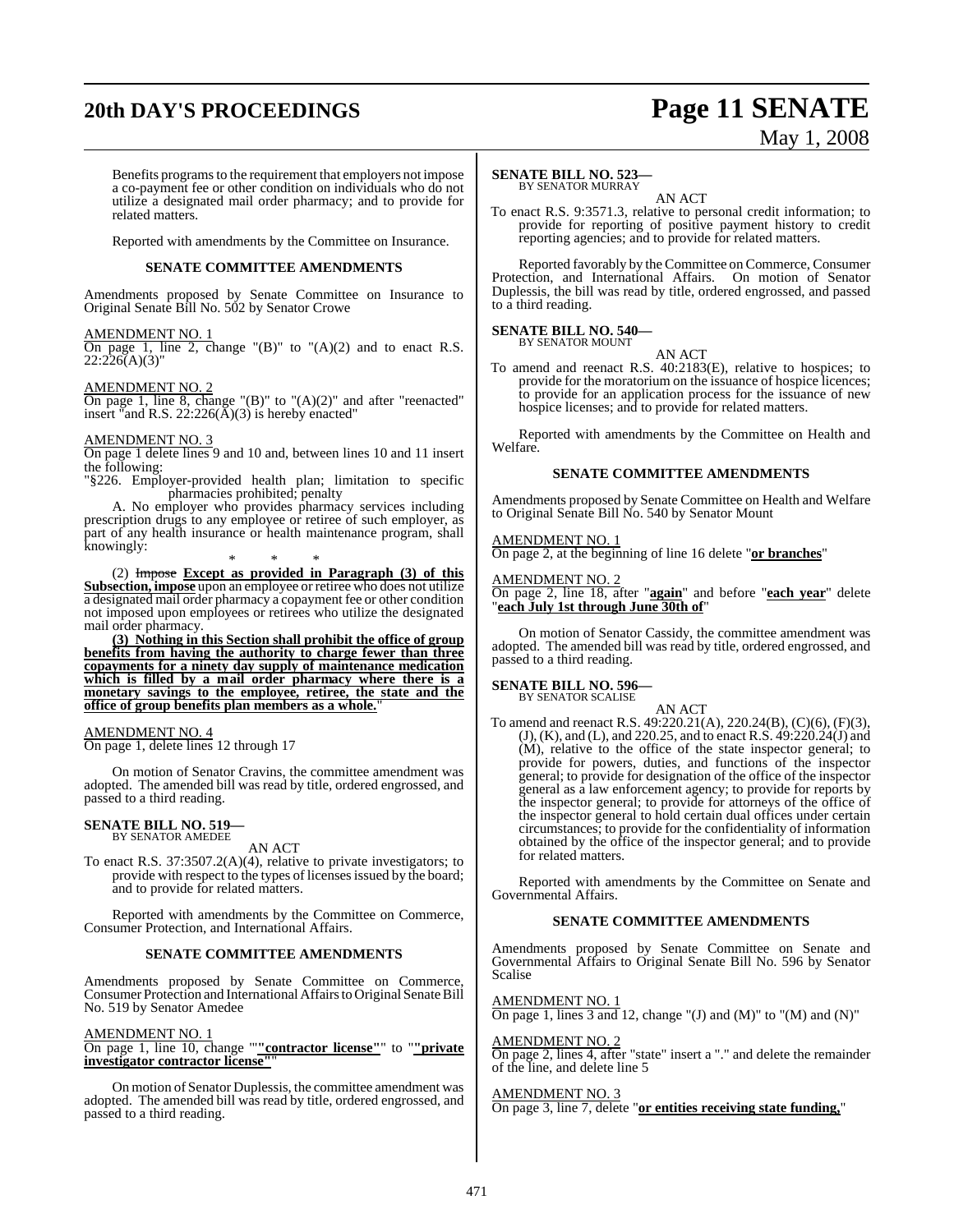Benefits programs to the requirement that employers not impose a co-payment fee or other condition on individuals who do not utilize a designated mail order pharmacy; and to provide for related matters.

Reported with amendments by the Committee on Insurance.

**SENATE COMMITTEE AMENDMENTS**

Amendments proposed by Senate Committee on Insurance to Original Senate Bill No. 502 by Senator Crowe

AMENDMENT NO. 1
On page 1, line 2, change "(B)" to "(A)(2) and to enact R.S. 22:226(A)(3)"

AMENDMENT NO. 2
On page 1, line 8, change "(B)" to "(A)(2)" and after "reenacted" insert "and R.S. 22:226(A)(3) is hereby enacted"

AMENDMENT NO. 3
On page 1 delete lines 9 and 10 and, between lines 10 and 11 insert the following:

"§226. Employer-provided health plan; limitation to specific pharmacies prohibited; penalty

A. No employer who provides pharmacy services including prescription drugs to any employee or retiree of such employer, as part of any health insurance or health maintenance program, shall knowingly:

\* \* \*

(2) ~~Impose~~ **Except as provided in Paragraph (3) of this Subsection, impose** upon an employee or retiree who does not utilize a designated mail order pharmacy a copayment fee or other condition not imposed upon employees or retirees who utilize the designated mail order pharmacy.

**(3) Nothing in this Section shall prohibit the office of group benefits from having the authority to charge fewer than three copayments for a ninety day supply of maintenance medication which is filled by a mail order pharmacy where there is a monetary savings to the employee, retiree, the state and the office of group benefits plan members as a whole.**"

AMENDMENT NO. 4
On page 1, delete lines 12 through 17

On motion of Senator Cravins, the committee amendment was adopted. The amended bill was read by title, ordered engrossed, and passed to a third reading.

**SENATE BILL NO. 519—**
BY SENATOR AMEDEE

AN ACT

To enact R.S. 37:3507.2(A)(4), relative to private investigators; to provide with respect to the types of licenses issued by the board; and to provide for related matters.

Reported with amendments by the Committee on Commerce, Consumer Protection, and International Affairs.

**SENATE COMMITTEE AMENDMENTS**

Amendments proposed by Senate Committee on Commerce, Consumer Protection and International Affairs to Original Senate Bill No. 519 by Senator Amedee

AMENDMENT NO. 1
On page 1, line 10, change ""**"contractor license"**"" to ""**"private investigator contractor license"**""

On motion of Senator Duplessis, the committee amendment was adopted. The amended bill was read by title, ordered engrossed, and passed to a third reading.

**SENATE BILL NO. 523—**
BY SENATOR MURRAY

AN ACT

To enact R.S. 9:3571.3, relative to personal credit information; to provide for reporting of positive payment history to credit reporting agencies; and to provide for related matters.

Reported favorably by the Committee on Commerce, Consumer Protection, and International Affairs. On motion of Senator Duplessis, the bill was read by title, ordered engrossed, and passed to a third reading.

**SENATE BILL NO. 540—**
BY SENATOR MOUNT

AN ACT

To amend and reenact R.S. 40:2183(E), relative to hospices; to provide for the moratorium on the issuance of hospice licences; to provide for an application process for the issuance of new hospice licenses; and to provide for related matters.

Reported with amendments by the Committee on Health and Welfare.

**SENATE COMMITTEE AMENDMENTS**

Amendments proposed by Senate Committee on Health and Welfare to Original Senate Bill No. 540 by Senator Mount

AMENDMENT NO. 1
On page 2, at the beginning of line 16 delete "**or branches**"

AMENDMENT NO. 2
On page 2, line 18, after "**again**" and before "**each year**" delete "**each July 1st through June 30th of**"

On motion of Senator Cassidy, the committee amendment was adopted. The amended bill was read by title, ordered engrossed, and passed to a third reading.

**SENATE BILL NO. 596—**
BY SENATOR SCALISE

AN ACT

To amend and reenact R.S. 49:220.21(A), 220.24(B), (C)(6), (F)(3), (J), (K), and (L), and 220.25, and to enact R.S. 49:220.24(J) and (M), relative to the office of the state inspector general; to provide for powers, duties, and functions of the inspector general; to provide for designation of the office of the inspector general as a law enforcement agency; to provide for reports by the inspector general; to provide for attorneys of the office of the inspector general to hold certain dual offices under certain circumstances; to provide for the confidentiality of information obtained by the office of the inspector general; and to provide for related matters.

Reported with amendments by the Committee on Senate and Governmental Affairs.

**SENATE COMMITTEE AMENDMENTS**

Amendments proposed by Senate Committee on Senate and Governmental Affairs to Original Senate Bill No. 596 by Senator Scalise

AMENDMENT NO. 1
On page 1, lines 3 and 12, change "(J) and (M)" to "(M) and (N)"

AMENDMENT NO. 2
On page 2, lines 4, after "state" insert a "." and delete the remainder of the line, and delete line 5

AMENDMENT NO. 3
On page 3, line 7, delete "**or entities receiving state funding,**"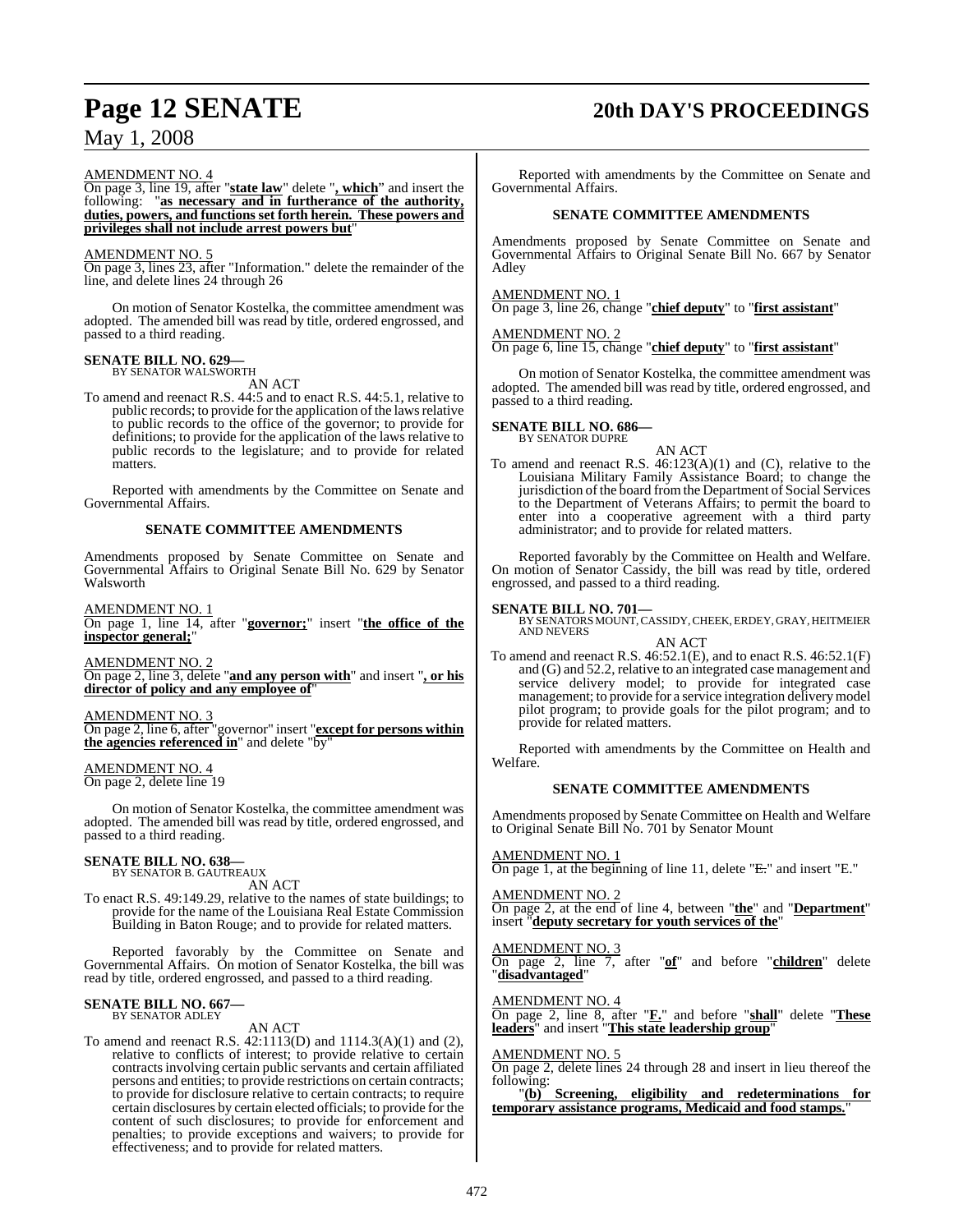AMENDMENT NO. 4

On page 3, line 19, after "**state law**" delete "**, which**" and insert the following: "**as necessary and in furtherance of the authority, duties, powers, and functions set forth herein. These powers and privileges shall not include arrest powers but**"

AMENDMENT NO. 5

On page 3, lines 23, after "Information." delete the remainder of the line, and delete lines 24 through 26

On motion of Senator Kostelka, the committee amendment was adopted. The amended bill was read by title, ordered engrossed, and passed to a third reading.

**SENATE BILL NO. 629—**
BY SENATOR WALSWORTH

AN ACT

To amend and reenact R.S. 44:5 and to enact R.S. 44:5.1, relative to public records; to provide for the application of the laws relative to public records to the office of the governor; to provide for definitions; to provide for the application of the laws relative to public records to the legislature; and to provide for related matters.

Reported with amendments by the Committee on Senate and Governmental Affairs.

**SENATE COMMITTEE AMENDMENTS**

Amendments proposed by Senate Committee on Senate and Governmental Affairs to Original Senate Bill No. 629 by Senator Walsworth

AMENDMENT NO. 1

On page 1, line 14, after "**governor;**" insert "**the office of the inspector general;**"

AMENDMENT NO. 2

On page 2, line 3, delete "**and any person with**" and insert "**, or his director of policy and any employee of**"

AMENDMENT NO. 3

On page 2, line 6, after "governor" insert "**except for persons within the agencies referenced in**" and delete "by"

AMENDMENT NO. 4

On page 2, delete line 19

On motion of Senator Kostelka, the committee amendment was adopted. The amended bill was read by title, ordered engrossed, and passed to a third reading.

**SENATE BILL NO. 638—**
BY SENATOR B. GAUTREAUX

AN ACT

To enact R.S. 49:149.29, relative to the names of state buildings; to provide for the name of the Louisiana Real Estate Commission Building in Baton Rouge; and to provide for related matters.

Reported favorably by the Committee on Senate and Governmental Affairs. On motion of Senator Kostelka, the bill was read by title, ordered engrossed, and passed to a third reading.

**SENATE BILL NO. 667—**
BY SENATOR ADLEY

AN ACT

To amend and reenact R.S. 42:1113(D) and 1114.3(A)(1) and (2), relative to conflicts of interest; to provide relative to certain contracts involving certain public servants and certain affiliated persons and entities; to provide restrictions on certain contracts; to provide for disclosure relative to certain contracts; to require certain disclosures by certain elected officials; to provide for the content of such disclosures; to provide for enforcement and penalties; to provide exceptions and waivers; to provide for effectiveness; and to provide for related matters.

Reported with amendments by the Committee on Senate and Governmental Affairs.

**SENATE COMMITTEE AMENDMENTS**

Amendments proposed by Senate Committee on Senate and Governmental Affairs to Original Senate Bill No. 667 by Senator Adley

AMENDMENT NO. 1

On page 3, line 26, change "**chief deputy**" to "**first assistant**"

AMENDMENT NO. 2

On page 6, line 15, change "**chief deputy**" to "**first assistant**"

On motion of Senator Kostelka, the committee amendment was adopted. The amended bill was read by title, ordered engrossed, and passed to a third reading.

**SENATE BILL NO. 686—**
BY SENATOR DUPRE

AN ACT

To amend and reenact R.S. 46:123(A)(1) and (C), relative to the Louisiana Military Family Assistance Board; to change the jurisdiction of the board from the Department of Social Services to the Department of Veterans Affairs; to permit the board to enter into a cooperative agreement with a third party administrator; and to provide for related matters.

Reported favorably by the Committee on Health and Welfare. On motion of Senator Cassidy, the bill was read by title, ordered engrossed, and passed to a third reading.

**SENATE BILL NO. 701—**
BY SENATORS MOUNT, CASSIDY, CHEEK, ERDEY, GRAY, HEITMEIER AND NEVERS

AN ACT

To amend and reenact R.S. 46:52.1(E), and to enact R.S. 46:52.1(F) and (G) and 52.2, relative to an integrated case management and service delivery model; to provide for integrated case management; to provide for a service integration delivery model pilot program; to provide goals for the pilot program; and to provide for related matters.

Reported with amendments by the Committee on Health and Welfare.

**SENATE COMMITTEE AMENDMENTS**

Amendments proposed by Senate Committee on Health and Welfare to Original Senate Bill No. 701 by Senator Mount

AMENDMENT NO. 1

On page 1, at the beginning of line 11, delete "~~E.~~" and insert "E."

AMENDMENT NO. 2

On page 2, at the end of line 4, between "**the**" and "**Department**" insert "**deputy secretary for youth services of the**"

AMENDMENT NO. 3

On page 2, line 7, after "**of**" and before "**children**" delete "**disadvantaged**"

AMENDMENT NO. 4

On page 2, line 8, after "**F.**" and before "**shall**" delete "**These leaders**" and insert "**This state leadership group**"

AMENDMENT NO. 5

On page 2, delete lines 24 through 28 and insert in lieu thereof the following:

"**(b) Screening, eligibility and redeterminations for temporary assistance programs, Medicaid and food stamps.**"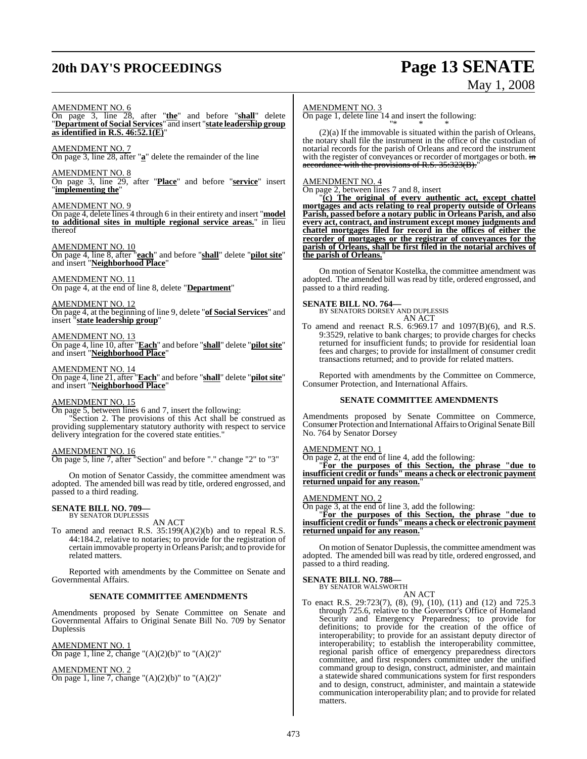AMENDMENT NO. 6
On page 3, line 28, after "**the**" and before "**shall**" delete "**Department of Social Services**" and insert "**state leadership group as identified in R.S. 46:52.1(E)**"

AMENDMENT NO. 7
On page 3, line 28, after "**a**" delete the remainder of the line

AMENDMENT NO. 8
On page 3, line 29, after "**Place**" and before "**service**" insert "**implementing the**"

AMENDMENT NO. 9
On page 4, delete lines 4 through 6 in their entirety and insert "**model to additional sites in multiple regional service areas.**" in lieu thereof

AMENDMENT NO. 10
On page 4, line 8, after "**each**" and before "**shall**" delete "**pilot site**" and insert "**Neighborhood Place**"

AMENDMENT NO. 11
On page 4, at the end of line 8, delete "**Department**"

AMENDMENT NO. 12
On page 4, at the beginning of line 9, delete "**of Social Services**" and insert "**state leadership group**"

AMENDMENT NO. 13
On page 4, line 10, after "**Each**" and before "**shall**" delete "**pilot site**" and insert "**Neighborhood Place**"

AMENDMENT NO. 14
On page 4, line 21, after "**Each**" and before "**shall**" delete "**pilot site**" and insert "**Neighborhood Place**"

AMENDMENT NO. 15
On page 5, between lines 6 and 7, insert the following:

"Section 2. The provisions of this Act shall be construed as providing supplementary statutory authority with respect to service delivery integration for the covered state entities."

AMENDMENT NO. 16
On page 5, line 7, after "Section" and before "." change "2" to "3"

On motion of Senator Cassidy, the committee amendment was adopted. The amended bill was read by title, ordered engrossed, and passed to a third reading.

**SENATE BILL NO. 709—**
BY SENATOR DUPLESSIS

AN ACT

To amend and reenact R.S. 35:199(A)(2)(b) and to repeal R.S. 44:184.2, relative to notaries; to provide for the registration of certain immovable property in Orleans Parish; and to provide for related matters.

Reported with amendments by the Committee on Senate and Governmental Affairs.

**SENATE COMMITTEE AMENDMENTS**

Amendments proposed by Senate Committee on Senate and Governmental Affairs to Original Senate Bill No. 709 by Senator Duplessis

AMENDMENT NO. 1
On page 1, line 2, change "(A)(2)(b)" to "(A)(2)"

AMENDMENT NO. 2
On page 1, line 7, change "(A)(2)(b)" to "(A)(2)"

AMENDMENT NO. 3
On page 1, delete line 14 and insert the following:

"* * *

(2)(a) If the immovable is situated within the parish of Orleans, the notary shall file the instrument in the office of the custodian of notarial records for the parish of Orleans and record the instrument with the register of conveyances or recorder of mortgages or both. ~~in accordance with the provisions of R.S. 35:323(B).~~"

AMENDMENT NO. 4
On page 2, between lines 7 and 8, insert

"**(c) The original of every authentic act, except chattel mortgages and acts relating to real property outside of Orleans Parish, passed before a notary public in Orleans Parish, and also every act, contract, and instrument except money judgments and chattel mortgages filed for record in the offices of either the recorder of mortgages or the registrar of conveyances for the parish of Orleans, shall be first filed in the notarial archives of the parish of Orleans.**"

On motion of Senator Kostelka, the committee amendment was adopted. The amended bill was read by title, ordered engrossed, and passed to a third reading.

**SENATE BILL NO. 764—**
BY SENATORS DORSEY AND DUPLESSIS

AN ACT

To amend and reenact R.S. 6:969.17 and 1097(B)(6), and R.S. 9:3529, relative to bank charges; to provide charges for checks returned for insufficient funds; to provide for residential loan fees and charges; to provide for installment of consumer credit transactions returned; and to provide for related matters.

Reported with amendments by the Committee on Commerce, Consumer Protection, and International Affairs.

**SENATE COMMITTEE AMENDMENTS**

Amendments proposed by Senate Committee on Commerce, Consumer Protection and International Affairs to Original Senate Bill No. 764 by Senator Dorsey

AMENDMENT NO. 1
On page 2, at the end of line 4, add the following:

"**For the purposes of this Section, the phrase "due to insufficient credit or funds" means a check or electronic payment returned unpaid for any reason.**"

AMENDMENT NO. 2
On page 3, at the end of line 3, add the following:

"**For the purposes of this Section, the phrase "due to insufficient credit or funds" means a check or electronic payment returned unpaid for any reason.**"

On motion of Senator Duplessis, the committee amendment was adopted. The amended bill was read by title, ordered engrossed, and passed to a third reading.

**SENATE BILL NO. 788—**
BY SENATOR WALSWORTH

AN ACT

To enact R.S. 29:723(7), (8), (9), (10), (11) and (12) and 725.3 through 725.6, relative to the Governor's Office of Homeland Security and Emergency Preparedness; to provide for definitions; to provide for the creation of the office of interoperability; to provide for an assistant deputy director of interoperability; to establish the interoperability committee, regional parish office of emergency preparedness directors committee, and first responders committee under the unified command group to design, construct, administer, and maintain a statewide shared communications system for first responders and to design, construct, administer, and maintain a statewide communication interoperability plan; and to provide for related matters.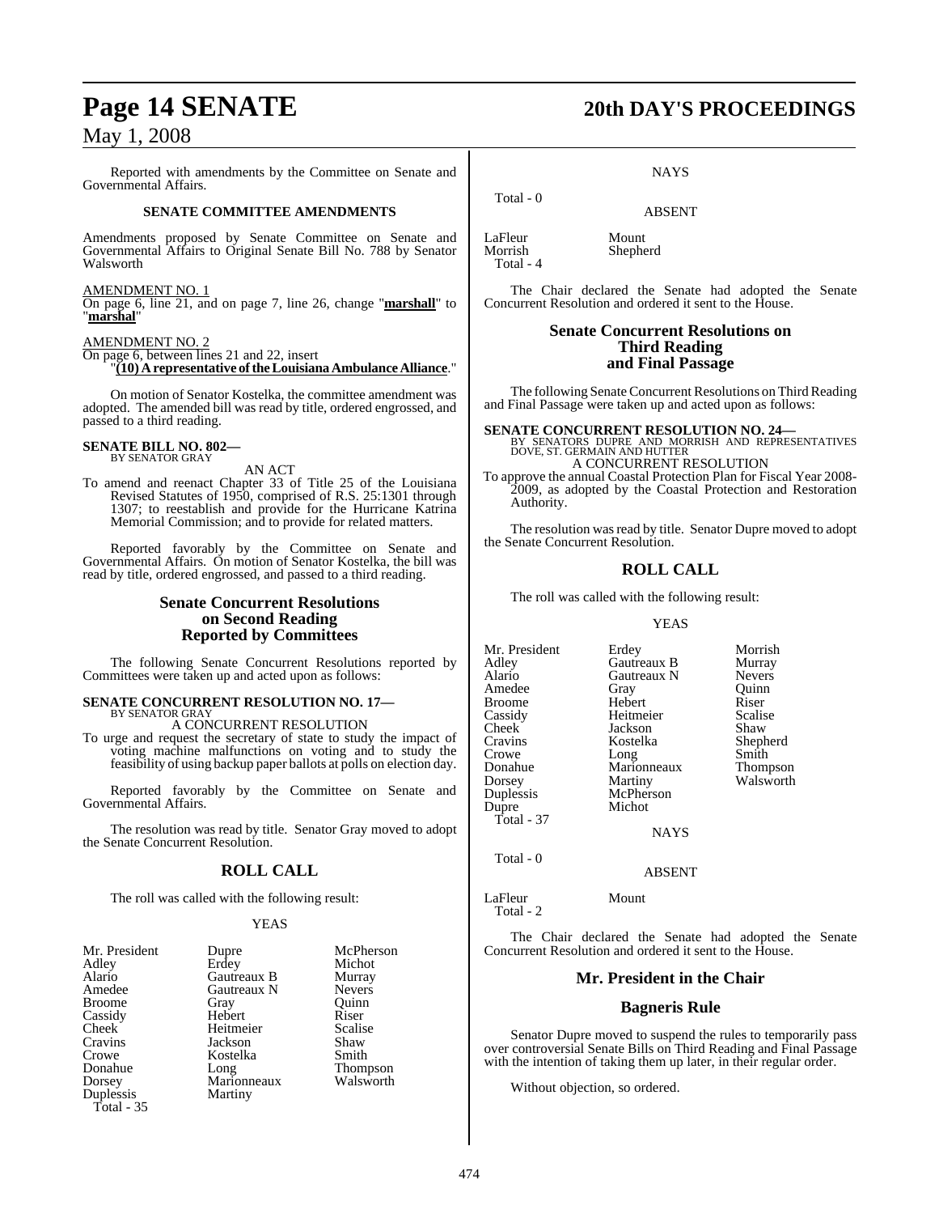Reported with amendments by the Committee on Senate and Governmental Affairs.

**SENATE COMMITTEE AMENDMENTS**

Amendments proposed by Senate Committee on Senate and Governmental Affairs to Original Senate Bill No. 788 by Senator Walsworth

AMENDMENT NO. 1
On page 6, line 21, and on page 7, line 26, change "**marshall**" to "**marshal**"

AMENDMENT NO. 2
On page 6, between lines 21 and 22, insert
"**(10) A representative of the Louisiana Ambulance Alliance**."

On motion of Senator Kostelka, the committee amendment was adopted. The amended bill was read by title, ordered engrossed, and passed to a third reading.

**SENATE BILL NO. 802—**
BY SENATOR GRAY

AN ACT

To amend and reenact Chapter 33 of Title 25 of the Louisiana Revised Statutes of 1950, comprised of R.S. 25:1301 through 1307; to reestablish and provide for the Hurricane Katrina Memorial Commission; and to provide for related matters.

Reported favorably by the Committee on Senate and Governmental Affairs. On motion of Senator Kostelka, the bill was read by title, ordered engrossed, and passed to a third reading.

## Senate Concurrent Resolutions on Second Reading Reported by Committees

The following Senate Concurrent Resolutions reported by Committees were taken up and acted upon as follows:

**SENATE CONCURRENT RESOLUTION NO. 17—**
BY SENATOR GRAY

A CONCURRENT RESOLUTION

To urge and request the secretary of state to study the impact of voting machine malfunctions on voting and to study the feasibility of using backup paper ballots at polls on election day.

Reported favorably by the Committee on Senate and Governmental Affairs.

The resolution was read by title. Senator Gray moved to adopt the Senate Concurrent Resolution.

## ROLL CALL

The roll was called with the following result:

YEAS

| | | |
|---|---|---|
| Mr. President | Dupre | McPherson |
| Adley | Erdey | Michot |
| Alario | Gautreaux B | Murray |
| Amedee | Gautreaux N | Nevers |
| Broome | Gray | Quinn |
| Cassidy | Hebert | Riser |
| Cheek | Heitmeier | Scalise |
| Cravins | Jackson | Shaw |
| Crowe | Kostelka | Smith |
| Donahue | Long | Thompson |
| Dorsey | Marionneaux | Walsworth |
| Duplessis | Martiny | |

Total - 35

NAYS

Total - 0

ABSENT

| | |
|---|---|
| LaFleur | Mount |
| Morrish | Shepherd |

Total - 4

The Chair declared the Senate had adopted the Senate Concurrent Resolution and ordered it sent to the House.

## Senate Concurrent Resolutions on Third Reading and Final Passage

The following Senate Concurrent Resolutions on Third Reading and Final Passage were taken up and acted upon as follows:

**SENATE CONCURRENT RESOLUTION NO. 24—**
BY SENATORS DUPRE AND MORRISH AND REPRESENTATIVES DOVE, ST. GERMAIN AND HUTTER

A CONCURRENT RESOLUTION

To approve the annual Coastal Protection Plan for Fiscal Year 2008-2009, as adopted by the Coastal Protection and Restoration Authority.

The resolution was read by title. Senator Dupre moved to adopt the Senate Concurrent Resolution.

## ROLL CALL

The roll was called with the following result:

YEAS

| | | |
|---|---|---|
| Mr. President | Erdey | Morrish |
| Adley | Gautreaux B | Murray |
| Alario | Gautreaux N | Nevers |
| Amedee | Gray | Quinn |
| Broome | Hebert | Riser |
| Cassidy | Heitmeier | Scalise |
| Cheek | Jackson | Shaw |
| Cravins | Kostelka | Shepherd |
| Crowe | Long | Smith |
| Donahue | Marionneaux | Thompson |
| Dorsey | Martiny | Walsworth |
| Duplessis | McPherson | |
| Dupre | Michot | |

Total - 37

NAYS

Total - 0

ABSENT

| | |
|---|---|
| LaFleur | Mount |

Total - 2

The Chair declared the Senate had adopted the Senate Concurrent Resolution and ordered it sent to the House.

## Mr. President in the Chair

## Bagneris Rule

Senator Dupre moved to suspend the rules to temporarily pass over controversial Senate Bills on Third Reading and Final Passage with the intention of taking them up later, in their regular order.

Without objection, so ordered.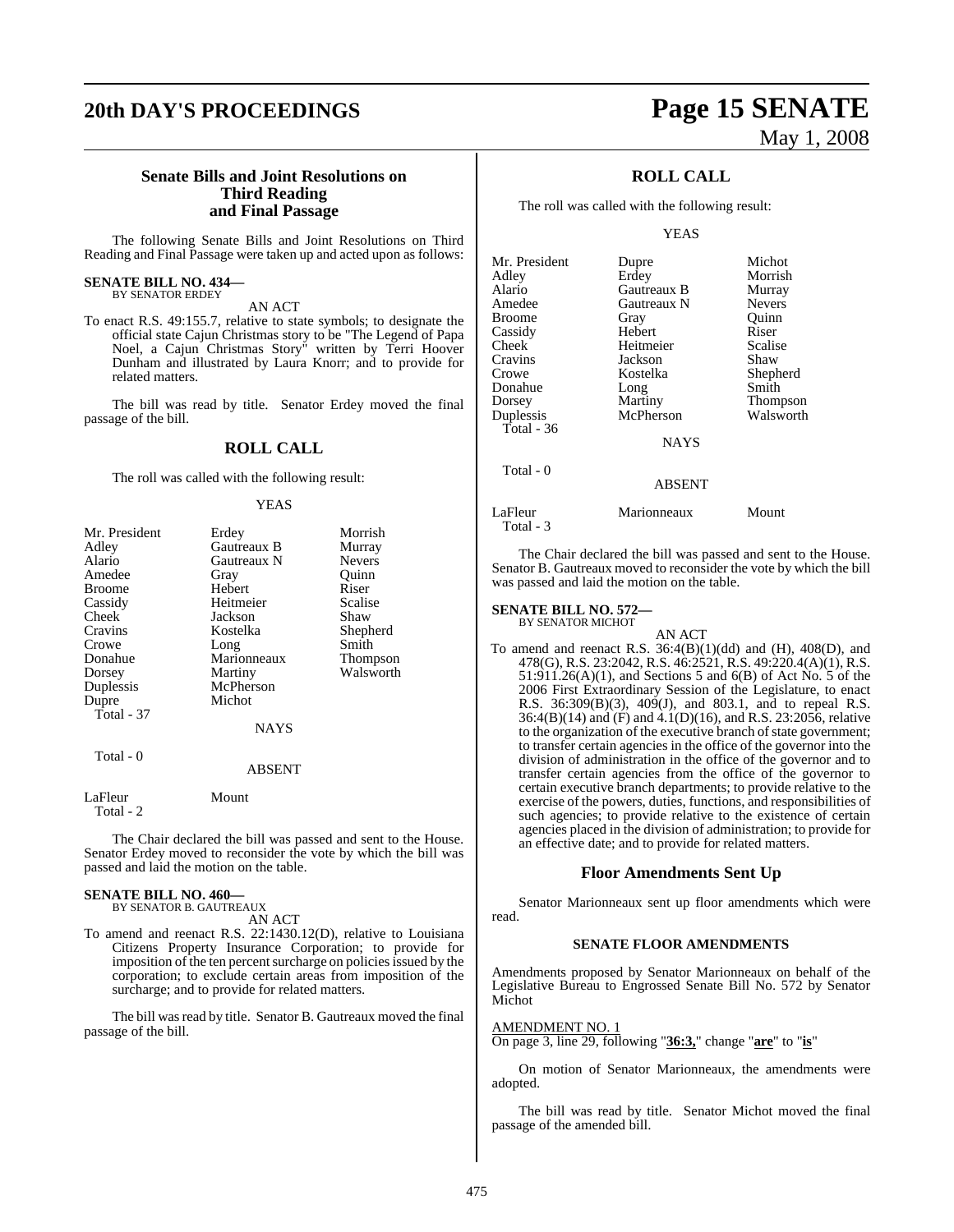## Senate Bills and Joint Resolutions on Third Reading and Final Passage

The following Senate Bills and Joint Resolutions on Third Reading and Final Passage were taken up and acted upon as follows:

**SENATE BILL NO. 434—**
BY SENATOR ERDEY

AN ACT

To enact R.S. 49:155.7, relative to state symbols; to designate the official state Cajun Christmas story to be "The Legend of Papa Noel, a Cajun Christmas Story" written by Terri Hoover Dunham and illustrated by Laura Knorr; and to provide for related matters.

The bill was read by title. Senator Erdey moved the final passage of the bill.

### ROLL CALL

The roll was called with the following result:

YEAS

| | | |
|---|---|---|
| Mr. President | Erdey | Morrish |
| Adley | Gautreaux B | Murray |
| Alario | Gautreaux N | Nevers |
| Amedee | Gray | Quinn |
| Broome | Hebert | Riser |
| Cassidy | Heitmeier | Scalise |
| Cheek | Jackson | Shaw |
| Cravins | Kostelka | Shepherd |
| Crowe | Long | Smith |
| Donahue | Marionneaux | Thompson |
| Dorsey | Martiny | Walsworth |
| Duplessis | McPherson | |
| Dupre | Michot | |

Total - 37

NAYS

Total - 0

ABSENT

| | |
|---|---|
| LaFleur | Mount |

Total - 2

The Chair declared the bill was passed and sent to the House. Senator Erdey moved to reconsider the vote by which the bill was passed and laid the motion on the table.

**SENATE BILL NO. 460—**
BY SENATOR B. GAUTREAUX

AN ACT

To amend and reenact R.S. 22:1430.12(D), relative to Louisiana Citizens Property Insurance Corporation; to provide for imposition of the ten percent surcharge on policies issued by the corporation; to exclude certain areas from imposition of the surcharge; and to provide for related matters.

The bill was read by title. Senator B. Gautreaux moved the final passage of the bill.

### ROLL CALL

The roll was called with the following result:

YEAS

| | | |
|---|---|---|
| Mr. President | Dupre | Michot |
| Adley | Erdey | Morrish |
| Alario | Gautreaux B | Murray |
| Amedee | Gautreaux N | Nevers |
| Broome | Gray | Quinn |
| Cassidy | Hebert | Riser |
| Cheek | Heitmeier | Scalise |
| Cravins | Jackson | Shaw |
| Crowe | Kostelka | Shepherd |
| Donahue | Long | Smith |
| Dorsey | Martiny | Thompson |
| Duplessis | McPherson | Walsworth |

Total - 36

NAYS

Total - 0

ABSENT

| | | |
|---|---|---|
| LaFleur | Marionneaux | Mount |

Total - 3

The Chair declared the bill was passed and sent to the House. Senator B. Gautreaux moved to reconsider the vote by which the bill was passed and laid the motion on the table.

**SENATE BILL NO. 572—**
BY SENATOR MICHOT

AN ACT

To amend and reenact R.S. 36:4(B)(1)(dd) and (H), 408(D), and 478(G), R.S. 23:2042, R.S. 46:2521, R.S. 49:220.4(A)(1), R.S. 51:911.26(A)(1), and Sections 5 and 6(B) of Act No. 5 of the 2006 First Extraordinary Session of the Legislature, to enact R.S. 36:309(B)(3), 409(J), and 803.1, and to repeal R.S. 36:4(B)(14) and (F) and 4.1(D)(16), and R.S. 23:2056, relative to the organization of the executive branch of state government; to transfer certain agencies in the office of the governor into the division of administration in the office of the governor and to transfer certain agencies from the office of the governor to certain executive branch departments; to provide relative to the exercise of the powers, duties, functions, and responsibilities of such agencies; to provide relative to the existence of certain agencies placed in the division of administration; to provide for an effective date; and to provide for related matters.

### Floor Amendments Sent Up

Senator Marionneaux sent up floor amendments which were read.

#### SENATE FLOOR AMENDMENTS

Amendments proposed by Senator Marionneaux on behalf of the Legislative Bureau to Engrossed Senate Bill No. 572 by Senator Michot

AMENDMENT NO. 1
On page 3, line 29, following "**36:3,**" change "**are**" to "**is**"

On motion of Senator Marionneaux, the amendments were adopted.

The bill was read by title. Senator Michot moved the final passage of the amended bill.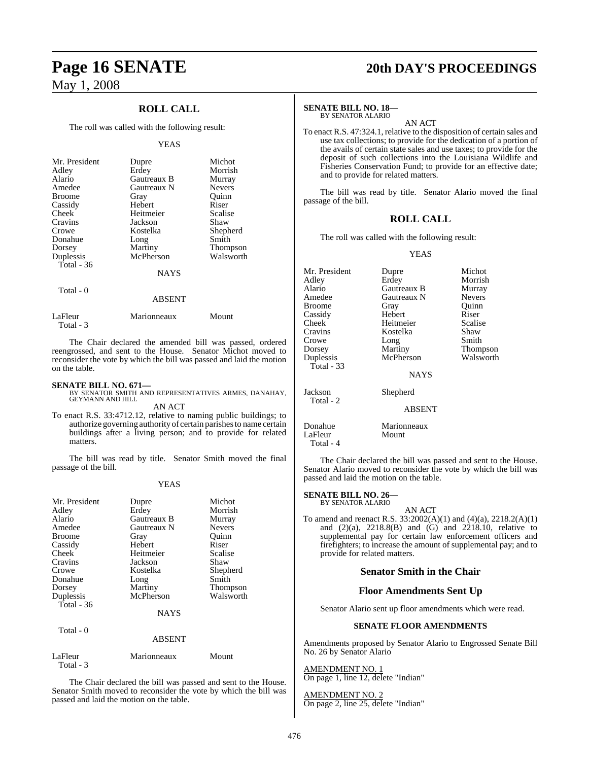## ROLL CALL

The roll was called with the following result:

YEAS

| | | |
|---|---|---|
| Mr. President | Dupre | Michot |
| Adley | Erdey | Morrish |
| Alario | Gautreaux B | Murray |
| Amedee | Gautreaux N | Nevers |
| Broome | Gray | Quinn |
| Cassidy | Hebert | Riser |
| Cheek | Heitmeier | Scalise |
| Cravins | Jackson | Shaw |
| Crowe | Kostelka | Shepherd |
| Donahue | Long | Smith |
| Dorsey | Martiny | Thompson |
| Duplessis | McPherson | Walsworth |
| Total - 36 | | |

NAYS

Total - 0

ABSENT

| | | |
|---|---|---|
| LaFleur | Marionneaux | Mount |
| Total - 3 | | |

The Chair declared the amended bill was passed, ordered reengrossed, and sent to the House. Senator Michot moved to reconsider the vote by which the bill was passed and laid the motion on the table.

**SENATE BILL NO. 671—**
BY SENATOR SMITH AND REPRESENTATIVES ARMES, DANAHAY, GEYMANN AND HILL

AN ACT

To enact R.S. 33:4712.12, relative to naming public buildings; to authorize governing authority of certain parishes to name certain buildings after a living person; and to provide for related matters.

The bill was read by title. Senator Smith moved the final passage of the bill.

YEAS

| | | |
|---|---|---|
| Mr. President | Dupre | Michot |
| Adley | Erdey | Morrish |
| Alario | Gautreaux B | Murray |
| Amedee | Gautreaux N | Nevers |
| Broome | Gray | Quinn |
| Cassidy | Hebert | Riser |
| Cheek | Heitmeier | Scalise |
| Cravins | Jackson | Shaw |
| Crowe | Kostelka | Shepherd |
| Donahue | Long | Smith |
| Dorsey | Martiny | Thompson |
| Duplessis | McPherson | Walsworth |
| Total - 36 | | |

NAYS

Total - 0

ABSENT

| | | |
|---|---|---|
| LaFleur | Marionneaux | Mount |
| Total - 3 | | |

The Chair declared the bill was passed and sent to the House. Senator Smith moved to reconsider the vote by which the bill was passed and laid the motion on the table.

**SENATE BILL NO. 18—**
BY SENATOR ALARIO

AN ACT

To enact R.S. 47:324.1, relative to the disposition of certain sales and use tax collections; to provide for the dedication of a portion of the avails of certain state sales and use taxes; to provide for the deposit of such collections into the Louisiana Wildlife and Fisheries Conservation Fund; to provide for an effective date; and to provide for related matters.

The bill was read by title. Senator Alario moved the final passage of the bill.

## ROLL CALL

The roll was called with the following result:

YEAS

| | | |
|---|---|---|
| Mr. President | Dupre | Michot |
| Adley | Erdey | Morrish |
| Alario | Gautreaux B | Murray |
| Amedee | Gautreaux N | Nevers |
| Broome | Gray | Quinn |
| Cassidy | Hebert | Riser |
| Cheek | Heitmeier | Scalise |
| Cravins | Kostelka | Shaw |
| Crowe | Long | Smith |
| Dorsey | Martiny | Thompson |
| Duplessis | McPherson | Walsworth |
| Total - 33 | | |

NAYS

| | |
|---|---|
| Jackson | Shepherd |
| Total - 2 | |

ABSENT

| | |
|---|---|
| Donahue | Marionneaux |
| LaFleur | Mount |
| Total - 4 | |

The Chair declared the bill was passed and sent to the House. Senator Alario moved to reconsider the vote by which the bill was passed and laid the motion on the table.

**SENATE BILL NO. 26—**
BY SENATOR ALARIO

AN ACT

To amend and reenact R.S. 33:2002(A)(1) and (4)(a), 2218.2(A)(1) and (2)(a), 2218.8(B) and (G) and 2218.10, relative to supplemental pay for certain law enforcement officers and firefighters; to increase the amount of supplemental pay; and to provide for related matters.

## Senator Smith in the Chair

## Floor Amendments Sent Up

Senator Alario sent up floor amendments which were read.

### SENATE FLOOR AMENDMENTS

Amendments proposed by Senator Alario to Engrossed Senate Bill No. 26 by Senator Alario

AMENDMENT NO. 1
On page 1, line 12, delete "Indian"

AMENDMENT NO. 2
On page 2, line 25, delete "Indian"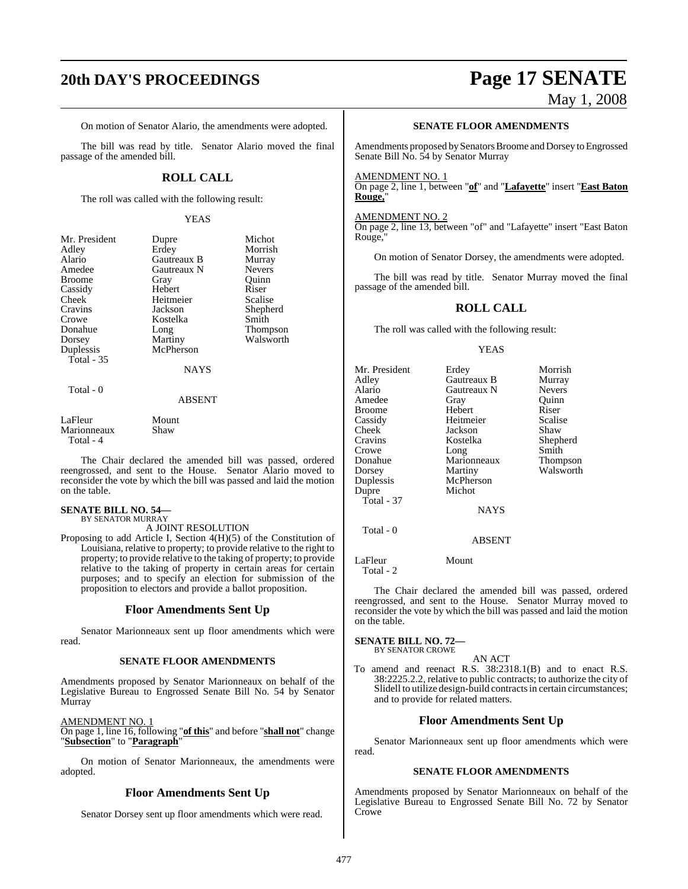On motion of Senator Alario, the amendments were adopted.

The bill was read by title. Senator Alario moved the final passage of the amended bill.

## ROLL CALL

The roll was called with the following result:

YEAS

| | | |
|---|---|---|
| Mr. President | Dupre | Michot |
| Adley | Erdey | Morrish |
| Alario | Gautreaux B | Murray |
| Amedee | Gautreaux N | Nevers |
| Broome | Gray | Quinn |
| Cassidy | Hebert | Riser |
| Cheek | Heitmeier | Scalise |
| Cravins | Jackson | Shepherd |
| Crowe | Kostelka | Smith |
| Donahue | Long | Thompson |
| Dorsey | Martiny | Walsworth |
| Duplessis | McPherson | |
| Total - 35 | | |

NAYS

Total - 0

ABSENT

| | |
|---|---|
| LaFleur | Mount |
| Marionneaux | Shaw |
| Total - 4 | |

The Chair declared the amended bill was passed, ordered reengrossed, and sent to the House. Senator Alario moved to reconsider the vote by which the bill was passed and laid the motion on the table.

**SENATE BILL NO. 54—**
BY SENATOR MURRAY

A JOINT RESOLUTION

Proposing to add Article I, Section 4(H)(5) of the Constitution of Louisiana, relative to property; to provide relative to the right to property; to provide relative to the taking of property; to provide relative to the taking of property in certain areas for certain purposes; and to specify an election for submission of the proposition to electors and provide a ballot proposition.

### Floor Amendments Sent Up

Senator Marionneaux sent up floor amendments which were read.

#### SENATE FLOOR AMENDMENTS

Amendments proposed by Senator Marionneaux on behalf of the Legislative Bureau to Engrossed Senate Bill No. 54 by Senator Murray

AMENDMENT NO. 1
On page 1, line 16, following "**of this**" and before "**shall not**" change "**Subsection**" to "**Paragraph**"

On motion of Senator Marionneaux, the amendments were adopted.

### Floor Amendments Sent Up

Senator Dorsey sent up floor amendments which were read.

#### SENATE FLOOR AMENDMENTS

Amendments proposed by Senators Broome and Dorsey to Engrossed Senate Bill No. 54 by Senator Murray

AMENDMENT NO. 1
On page 2, line 1, between "**of**" and "**Lafayette**" insert "**East Baton Rouge,**"

AMENDMENT NO. 2
On page 2, line 13, between "of" and "Lafayette" insert "East Baton Rouge,"

On motion of Senator Dorsey, the amendments were adopted.

The bill was read by title. Senator Murray moved the final passage of the amended bill.

## ROLL CALL

The roll was called with the following result:

YEAS

| | | |
|---|---|---|
| Mr. President | Erdey | Morrish |
| Adley | Gautreaux B | Murray |
| Alario | Gautreaux N | Nevers |
| Amedee | Gray | Quinn |
| Broome | Hebert | Riser |
| Cassidy | Heitmeier | Scalise |
| Cheek | Jackson | Shaw |
| Cravins | Kostelka | Shepherd |
| Crowe | Long | Smith |
| Donahue | Marionneaux | Thompson |
| Dorsey | Martiny | Walsworth |
| Duplessis | McPherson | |
| Dupre | Michot | |
| Total - 37 | | |

NAYS

Total - 0

ABSENT

| | |
|---|---|
| LaFleur | Mount |
| Total - 2 | |

The Chair declared the amended bill was passed, ordered reengrossed, and sent to the House. Senator Murray moved to reconsider the vote by which the bill was passed and laid the motion on the table.

**SENATE BILL NO. 72—**
BY SENATOR CROWE

AN ACT

To amend and reenact R.S. 38:2318.1(B) and to enact R.S. 38:2225.2.2, relative to public contracts; to authorize the city of Slidell to utilize design-build contracts in certain circumstances; and to provide for related matters.

### Floor Amendments Sent Up

Senator Marionneaux sent up floor amendments which were read.

#### SENATE FLOOR AMENDMENTS

Amendments proposed by Senator Marionneaux on behalf of the Legislative Bureau to Engrossed Senate Bill No. 72 by Senator Crowe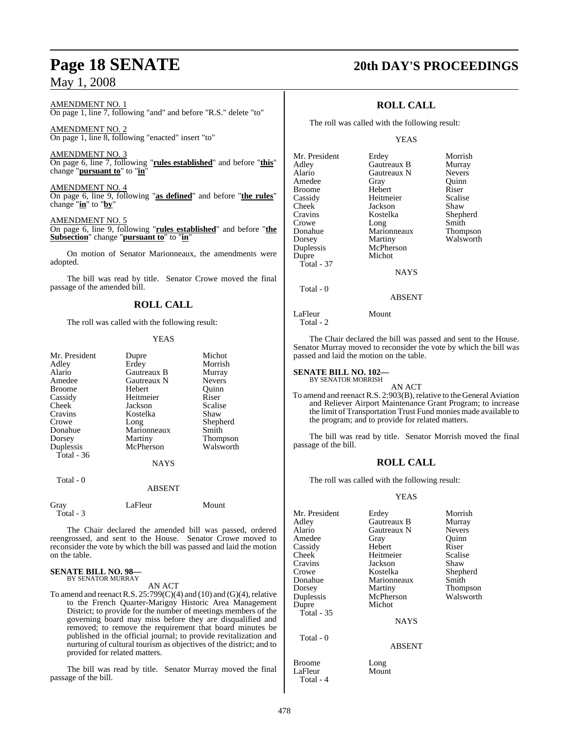AMENDMENT NO. 1
On page 1, line 7, following "and" and before "R.S." delete "to"

AMENDMENT NO. 2
On page 1, line 8, following "enacted" insert "to"

AMENDMENT NO. 3
On page 6, line 7, following "**rules established**" and before "**this**" change "**pursuant to**" to "**in**"

AMENDMENT NO. 4
On page 6, line 9, following "**as defined**" and before "**the rules**" change "**in**" to "**by**"

AMENDMENT NO. 5
On page 6, line 9, following "**rules established**" and before "**the Subsection**" change "**pursuant to**" to "**in**"

On motion of Senator Marionneaux, the amendments were adopted.

The bill was read by title. Senator Crowe moved the final passage of the amended bill.

## ROLL CALL

The roll was called with the following result:

YEAS

| | | |
|---|---|---|
| Mr. President | Dupre | Michot |
| Adley | Erdey | Morrish |
| Alario | Gautreaux B | Murray |
| Amedee | Gautreaux N | Nevers |
| Broome | Hebert | Quinn |
| Cassidy | Heitmeier | Riser |
| Cheek | Jackson | Scalise |
| Cravins | Kostelka | Shaw |
| Crowe | Long | Shepherd |
| Donahue | Marionneaux | Smith |
| Dorsey | Martiny | Thompson |
| Duplessis | McPherson | Walsworth |

Total - 36

NAYS

Total - 0

ABSENT

| | | |
|---|---|---|
| Gray | LaFleur | Mount |

Total - 3

The Chair declared the amended bill was passed, ordered reengrossed, and sent to the House. Senator Crowe moved to reconsider the vote by which the bill was passed and laid the motion on the table.

**SENATE BILL NO. 98—**
BY SENATOR MURRAY

AN ACT

To amend and reenact R.S. 25:799(C)(4) and (10) and (G)(4), relative to the French Quarter-Marigny Historic Area Management District; to provide for the number of meetings members of the governing board may miss before they are disqualified and removed; to remove the requirement that board minutes be published in the official journal; to provide revitalization and nurturing of cultural tourism as objectives of the district; and to provided for related matters.

The bill was read by title. Senator Murray moved the final passage of the bill.

## ROLL CALL

The roll was called with the following result:

YEAS

| | | |
|---|---|---|
| Mr. President | Erdey | Morrish |
| Adley | Gautreaux B | Murray |
| Alario | Gautreaux N | Nevers |
| Amedee | Gray | Quinn |
| Broome | Hebert | Riser |
| Cassidy | Heitmeier | Scalise |
| Cheek | Jackson | Shaw |
| Cravins | Kostelka | Shepherd |
| Crowe | Long | Smith |
| Donahue | Marionneaux | Thompson |
| Dorsey | Martiny | Walsworth |
| Duplessis | McPherson | |
| Dupre | Michot | |

Total - 37

NAYS

Total - 0

ABSENT

| | |
|---|---|
| LaFleur | Mount |

Total - 2

The Chair declared the bill was passed and sent to the House. Senator Murray moved to reconsider the vote by which the bill was passed and laid the motion on the table.

**SENATE BILL NO. 102—**
BY SENATOR MORRISH

AN ACT

To amend and reenact R.S. 2:903(B), relative to the General Aviation and Reliever Airport Maintenance Grant Program; to increase the limit of Transportation Trust Fund monies made available to the program; and to provide for related matters.

The bill was read by title. Senator Morrish moved the final passage of the bill.

## ROLL CALL

The roll was called with the following result:

YEAS

| | | |
|---|---|---|
| Mr. President | Erdey | Morrish |
| Adley | Gautreaux B | Murray |
| Alario | Gautreaux N | Nevers |
| Amedee | Gray | Quinn |
| Cassidy | Hebert | Riser |
| Cheek | Heitmeier | Scalise |
| Cravins | Jackson | Shaw |
| Crowe | Kostelka | Shepherd |
| Donahue | Marionneaux | Smith |
| Dorsey | Martiny | Thompson |
| Duplessis | McPherson | Walsworth |
| Dupre | Michot | |

Total - 35

NAYS

Total - 0

ABSENT

| | |
|---|---|
| Broome | Long |
| LaFleur | Mount |

Total - 4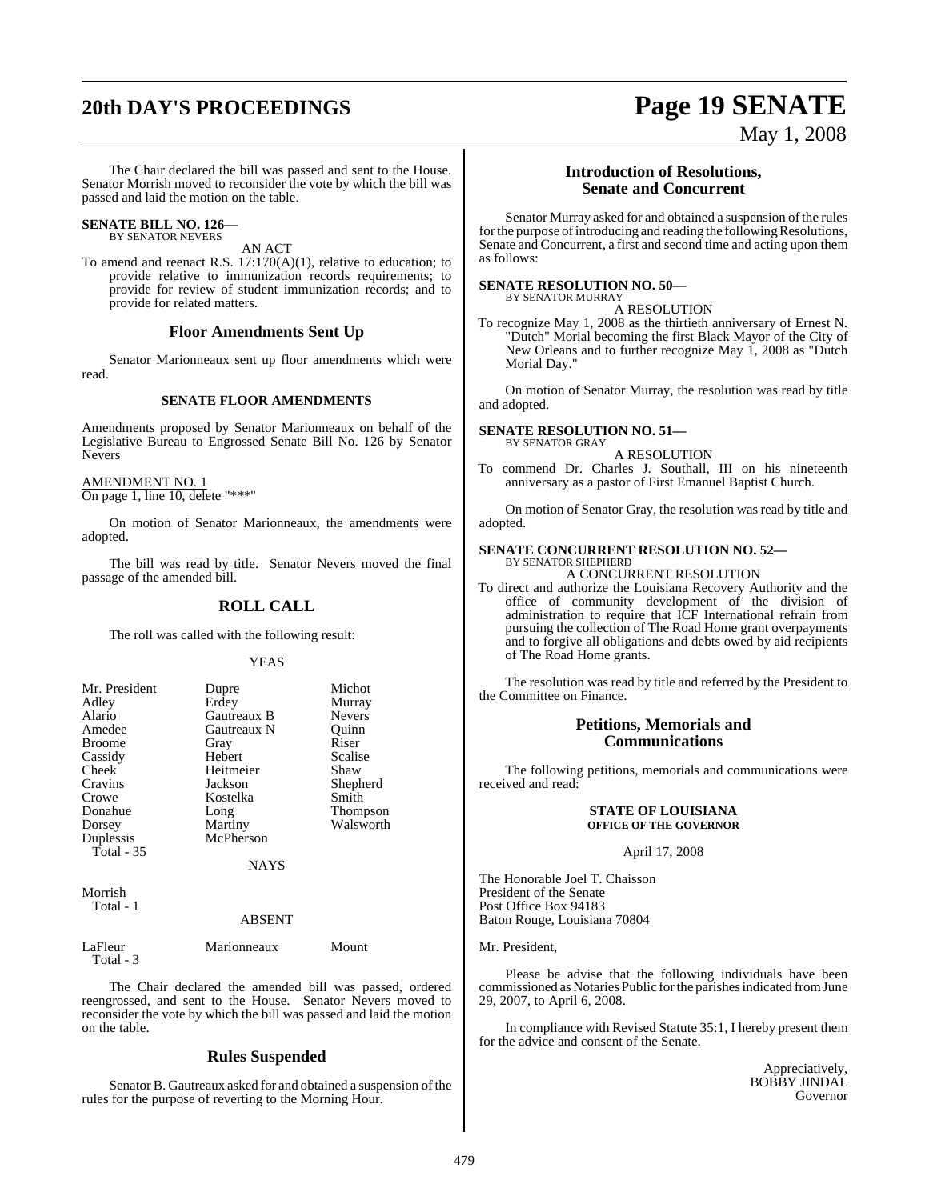The Chair declared the bill was passed and sent to the House. Senator Morrish moved to reconsider the vote by which the bill was passed and laid the motion on the table.

**SENATE BILL NO. 126—**
BY SENATOR NEVERS

AN ACT

To amend and reenact R.S. 17:170(A)(1), relative to education; to provide relative to immunization records requirements; to provide for review of student immunization records; and to provide for related matters.

## Floor Amendments Sent Up

Senator Marionneaux sent up floor amendments which were read.

### SENATE FLOOR AMENDMENTS

Amendments proposed by Senator Marionneaux on behalf of the Legislative Bureau to Engrossed Senate Bill No. 126 by Senator Nevers

AMENDMENT NO. 1
On page 1, line 10, delete "***"

On motion of Senator Marionneaux, the amendments were adopted.

The bill was read by title. Senator Nevers moved the final passage of the amended bill.

## ROLL CALL

The roll was called with the following result:

YEAS

| | | |
|---|---|---|
| Mr. President | Dupre | Michot |
| Adley | Erdey | Murray |
| Alario | Gautreaux B | Nevers |
| Amedee | Gautreaux N | Quinn |
| Broome | Gray | Riser |
| Cassidy | Hebert | Scalise |
| Cheek | Heitmeier | Shaw |
| Cravins | Jackson | Shepherd |
| Crowe | Kostelka | Smith |
| Donahue | Long | Thompson |
| Dorsey | Martiny | Walsworth |
| Duplessis | McPherson | |

Total - 35

NAYS

Morrish
Total - 1

ABSENT

| | | |
|---|---|---|
| LaFleur | Marionneaux | Mount |

Total - 3

The Chair declared the amended bill was passed, ordered reengrossed, and sent to the House. Senator Nevers moved to reconsider the vote by which the bill was passed and laid the motion on the table.

## Rules Suspended

Senator B. Gautreaux asked for and obtained a suspension of the rules for the purpose of reverting to the Morning Hour.

## Introduction of Resolutions, Senate and Concurrent

Senator Murray asked for and obtained a suspension of the rules for the purpose of introducing and reading the following Resolutions, Senate and Concurrent, a first and second time and acting upon them as follows:

**SENATE RESOLUTION NO. 50—**
BY SENATOR MURRAY

A RESOLUTION

To recognize May 1, 2008 as the thirtieth anniversary of Ernest N. "Dutch" Morial becoming the first Black Mayor of the City of New Orleans and to further recognize May 1, 2008 as "Dutch Morial Day."

On motion of Senator Murray, the resolution was read by title and adopted.

**SENATE RESOLUTION NO. 51—**
BY SENATOR GRAY

A RESOLUTION

To commend Dr. Charles J. Southall, III on his nineteenth anniversary as a pastor of First Emanuel Baptist Church.

On motion of Senator Gray, the resolution was read by title and adopted.

**SENATE CONCURRENT RESOLUTION NO. 52—**
BY SENATOR SHEPHERD

A CONCURRENT RESOLUTION

To direct and authorize the Louisiana Recovery Authority and the office of community development of the division of administration to require that ICF International refrain from pursuing the collection of The Road Home grant overpayments and to forgive all obligations and debts owed by aid recipients of The Road Home grants.

The resolution was read by title and referred by the President to the Committee on Finance.

## Petitions, Memorials and Communications

The following petitions, memorials and communications were received and read:

**STATE OF LOUISIANA**
**OFFICE OF THE GOVERNOR**

April 17, 2008

The Honorable Joel T. Chaisson
President of the Senate
Post Office Box 94183
Baton Rouge, Louisiana 70804

Mr. President,

Please be advise that the following individuals have been commissioned as Notaries Public for the parishes indicated from June 29, 2007, to April 6, 2008.

In compliance with Revised Statute 35:1, I hereby present them for the advice and consent of the Senate.

Appreciatively,
BOBBY JINDAL
Governor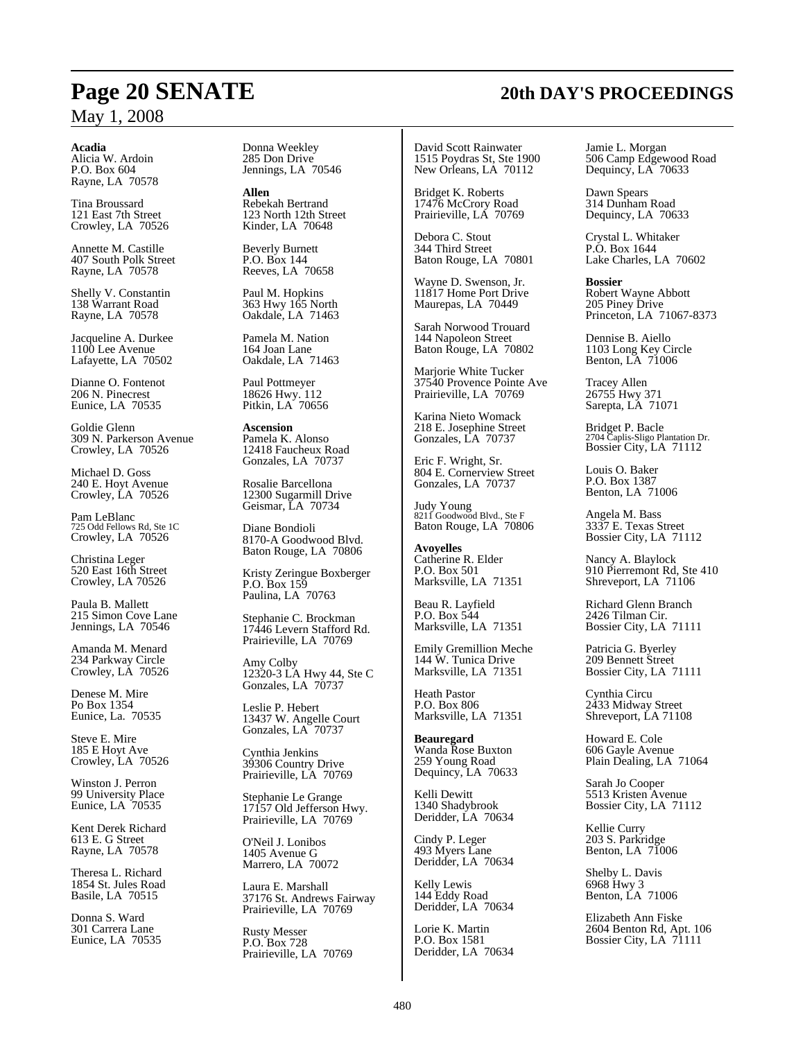**Acadia**
Alicia W. Ardoin
P.O. Box 604
Rayne, LA 70578

Tina Broussard
121 East 7th Street
Crowley, LA 70526

Annette M. Castille
407 South Polk Street
Rayne, LA 70578

Shelly V. Constantin
138 Warrant Road
Rayne, LA 70578

Jacqueline A. Durkee
1100 Lee Avenue
Lafayette, LA 70502

Dianne O. Fontenot
206 N. Pinecrest
Eunice, LA 70535

Goldie Glenn
309 N. Parkerson Avenue
Crowley, LA 70526

Michael D. Goss
240 E. Hoyt Avenue
Crowley, LA 70526

Pam LeBlanc
725 Odd Fellows Rd, Ste 1C
Crowley, LA 70526

Christina Leger
520 East 16th Street
Crowley, LA 70526

Paula B. Mallett
215 Simon Cove Lane
Jennings, LA 70546

Amanda M. Menard
234 Parkway Circle
Crowley, LA 70526

Denese M. Mire
Po Box 1354
Eunice, La. 70535

Steve E. Mire
185 E Hoyt Ave
Crowley, LA 70526

Winston J. Perron
99 University Place
Eunice, LA 70535

Kent Derek Richard
613 E. G Street
Rayne, LA 70578

Theresa L. Richard
1854 St. Jules Road
Basile, LA 70515

Donna S. Ward
301 Carrera Lane
Eunice, LA 70535

Donna Weekley
285 Don Drive
Jennings, LA 70546

**Allen**
Rebekah Bertrand
123 North 12th Street
Kinder, LA 70648

Beverly Burnett
P.O. Box 144
Reeves, LA 70658

Paul M. Hopkins
363 Hwy 165 North
Oakdale, LA 71463

Pamela M. Nation
164 Joan Lane
Oakdale, LA 71463

Paul Pottmeyer
18626 Hwy. 112
Pitkin, LA 70656

**Ascension**
Pamela K. Alonso
12418 Faucheux Road
Gonzales, LA 70737

Rosalie Barcellona
12300 Sugarmill Drive
Geismar, LA 70734

Diane Bondioli
8170-A Goodwood Blvd.
Baton Rouge, LA 70806

Kristy Zeringue Boxberger
P.O. Box 159
Paulina, LA 70763

Stephanie C. Brockman
17446 Levern Stafford Rd.
Prairieville, LA 70769

Amy Colby
12320-3 LA Hwy 44, Ste C
Gonzales, LA 70737

Leslie P. Hebert
13437 W. Angelle Court
Gonzales, LA 70737

Cynthia Jenkins
39306 Country Drive
Prairieville, LA 70769

Stephanie Le Grange
17157 Old Jefferson Hwy.
Prairieville, LA 70769

O'Neil J. Lonibos
1405 Avenue G
Marrero, LA 70072

Laura E. Marshall
37176 St. Andrews Fairway
Prairieville, LA 70769

Rusty Messer
P.O. Box 728
Prairieville, LA 70769

David Scott Rainwater
1515 Poydras St, Ste 1900
New Orleans, LA 70112

Bridget K. Roberts
17476 McCrory Road
Prairieville, LA 70769

Debora C. Stout
344 Third Street
Baton Rouge, LA 70801

Wayne D. Swenson, Jr.
11817 Home Port Drive
Maurepas, LA 70449

Sarah Norwood Trouard
144 Napoleon Street
Baton Rouge, LA 70802

Marjorie White Tucker
37540 Provence Pointe Ave
Prairieville, LA 70769

Karina Nieto Womack
218 E. Josephine Street
Gonzales, LA 70737

Eric F. Wright, Sr.
804 E. Cornerview Street
Gonzales, LA 70737

Judy Young
8211 Goodwood Blvd., Ste F
Baton Rouge, LA 70806

**Avoyelles**
Catherine R. Elder
P.O. Box 501
Marksville, LA 71351

Beau R. Layfield
P.O. Box 544
Marksville, LA 71351

Emily Gremillion Meche
144 W. Tunica Drive
Marksville, LA 71351

Heath Pastor
P.O. Box 806
Marksville, LA 71351

**Beauregard**
Wanda Rose Buxton
259 Young Road
Dequincy, LA 70633

Kelli Dewitt
1340 Shadybrook
Deridder, LA 70634

Cindy P. Leger
493 Myers Lane
Deridder, LA 70634

Kelly Lewis
144 Eddy Road
Deridder, LA 70634

Lorie K. Martin
P.O. Box 1581
Deridder, LA 70634

Jamie L. Morgan
506 Camp Edgewood Road
Dequincy, LA 70633

Dawn Spears
314 Dunham Road
Dequincy, LA 70633

Crystal L. Whitaker
P.O. Box 1644
Lake Charles, LA 70602

**Bossier**
Robert Wayne Abbott
205 Piney Drive
Princeton, LA 71067-8373

Dennise B. Aiello
1103 Long Key Circle
Benton, LA 71006

Tracey Allen
26755 Hwy 371
Sarepta, LA 71071

Bridget P. Bacle
2704 Caplis-Sligo Plantation Dr.
Bossier City, LA 71112

Louis O. Baker
P.O. Box 1387
Benton, LA 71006

Angela M. Bass
3337 E. Texas Street
Bossier City, LA 71112

Nancy A. Blaylock
910 Pierremont Rd, Ste 410
Shreveport, LA 71106

Richard Glenn Branch
2426 Tilman Cir.
Bossier City, LA 71111

Patricia G. Byerley
209 Bennett Street
Bossier City, LA 71111

Cynthia Circu
2433 Midway Street
Shreveport, LA 71108

Howard E. Cole
606 Gayle Avenue
Plain Dealing, LA 71064

Sarah Jo Cooper
5513 Kristen Avenue
Bossier City, LA 71112

Kellie Curry
203 S. Parkridge
Benton, LA 71006

Shelby L. Davis
6968 Hwy 3
Benton, LA 71006

Elizabeth Ann Fiske
2604 Benton Rd, Apt. 106
Bossier City, LA 71111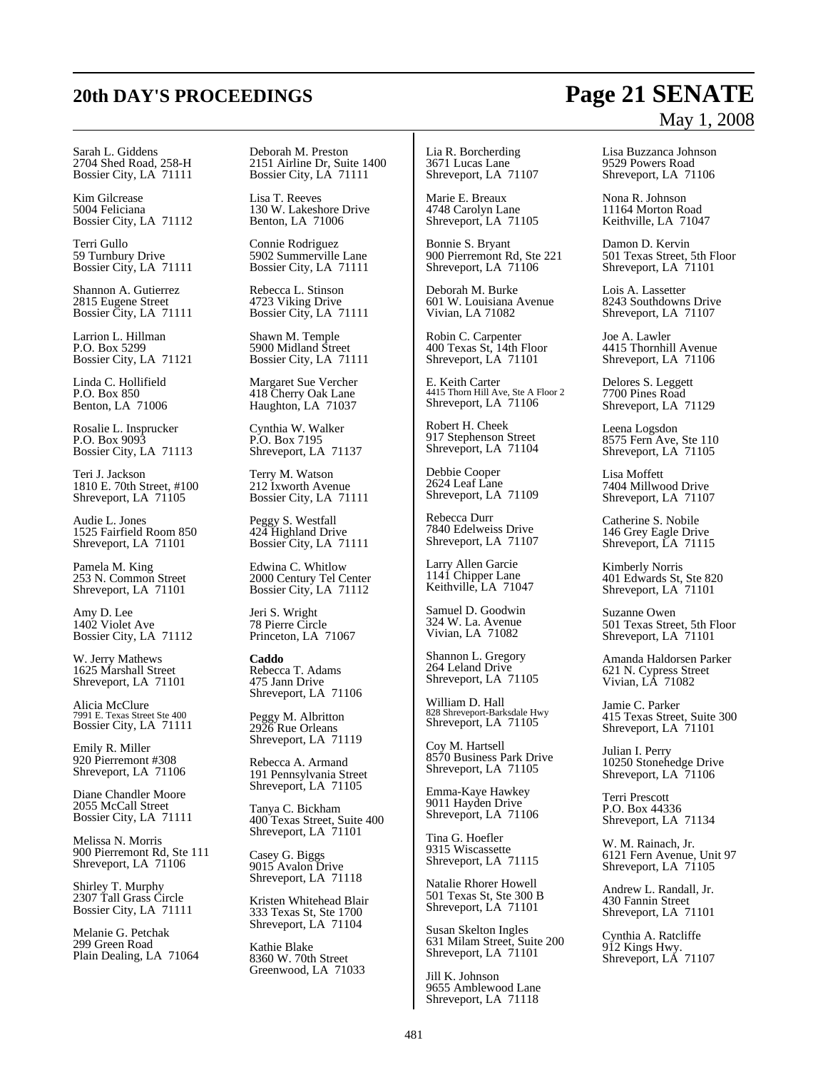Sarah L. Giddens
2704 Shed Road, 258-H
Bossier City, LA 71111

Kim Gilcrease
5004 Feliciana
Bossier City, LA 71112

Terri Gullo
59 Turnbury Drive
Bossier City, LA 71111

Shannon A. Gutierrez
2815 Eugene Street
Bossier City, LA 71111

Larrion L. Hillman
P.O. Box 5299
Bossier City, LA 71121

Linda C. Hollifield
P.O. Box 850
Benton, LA 71006

Rosalie L. Insprucker
P.O. Box 9093
Bossier City, LA 71113

Teri J. Jackson
1810 E. 70th Street, #100
Shreveport, LA 71105

Audie L. Jones
1525 Fairfield Room 850
Shreveport, LA 71101

Pamela M. King
253 N. Common Street
Shreveport, LA 71101

Amy D. Lee
1402 Violet Ave
Bossier City, LA 71112

W. Jerry Mathews
1625 Marshall Street
Shreveport, LA 71101

Alicia McClure
7991 E. Texas Street Ste 400
Bossier City, LA 71111

Emily R. Miller
920 Pierremont #308
Shreveport, LA 71106

Diane Chandler Moore
2055 McCall Street
Bossier City, LA 71111

Melissa N. Morris
900 Pierremont Rd, Ste 111
Shreveport, LA 71106

Shirley T. Murphy
2307 Tall Grass Circle
Bossier City, LA 71111

Melanie G. Petchak
299 Green Road
Plain Dealing, LA 71064

Deborah M. Preston
2151 Airline Dr, Suite 1400
Bossier City, LA 71111

Lisa T. Reeves
130 W. Lakeshore Drive
Benton, LA 71006

Connie Rodriguez
5902 Summerville Lane
Bossier City, LA 71111

Rebecca L. Stinson
4723 Viking Drive
Bossier City, LA 71111

Shawn M. Temple
5900 Midland Street
Bossier City, LA 71111

Margaret Sue Vercher
418 Cherry Oak Lane
Haughton, LA 71037

Cynthia W. Walker
P.O. Box 7195
Shreveport, LA 71137

Terry M. Watson
212 Ixworth Avenue
Bossier City, LA 71111

Peggy S. Westfall
424 Highland Drive
Bossier City, LA 71111

Edwina C. Whitlow
2000 Century Tel Center
Bossier City, LA 71112

Jeri S. Wright
78 Pierre Circle
Princeton, LA 71067

**Caddo**
Rebecca T. Adams
475 Jann Drive
Shreveport, LA 71106

Peggy M. Albritton
2926 Rue Orleans
Shreveport, LA 71119

Rebecca A. Armand
191 Pennsylvania Street
Shreveport, LA 71105

Tanya C. Bickham
400 Texas Street, Suite 400
Shreveport, LA 71101

Casey G. Biggs
9015 Avalon Drive
Shreveport, LA 71118

Kristen Whitehead Blair
333 Texas St, Ste 1700
Shreveport, LA 71104

Kathie Blake
8360 W. 70th Street
Greenwood, LA 71033

Lia R. Borcherding
3671 Lucas Lane
Shreveport, LA 71107

Marie E. Breaux
4748 Carolyn Lane
Shreveport, LA 71105

Bonnie S. Bryant
900 Pierremont Rd, Ste 221
Shreveport, LA 71106

Deborah M. Burke
601 W. Louisiana Avenue
Vivian, LA 71082

Robin C. Carpenter
400 Texas St, 14th Floor
Shreveport, LA 71101

E. Keith Carter
4415 Thorn Hill Ave, Ste A Floor 2
Shreveport, LA 71106

Robert H. Cheek
917 Stephenson Street
Shreveport, LA 71104

Debbie Cooper
2624 Leaf Lane
Shreveport, LA 71109

Rebecca Durr
7840 Edelweiss Drive
Shreveport, LA 71107

Larry Allen Garcie
1141 Chipper Lane
Keithville, LA 71047

Samuel D. Goodwin
324 W. La. Avenue
Vivian, LA 71082

Shannon L. Gregory
264 Leland Drive
Shreveport, LA 71105

William D. Hall
828 Shreveport-Barksdale Hwy
Shreveport, LA 71105

Coy M. Hartsell
8570 Business Park Drive
Shreveport, LA 71105

Emma-Kaye Hawkey
9011 Hayden Drive
Shreveport, LA 71106

Tina G. Hoefler
9315 Wiscassette
Shreveport, LA 71115

Natalie Rhorer Howell
501 Texas St, Ste 300 B
Shreveport, LA 71101

Susan Skelton Ingles
631 Milam Street, Suite 200
Shreveport, LA 71101

Jill K. Johnson
9655 Amblewood Lane
Shreveport, LA 71118

Lisa Buzzanca Johnson
9529 Powers Road
Shreveport, LA 71106

Nona R. Johnson
11164 Morton Road
Keithville, LA 71047

Damon D. Kervin
501 Texas Street, 5th Floor
Shreveport, LA 71101

Lois A. Lassetter
8243 Southdowns Drive
Shreveport, LA 71107

Joe A. Lawler
4415 Thornhill Avenue
Shreveport, LA 71106

Delores S. Leggett
7700 Pines Road
Shreveport, LA 71129

Leena Logsdon
8575 Fern Ave, Ste 110
Shreveport, LA 71105

Lisa Moffett
7404 Millwood Drive
Shreveport, LA 71107

Catherine S. Nobile
146 Grey Eagle Drive
Shreveport, LA 71115

Kimberly Norris
401 Edwards St, Ste 820
Shreveport, LA 71101

Suzanne Owen
501 Texas Street, 5th Floor
Shreveport, LA 71101

Amanda Haldorsen Parker
621 N. Cypress Street
Vivian, LA 71082

Jamie C. Parker
415 Texas Street, Suite 300
Shreveport, LA 71101

Julian I. Perry
10250 Stonehedge Drive
Shreveport, LA 71106

Terri Prescott
P.O. Box 44336
Shreveport, LA 71134

W. M. Rainach, Jr.
6121 Fern Avenue, Unit 97
Shreveport, LA 71105

Andrew L. Randall, Jr.
430 Fannin Street
Shreveport, LA 71101

Cynthia A. Ratcliffe
912 Kings Hwy.
Shreveport, LA 71107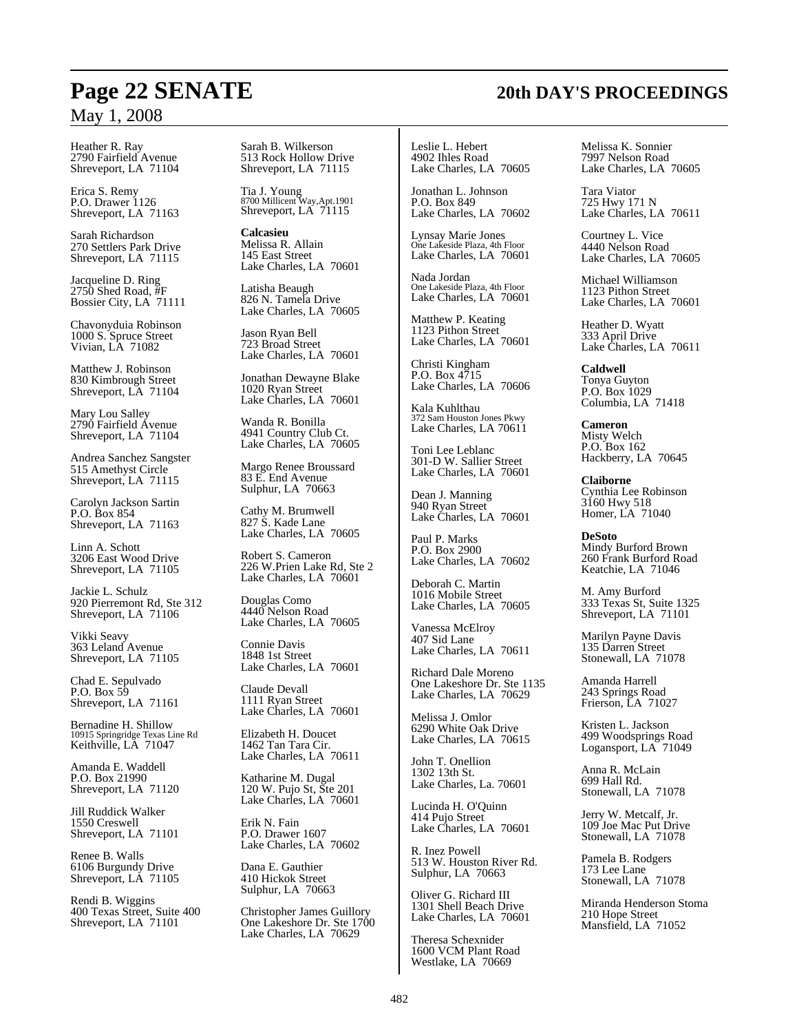Heather R. Ray
2790 Fairfield Avenue
Shreveport, LA 71104

Erica S. Remy
P.O. Drawer 1126
Shreveport, LA 71163

Sarah Richardson
270 Settlers Park Drive
Shreveport, LA 71115

Jacqueline D. Ring
2750 Shed Road, #F
Bossier City, LA 71111

Chavonyduia Robinson
1000 S. Spruce Street
Vivian, LA 71082

Matthew J. Robinson
830 Kimbrough Street
Shreveport, LA 71104

Mary Lou Salley
2790 Fairfield Avenue
Shreveport, LA 71104

Andrea Sanchez Sangster
515 Amethyst Circle
Shreveport, LA 71115

Carolyn Jackson Sartin
P.O. Box 854
Shreveport, LA 71163

Linn A. Schott
3206 East Wood Drive
Shreveport, LA 71105

Jackie L. Schulz
920 Pierremont Rd, Ste 312
Shreveport, LA 71106

Vikki Seavy
363 Leland Avenue
Shreveport, LA 71105

Chad E. Sepulvado
P.O. Box 59
Shreveport, LA 71161

Bernadine H. Shillow
10915 Springridge Texas Line Rd
Keithville, LA 71047

Amanda E. Waddell
P.O. Box 21990
Shreveport, LA 71120

Jill Ruddick Walker
1550 Creswell
Shreveport, LA 71101

Renee B. Walls
6106 Burgundy Drive
Shreveport, LA 71105

Rendi B. Wiggins
400 Texas Street, Suite 400
Shreveport, LA 71101

Sarah B. Wilkerson
513 Rock Hollow Drive
Shreveport, LA 71115

Tia J. Young
8700 Millicent Way,Apt.1901
Shreveport, LA 71115

**Calcasieu**
Melissa R. Allain
145 East Street
Lake Charles, LA 70601

Latisha Beaugh
826 N. Tamela Drive
Lake Charles, LA 70605

Jason Ryan Bell
723 Broad Street
Lake Charles, LA 70601

Jonathan Dewayne Blake
1020 Ryan Street
Lake Charles, LA 70601

Wanda R. Bonilla
4941 Country Club Ct.
Lake Charles, LA 70605

Margo Renee Broussard
83 E. End Avenue
Sulphur, LA 70663

Cathy M. Brumwell
827 S. Kade Lane
Lake Charles, LA 70605

Robert S. Cameron
226 W.Prien Lake Rd, Ste 2
Lake Charles, LA 70601

Douglas Como
4440 Nelson Road
Lake Charles, LA 70605

Connie Davis
1848 1st Street
Lake Charles, LA 70601

Claude Devall
1111 Ryan Street
Lake Charles, LA 70601

Elizabeth H. Doucet
1462 Tan Tara Cir.
Lake Charles, LA 70611

Katharine M. Dugal
120 W. Pujo St, Ste 201
Lake Charles, LA 70601

Erik N. Fain
P.O. Drawer 1607
Lake Charles, LA 70602

Dana E. Gauthier
410 Hickok Street
Sulphur, LA 70663

Christopher James Guillory
One Lakeshore Dr. Ste 1700
Lake Charles, LA 70629

Leslie L. Hebert
4902 Ihles Road
Lake Charles, LA 70605

Jonathan L. Johnson
P.O. Box 849
Lake Charles, LA 70602

Lynsay Marie Jones
One Lakeside Plaza, 4th Floor
Lake Charles, LA 70601

Nada Jordan
One Lakeside Plaza, 4th Floor
Lake Charles, LA 70601

Matthew P. Keating
1123 Pithon Street
Lake Charles, LA 70601

Christi Kingham
P.O. Box 4715
Lake Charles, LA 70606

Kala Kuhlthau
372 Sam Houston Jones Pkwy
Lake Charles, LA 70611

Toni Lee Leblanc
301-D W. Sallier Street
Lake Charles, LA 70601

Dean J. Manning
940 Ryan Street
Lake Charles, LA 70601

Paul P. Marks
P.O. Box 2900
Lake Charles, LA 70602

Deborah C. Martin
1016 Mobile Street
Lake Charles, LA 70605

Vanessa McElroy
407 Sid Lane
Lake Charles, LA 70611

Richard Dale Moreno
One Lakeshore Dr. Ste 1135
Lake Charles, LA 70629

Melissa J. Omlor
6290 White Oak Drive
Lake Charles, LA 70615

John T. Onellion
1302 13th St.
Lake Charles, La. 70601

Lucinda H. O'Quinn
414 Pujo Street
Lake Charles, LA 70601

R. Inez Powell
513 W. Houston River Rd.
Sulphur, LA 70663

Oliver G. Richard III
1301 Shell Beach Drive
Lake Charles, LA 70601

Theresa Schexnider
1600 VCM Plant Road
Westlake, LA 70669

Melissa K. Sonnier
7997 Nelson Road
Lake Charles, LA 70605

Tara Viator
725 Hwy 171 N
Lake Charles, LA 70611

Courtney L. Vice
4440 Nelson Road
Lake Charles, LA 70605

Michael Williamson
1123 Pithon Street
Lake Charles, LA 70601

Heather D. Wyatt
333 April Drive
Lake Charles, LA 70611

**Caldwell**
Tonya Guyton
P.O. Box 1029
Columbia, LA 71418

**Cameron**
Misty Welch
P.O. Box 162
Hackberry, LA 70645

**Claiborne**
Cynthia Lee Robinson
3160 Hwy 518
Homer, LA 71040

**DeSoto**
Mindy Burford Brown
260 Frank Burford Road
Keatchie, LA 71046

M. Amy Burford
333 Texas St, Suite 1325
Shreveport, LA 71101

Marilyn Payne Davis
135 Darren Street
Stonewall, LA 71078

Amanda Harrell
243 Springs Road
Frierson, LA 71027

Kristen L. Jackson
499 Woodsprings Road
Logansport, LA 71049

Anna R. McLain
699 Hall Rd.
Stonewall, LA 71078

Jerry W. Metcalf, Jr.
109 Joe Mac Put Drive
Stonewall, LA 71078

Pamela B. Rodgers
173 Lee Lane
Stonewall, LA 71078

Miranda Henderson Stoma
210 Hope Street
Mansfield, LA 71052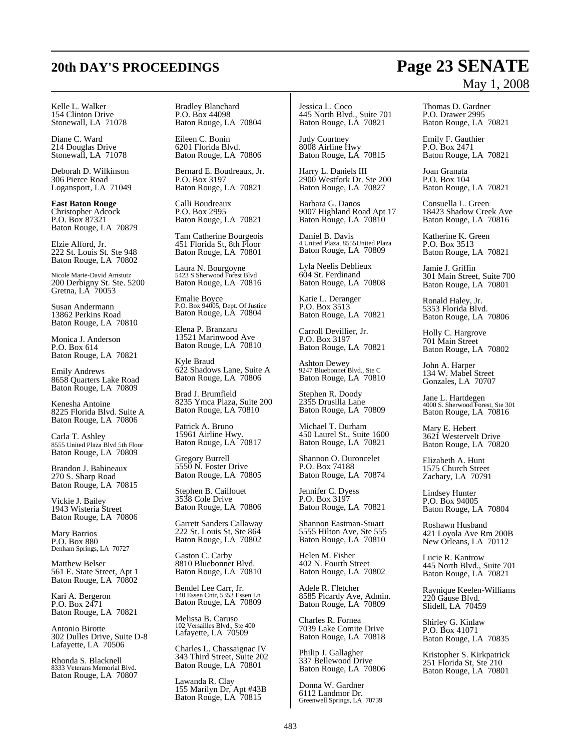Kelle L. Walker
154 Clinton Drive
Stonewall, LA 71078

Diane C. Ward
214 Douglas Drive
Stonewall, LA 71078

Deborah D. Wilkinson
306 Pierce Road
Logansport, LA 71049

**East Baton Rouge**
Christopher Adcock
P.O. Box 87321
Baton Rouge, LA 70879

Elzie Alford, Jr.
222 St. Louis St. Ste 948
Baton Rouge, LA 70802

Nicole Marie-David Amstutz
200 Derbigny St. Ste. 5200
Gretna, LA 70053

Susan Andermann
13862 Perkins Road
Baton Rouge, LA 70810

Monica J. Anderson
P.O. Box 614
Baton Rouge, LA 70821

Emily Andrews
8658 Quarters Lake Road
Baton Rouge, LA 70809

Kenesha Antoine
8225 Florida Blvd. Suite A
Baton Rouge, LA 70806

Carla T. Ashley
8555 United Plaza Blvd 5th Floor
Baton Rouge, LA 70809

Brandon J. Babineaux
270 S. Sharp Road
Baton Rouge, LA 70815

Vickie J. Bailey
1943 Wisteria Street
Baton Rouge, LA 70806

Mary Barrios
P.O. Box 880
Denham Springs, LA 70727

Matthew Belser
561 E. State Street, Apt 1
Baton Rouge, LA 70802

Kari A. Bergeron
P.O. Box 2471
Baton Rouge, LA 70821

Antonio Birotte
302 Dulles Drive, Suite D-8
Lafayette, LA 70506

Rhonda S. Blacknell
8333 Veterans Memorial Blvd.
Baton Rouge, LA 70807

Bradley Blanchard
P.O. Box 44098
Baton Rouge, LA 70804

Eileen C. Bonin
6201 Florida Blvd.
Baton Rouge, LA 70806

Bernard E. Boudreaux, Jr.
P.O. Box 3197
Baton Rouge, LA 70821

Calli Boudreaux
P.O. Box 2995
Baton Rouge, LA 70821

Tam Catherine Bourgeois
451 Florida St, 8th Floor
Baton Rouge, LA 70801

Laura N. Bourgoyne
5423 S Sherwood Forest Blvd
Baton Rouge, LA 70816

Emalie Boyce
P.O. Box 94005, Dept. Of Justice
Baton Rouge, LA 70804

Elena P. Branzaru
13521 Marinwood Ave
Baton Rouge, LA 70810

Kyle Braud
622 Shadows Lane, Suite A
Baton Rouge, LA 70806

Brad J. Brumfield
8235 Ymca Plaza, Suite 200
Baton Rouge, LA 70810

Patrick A. Bruno
15961 Airline Hwy.
Baton Rouge, LA 70817

Gregory Burrell
5550 N. Foster Drive
Baton Rouge, LA 70805

Stephen B. Caillouet
3538 Cole Drive
Baton Rouge, LA 70806

Garrett Sanders Callaway
222 St. Louis St, Ste 864
Baton Rouge, LA 70802

Gaston C. Carby
8810 Bluebonnet Blvd.
Baton Rouge, LA 70810

Bendel Lee Carr, Jr.
140 Essen Cntr, 5353 Essen Ln
Baton Rouge, LA 70809

Melissa B. Caruso
102 Versailles Blvd., Ste 400
Lafayette, LA 70509

Charles L. Chassaignac IV
343 Third Street, Suite 202
Baton Rouge, LA 70801

Lawanda R. Clay
155 Marilyn Dr, Apt #43B
Baton Rouge, LA 70815

Jessica L. Coco
445 North Blvd., Suite 701
Baton Rouge, LA 70821

Judy Courtney
8008 Airline Hwy
Baton Rouge, LA 70815

Harry L. Daniels III
2900 Westfork Dr. Ste 200
Baton Rouge, LA 70827

Barbara G. Danos
9007 Highland Road Apt 17
Baton Rouge, LA 70810

Daniel B. Davis
4 United Plaza, 8555United Plaza
Baton Rouge, LA 70809

Lyla Neelis Deblieux
604 St. Ferdinand
Baton Rouge, LA 70808

Katie L. Deranger
P.O. Box 3513
Baton Rouge, LA 70821

Carroll Devillier, Jr.
P.O. Box 3197
Baton Rouge, LA 70821

Ashton Dewey
9247 Bluebonnet Blvd., Ste C
Baton Rouge, LA 70810

Stephen R. Doody
2355 Drusilla Lane
Baton Rouge, LA 70809

Michael T. Durham
450 Laurel St., Suite 1600
Baton Rouge, LA 70821

Shannon O. Duroncelet
P.O. Box 74188
Baton Rouge, LA 70874

Jennifer C. Dyess
P.O. Box 3197
Baton Rouge, LA 70821

Shannon Eastman-Stuart
5555 Hilton Ave, Ste 555
Baton Rouge, LA 70810

Helen M. Fisher
402 N. Fourth Street
Baton Rouge, LA 70802

Adele R. Fletcher
8585 Picardy Ave, Admin.
Baton Rouge, LA 70809

Charles R. Fornea
7039 Lake Comite Drive
Baton Rouge, LA 70818

Philip J. Gallagher
337 Bellewood Drive
Baton Rouge, LA 70806

Donna W. Gardner
6112 Landmor Dr.
Greenwell Springs, LA 70739

Thomas D. Gardner
P.O. Drawer 2995
Baton Rouge, LA 70821

Emily F. Gauthier
P.O. Box 2471
Baton Rouge, LA 70821

Joan Granata
P.O. Box 104
Baton Rouge, LA 70821

Consuella L. Green
18423 Shadow Creek Ave
Baton Rouge, LA 70816

Katherine K. Green
P.O. Box 3513
Baton Rouge, LA 70821

Jamie J. Griffin
301 Main Street, Suite 700
Baton Rouge, LA 70801

Ronald Haley, Jr.
5353 Florida Blvd.
Baton Rouge, LA 70806

Holly C. Hargrove
701 Main Street
Baton Rouge, LA 70802

John A. Harper
134 W. Mabel Street
Gonzales, LA 70707

Jane L. Hartdegen
4000 S. Sherwood Forest, Ste 301
Baton Rouge, LA 70816

Mary E. Hebert
3621 Westervelt Drive
Baton Rouge, LA 70820

Elizabeth A. Hunt
1575 Church Street
Zachary, LA 70791

Lindsey Hunter
P.O. Box 94005
Baton Rouge, LA 70804

Roshawn Husband
421 Loyola Ave Rm 200B
New Orleans, LA 70112

Lucie R. Kantrow
445 North Blvd., Suite 701
Baton Rouge, LA 70821

Raynique Keelen-Williams
220 Gause Blvd.
Slidell, LA 70459

Shirley G. Kinlaw
P.O. Box 41071
Baton Rouge, LA 70835

Kristopher S. Kirkpatrick
251 Florida St, Ste 210
Baton Rouge, LA 70801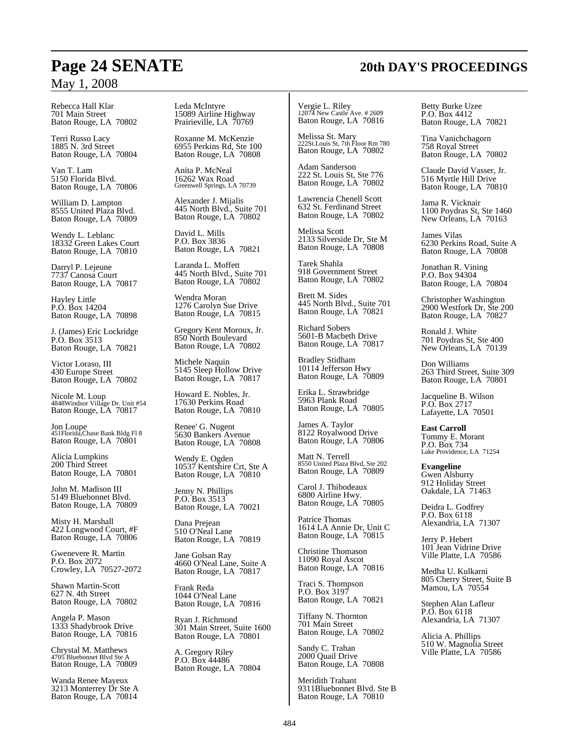Rebecca Hall Klar
701 Main Street
Baton Rouge, LA 70802

Terri Russo Lacy
1885 N. 3rd Street
Baton Rouge, LA 70804

Van T. Lam
5150 Florida Blvd.
Baton Rouge, LA 70806

William D. Lampton
8555 United Plaza Blvd.
Baton Rouge, LA 70809

Wendy L. Leblanc
18332 Green Lakes Court
Baton Rouge, LA 70810

Darryl P. Lejeune
7737 Canosa Court
Baton Rouge, LA 70817

Hayley Little
P.O. Box 14204
Baton Rouge, LA 70898

J. (James) Eric Lockridge
P.O. Box 3513
Baton Rouge, LA 70821

Victor Loraso, III
430 Europe Street
Baton Rouge, LA 70802

Nicole M. Loup
4848Windsor Village Dr. Unit #54
Baton Rouge, LA 70817

Jon Loupe
451Florida,Chase Bank Bldg Fl 8
Baton Rouge, LA 70801

Alicia Lumpkins
200 Third Street
Baton Rouge, LA 70801

John M. Madison III
5149 Bluebonnet Blvd.
Baton Rouge, LA 70809

Misty H. Marshall
422 Longwood Court, #F
Baton Rouge, LA 70806

Gwenevere R. Martin
P.O. Box 2072
Crowley, LA 70527-2072

Shawn Martin-Scott
627 N. 4th Street
Baton Rouge, LA 70802

Angela P. Mason
1333 Shadybrook Drive
Baton Rouge, LA 70816

Chrystal M. Matthews
4705 Bluebonnet Blvd Ste A
Baton Rouge, LA 70809

Wanda Renee Mayeux
3213 Monterrey Dr Ste A
Baton Rouge, LA 70814

Leda McIntyre
15089 Airline Highway
Prairieville, LA 70769

Roxanne M. McKenzie
6955 Perkins Rd, Ste 100
Baton Rouge, LA 70808

Anita P. McNeal
16262 Wax Road
Greenwell Springs, LA 70739

Alexander J. Mijalis
445 North Blvd., Suite 701
Baton Rouge, LA 70802

David L. Mills
P.O. Box 3836
Baton Rouge, LA 70821

Laranda L. Moffett
445 North Blvd., Suite 701
Baton Rouge, LA 70802

Wendra Moran
1276 Carolyn Sue Drive
Baton Rouge, LA 70815

Gregory Kent Moroux, Jr.
850 North Boulevard
Baton Rouge, LA 70802

Michele Naquin
5145 Sleep Hollow Drive
Baton Rouge, LA 70817

Howard E. Nobles, Jr.
17630 Perkins Road
Baton Rouge, LA 70810

Renee' G. Nugent
5630 Bankers Avenue
Baton Rouge, LA 70808

Wendy E. Ogden
10537 Kentshire Crt, Ste A
Baton Rouge, LA 70810

Jenny N. Phillips
P.O. Box 3513
Baton Rouge, LA 70021

Dana Prejean
510 O'Neal Lane
Baton Rouge, LA 70819

Jane Golsan Ray
4660 O'Neal Lane, Suite A
Baton Rouge, LA 70817

Frank Reda
1044 O'Neal Lane
Baton Rouge, LA 70816

Ryan J. Richmond
301 Main Street, Suite 1600
Baton Rouge, LA 70801

A. Gregory Riley
P.O. Box 44486
Baton Rouge, LA 70804

Vergie L. Riley
12074 New Castle Ave. # 2609
Baton Rouge, LA 70816

Melissa St. Mary
222St.Louis St, 7th Floor Rm 780
Baton Rouge, LA 70802

Adam Sanderson
222 St. Louis St, Ste 776
Baton Rouge, LA 70802

Lawrencia Chenell Scott
632 St. Ferdinand Street
Baton Rouge, LA 70802

Melissa Scott
2133 Silverside Dr, Ste M
Baton Rouge, LA 70808

Tarek Shahla
918 Government Street
Baton Rouge, LA 70802

Brett M. Sides
445 North Blvd., Suite 701
Baton Rouge, LA 70821

Richard Sobers
5601-B Macbeth Drive
Baton Rouge, LA 70817

Bradley Stidham
10114 Jefferson Hwy
Baton Rouge, LA 70809

Erika L. Strawbridge
5963 Plank Road
Baton Rouge, LA 70805

James A. Taylor
8122 Royalwood Drive
Baton Rouge, LA 70806

Matt N. Terrell
8550 United Plaza Blvd, Ste 202
Baton Rouge, LA 70809

Carol J. Thibodeaux
6800 Airline Hwy.
Baton Rouge, LA 70805

Patrice Thomas
1614 LA Annie Dr, Unit C
Baton Rouge, LA 70815

Christine Thomason
11090 Royal Ascot
Baton Rouge, LA 70816

Traci S. Thompson
P.O. Box 3197
Baton Rouge, LA 70821

Tiffany N. Thornton
701 Main Street
Baton Rouge, LA 70802

Sandy C. Trahan
2000 Quail Drive
Baton Rouge, LA 70808

Meridith Trahant
9311Bluebonnet Blvd. Ste B
Baton Rouge, LA 70810

Betty Burke Uzee
P.O. Box 4412
Baton Rouge, LA 70821

Tina Vanichchagorn
758 Royal Street
Baton Rouge, LA 70802

Claude David Vasser, Jr.
516 Myrtle Hill Drive
Baton Rouge, LA 70810

Jama R. Vicknair
1100 Poydras St, Ste 1460
New Orleans, LA 70163

James Vilas
6230 Perkins Road, Suite A
Baton Rouge, LA 70808

Jonathan R. Vining
P.O. Box 94304
Baton Rouge, LA 70804

Christopher Washington
2900 Westfork Dr, Ste 200
Baton Rouge, LA 70827

Ronald J. White
701 Poydras St, Ste 400
New Orleans, LA 70139

Don Williams
263 Third Street, Suite 309
Baton Rouge, LA 70801

Jacqueline B. Wilson
P.O. Box 2717
Lafayette, LA 70501

**East Carroll**
Tommy E. Morant
P.O. Box 734
Lake Providence, LA 71254

**Evangeline**
Gwen Alsburry
912 Holiday Street
Oakdale, LA 71463

Deidra L. Godfrey
P.O. Box 6118
Alexandria, LA 71307

Jerry P. Hebert
101 Jean Vidrine Drive
Ville Platte, LA 70586

Medha U. Kulkarni
805 Cherry Street, Suite B
Mamou, LA 70554

Stephen Alan Lafleur
P.O. Box 6118
Alexandria, LA 71307

Alicia A. Phillips
510 W. Magnolia Street
Ville Platte, LA 70586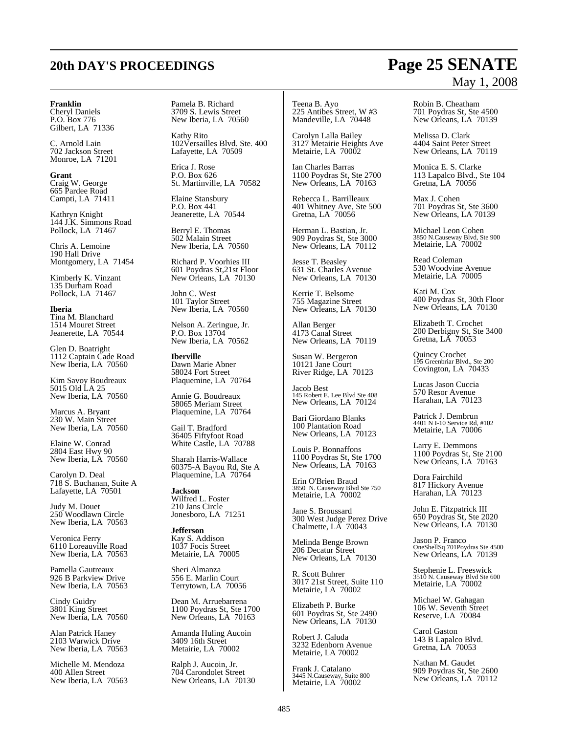**Franklin**
Cheryl Daniels
P.O. Box 776
Gilbert, LA 71336

C. Arnold Lain
702 Jackson Street
Monroe, LA 71201

**Grant**
Craig W. George
665 Pardee Road
Campti, LA 71411

Kathryn Knight
144 J.K. Simmons Road
Pollock, LA 71467

Chris A. Lemoine
190 Hall Drive
Montgomery, LA 71454

Kimberly K. Vinzant
135 Durham Road
Pollock, LA 71467

**Iberia**
Tina M. Blanchard
1514 Mouret Street
Jeanerette, LA 70544

Glen D. Boatright
1112 Captain Cade Road
New Iberia, LA 70560

Kim Savoy Boudreaux
5015 Old LA 25
New Iberia, LA 70560

Marcus A. Bryant
230 W. Main Street
New Iberia, LA 70560

Elaine W. Conrad
2804 East Hwy 90
New Iberia, LA 70560

Carolyn D. Deal
718 S. Buchanan, Suite A
Lafayette, LA 70501

Judy M. Douet
250 Woodlawn Circle
New Iberia, LA 70563

Veronica Ferry
6110 Loreauville Road
New Iberia, LA 70563

Pamella Gautreaux
926 B Parkview Drive
New Iberia, LA 70563

Cindy Guidry
3801 King Street
New Iberia, LA 70560

Alan Patrick Haney
2103 Warwick Drive
New Iberia, LA 70563

Michelle M. Mendoza
400 Allen Street
New Iberia, LA 70563

Pamela B. Richard
3709 S. Lewis Street
New Iberia, LA 70560

Kathy Rito
102Versailles Blvd. Ste. 400
Lafayette, LA 70509

Erica J. Rose
P.O. Box 626
St. Martinville, LA 70582

Elaine Stansbury
P.O. Box 441
Jeanerette, LA 70544

Berryl E. Thomas
502 Malain Street
New Iberia, LA 70560

Richard P. Voorhies III
601 Poydras St,21st Floor
New Orleans, LA 70130

John C. West
101 Taylor Street
New Iberia, LA 70560

Nelson A. Zeringue, Jr.
P.O. Box 13704
New Iberia, LA 70562

**Iberville**
Dawn Marie Abner
58024 Fort Street
Plaquemine, LA 70764

Annie G. Boudreaux
58065 Meriam Street
Plaquemine, LA 70764

Gail T. Bradford
36405 Fiftyfoot Road
White Castle, LA 70788

Sharah Harris-Wallace
60375-A Bayou Rd, Ste A
Plaquemine, LA 70764

**Jackson**
Wilfred L. Foster
210 Jans Circle
Jonesboro, LA 71251

**Jefferson**
Kay S. Addison
1037 Focis Street
Metairie, LA 70005

Sheri Almanza
556 E. Marlin Court
Terrytown, LA 70056

Dean M. Arruebarrena
1100 Poydras St, Ste 1700
New Orleans, LA 70163

Amanda Huling Aucoin
3409 16th Street
Metairie, LA 70002

Ralph J. Aucoin, Jr.
704 Carondolet Street
New Orleans, LA 70130

Teena B. Ayo
225 Antibes Street, W #3
Mandeville, LA 70448

Carolyn Lalla Bailey
3127 Metairie Heights Ave
Metairie, LA 70002

Ian Charles Barras
1100 Poydras St, Ste 2700
New Orleans, LA 70163

Rebecca L. Barrilleaux
401 Whitney Ave, Ste 500
Gretna, LA 70056

Herman L. Bastian, Jr.
909 Poydras St, Ste 3000
New Orleans, LA 70112

Jesse T. Beasley
631 St. Charles Avenue
New Orleans, LA 70130

Kerrie T. Belsome
755 Magazine Street
New Orleans, LA 70130

Allan Berger
4173 Canal Street
New Orleans, LA 70119

Susan W. Bergeron
10121 Jane Court
River Ridge, LA 70123

Jacob Best
145 Robert E. Lee Blvd Ste 408
New Orleans, LA 70124

Bari Giordano Blanks
100 Plantation Road
New Orleans, LA 70123

Louis P. Bonnaffons
1100 Poydras St, Ste 1700
New Orleans, LA 70163

Erin O'Brien Braud
3850 N. Causeway Blvd Ste 750
Metairie, LA 70002

Jane S. Broussard
300 West Judge Perez Drive
Chalmette, LA 70043

Melinda Benge Brown
206 Decatur Street
New Orleans, LA 70130

R. Scott Buhrer
3017 21st Street, Suite 110
Metairie, LA 70002

Elizabeth P. Burke
601 Poydras St, Ste 2490
New Orleans, LA 70130

Robert J. Caluda
3232 Edenborn Avenue
Metairie, LA 70002

Frank J. Catalano
3445 N.Causeway, Suite 800
Metairie, LA 70002

Robin B. Cheatham
701 Poydras St, Ste 4500
New Orleans, LA 70139

Melissa D. Clark
4404 Saint Peter Street
New Orleans, LA 70119

Monica E. S. Clarke
113 Lapalco Blvd., Ste 104
Gretna, LA 70056

Max J. Cohen
701 Poydras St, Ste 3600
New Orleans, LA 70139

Michael Leon Cohen
3850 N.Causeway Blvd, Ste 900
Metairie, LA 70002

Read Coleman
530 Woodvine Avenue
Metairie, LA 70005

Kati M. Cox
400 Poydras St, 30th Floor
New Orleans, LA 70130

Elizabeth T. Crochet
200 Derbigny St, Ste 3400
Gretna, LA 70053

Quincy Crochet
195 Greenbriar Blvd., Ste 200
Covington, LA 70433

Lucas Jason Cuccia
570 Resor Avenue
Harahan, LA 70123

Patrick J. Dembrun
4401 N I-10 Service Rd, #102
Metairie, LA 70006

Larry E. Demmons
1100 Poydras St, Ste 2100
New Orleans, LA 70163

Dora Fairchild
817 Hickory Avenue
Harahan, LA 70123

John E. Fitzpatrick III
650 Poydras St, Ste 2020
New Orleans, LA 70130

Jason P. Franco
OneShellSq 701Poydras Ste 4500
New Orleans, LA 70139

Stephenie L. Freeswick
3510 N. Causeway Blvd Ste 600
Metairie, LA 70002

Michael W. Gahagan
106 W. Seventh Street
Reserve, LA 70084

Carol Gaston
143 B Lapalco Blvd.
Gretna, LA 70053

Nathan M. Gaudet
909 Poydras St, Ste 2600
New Orleans, LA 70112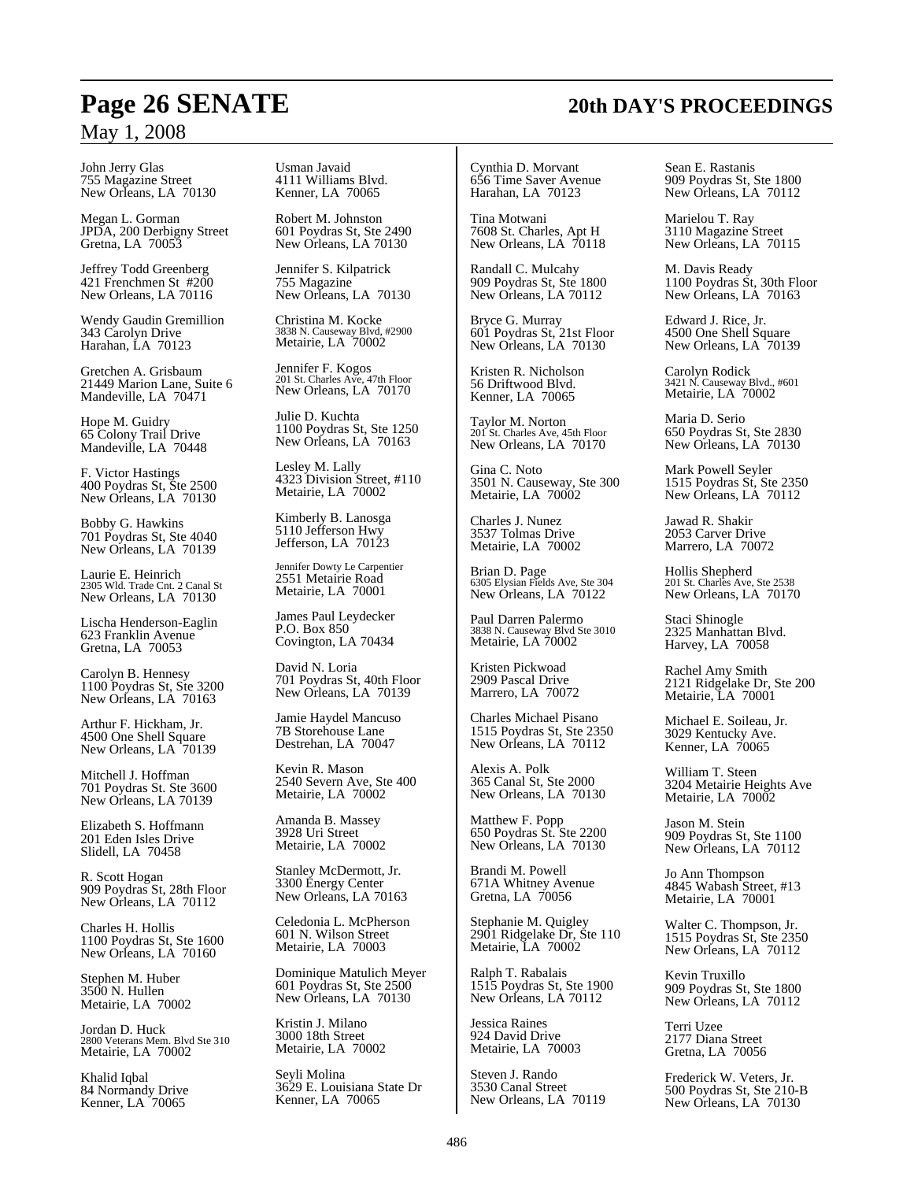John Jerry Glas
755 Magazine Street
New Orleans, LA 70130

Megan L. Gorman
JPDA, 200 Derbigny Street
Gretna, LA 70053

Jeffrey Todd Greenberg
421 Frenchmen St #200
New Orleans, LA 70116

Wendy Gaudin Gremillion
343 Carolyn Drive
Harahan, LA 70123

Gretchen A. Grisbaum
21449 Marion Lane, Suite 6
Mandeville, LA 70471

Hope M. Guidry
65 Colony Trail Drive
Mandeville, LA 70448

F. Victor Hastings
400 Poydras St, Ste 2500
New Orleans, LA 70130

Bobby G. Hawkins
701 Poydras St, Ste 4040
New Orleans, LA 70139

Laurie E. Heinrich
2305 Wld. Trade Cnt. 2 Canal St
New Orleans, LA 70130

Lischa Henderson-Eaglin
623 Franklin Avenue
Gretna, LA 70053

Carolyn B. Hennesy
1100 Poydras St, Ste 3200
New Orleans, LA 70163

Arthur F. Hickham, Jr.
4500 One Shell Square
New Orleans, LA 70139

Mitchell J. Hoffman
701 Poydras St. Ste 3600
New Orleans, LA 70139

Elizabeth S. Hoffmann
201 Eden Isles Drive
Slidell, LA 70458

R. Scott Hogan
909 Poydras St, 28th Floor
New Orleans, LA 70112

Charles H. Hollis
1100 Poydras St, Ste 1600
New Orleans, LA 70160

Stephen M. Huber
3500 N. Hullen
Metairie, LA 70002

Jordan D. Huck
2800 Veterans Mem. Blvd Ste 310
Metairie, LA 70002

Khalid Iqbal
84 Normandy Drive
Kenner, LA 70065

Usman Javaid
4111 Williams Blvd.
Kenner, LA 70065

Robert M. Johnston
601 Poydras St, Ste 2490
New Orleans, LA 70130

Jennifer S. Kilpatrick
755 Magazine
New Orleans, LA 70130

Christina M. Kocke
3838 N. Causeway Blvd, #2900
Metairie, LA 70002

Jennifer F. Kogos
201 St. Charles Ave, 47th Floor
New Orleans, LA 70170

Julie D. Kuchta
1100 Poydras St, Ste 1250
New Orleans, LA 70163

Lesley M. Lally
4323 Division Street, #110
Metairie, LA 70002

Kimberly B. Lanosga
5110 Jefferson Hwy
Jefferson, LA 70123

Jennifer Dowty Le Carpentier
2551 Metairie Road
Metairie, LA 70001

James Paul Leydecker
P.O. Box 850
Covington, LA 70434

David N. Loria
701 Poydras St, 40th Floor
New Orleans, LA 70139

Jamie Haydel Mancuso
7B Storehouse Lane
Destrehan, LA 70047

Kevin R. Mason
2540 Severn Ave, Ste 400
Metairie, LA 70002

Amanda B. Massey
3928 Uri Street
Metairie, LA 70002

Stanley McDermott, Jr.
3300 Energy Center
New Orleans, LA 70163

Celedonia L. McPherson
601 N. Wilson Street
Metairie, LA 70003

Dominique Matulich Meyer
601 Poydras St, Ste 2500
New Orleans, LA 70130

Kristin J. Milano
3000 18th Street
Metairie, LA 70002

Seyli Molina
3629 E. Louisiana State Dr
Kenner, LA 70065

Cynthia D. Morvant
656 Time Saver Avenue
Harahan, LA 70123

Tina Motwani
7608 St. Charles, Apt H
New Orleans, LA 70118

Randall C. Mulcahy
909 Poydras St, Ste 1800
New Orleans, LA 70112

Bryce G. Murray
601 Poydras St, 21st Floor
New Orleans, LA 70130

Kristen R. Nicholson
56 Driftwood Blvd.
Kenner, LA 70065

Taylor M. Norton
201 St. Charles Ave, 45th Floor
New Orleans, LA 70170

Gina C. Noto
3501 N. Causeway, Ste 300
Metairie, LA 70002

Charles J. Nunez
3537 Tolmas Drive
Metairie, LA 70002

Brian D. Page
6305 Elysian Fields Ave, Ste 304
New Orleans, LA 70122

Paul Darren Palermo
3838 N. Causeway Blvd Ste 3010
Metairie, LA 70002

Kristen Pickwoad
2909 Pascal Drive
Marrero, LA 70072

Charles Michael Pisano
1515 Poydras St, Ste 2350
New Orleans, LA 70112

Alexis A. Polk
365 Canal St, Ste 2000
New Orleans, LA 70130

Matthew F. Popp
650 Poydras St. Ste 2200
New Orleans, LA 70130

Brandi M. Powell
671A Whitney Avenue
Gretna, LA 70056

Stephanie M. Quigley
2901 Ridgelake Dr, Ste 110
Metairie, LA 70002

Ralph T. Rabalais
1515 Poydras St, Ste 1900
New Orleans, LA 70112

Jessica Raines
924 David Drive
Metairie, LA 70003

Steven J. Rando
3530 Canal Street
New Orleans, LA 70119

Sean E. Rastanis
909 Poydras St, Ste 1800
New Orleans, LA 70112

Marielou T. Ray
3110 Magazine Street
New Orleans, LA 70115

M. Davis Ready
1100 Poydras St, 30th Floor
New Orleans, LA 70163

Edward J. Rice, Jr.
4500 One Shell Square
New Orleans, LA 70139

Carolyn Rodick
3421 N. Causeway Blvd., #601
Metairie, LA 70002

Maria D. Serio
650 Poydras St, Ste 2830
New Orleans, LA 70130

Mark Powell Seyler
1515 Poydras St, Ste 2350
New Orleans, LA 70112

Jawad R. Shakir
2053 Carver Drive
Marrero, LA 70072

Hollis Shepherd
201 St. Charles Ave, Ste 2538
New Orleans, LA 70170

Staci Shinogle
2325 Manhattan Blvd.
Harvey, LA 70058

Rachel Amy Smith
2121 Ridgelake Dr, Ste 200
Metairie, LA 70001

Michael E. Soileau, Jr.
3029 Kentucky Ave.
Kenner, LA 70065

William T. Steen
3204 Metairie Heights Ave
Metairie, LA 70002

Jason M. Stein
909 Poydras St, Ste 1100
New Orleans, LA 70112

Jo Ann Thompson
4845 Wabash Street, #13
Metairie, LA 70001

Walter C. Thompson, Jr.
1515 Poydras St, Ste 2350
New Orleans, LA 70112

Kevin Truxillo
909 Poydras St, Ste 1800
New Orleans, LA 70112

Terri Uzee
2177 Diana Street
Gretna, LA 70056

Frederick W. Veters, Jr.
500 Poydras St, Ste 210-B
New Orleans, LA 70130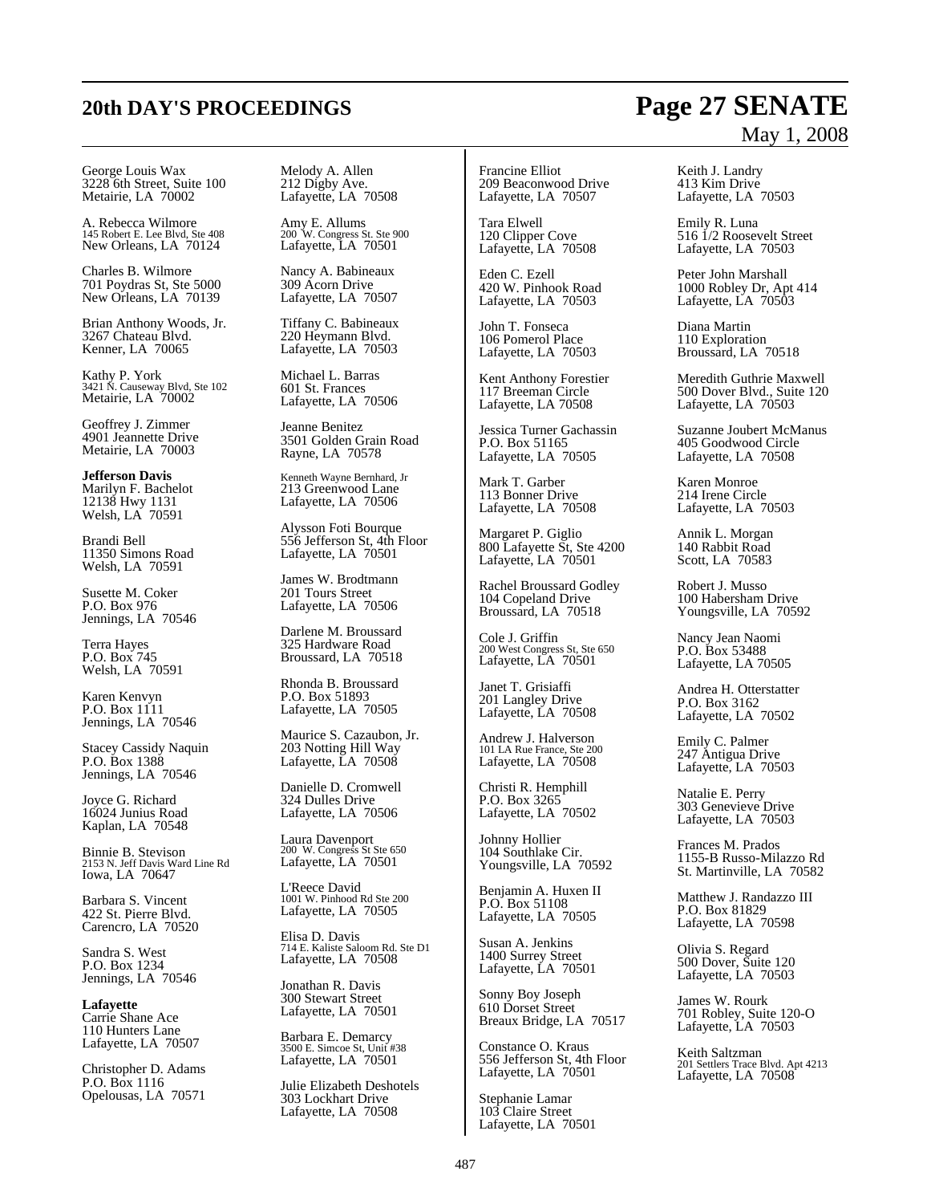George Louis Wax
3228 6th Street, Suite 100
Metairie, LA 70002

A. Rebecca Wilmore
145 Robert E. Lee Blvd, Ste 408
New Orleans, LA 70124

Charles B. Wilmore
701 Poydras St, Ste 5000
New Orleans, LA 70139

Brian Anthony Woods, Jr.
3267 Chateau Blvd.
Kenner, LA 70065

Kathy P. York
3421 N. Causeway Blvd, Ste 102
Metairie, LA 70002

Geoffrey J. Zimmer
4901 Jeannette Drive
Metairie, LA 70003

**Jefferson Davis**
Marilyn F. Bachelot
12138 Hwy 1131
Welsh, LA 70591

Brandi Bell
11350 Simons Road
Welsh, LA 70591

Susette M. Coker
P.O. Box 976
Jennings, LA 70546

Terra Hayes
P.O. Box 745
Welsh, LA 70591

Karen Kenvyn
P.O. Box 1111
Jennings, LA 70546

Stacey Cassidy Naquin
P.O. Box 1388
Jennings, LA 70546

Joyce G. Richard
16024 Junius Road
Kaplan, LA 70548

Binnie B. Stevison
2153 N. Jeff Davis Ward Line Rd
Iowa, LA 70647

Barbara S. Vincent
422 St. Pierre Blvd.
Carencro, LA 70520

Sandra S. West
P.O. Box 1234
Jennings, LA 70546

**Lafayette**
Carrie Shane Ace
110 Hunters Lane
Lafayette, LA 70507

Christopher D. Adams
P.O. Box 1116
Opelousas, LA 70571

Melody A. Allen
212 Digby Ave.
Lafayette, LA 70508

Amy E. Allums
200 W. Congress St. Ste 900
Lafayette, LA 70501

Nancy A. Babineaux
309 Acorn Drive
Lafayette, LA 70507

Tiffany C. Babineaux
220 Heymann Blvd.
Lafayette, LA 70503

Michael L. Barras
601 St. Frances
Lafayette, LA 70506

Jeanne Benitez
3501 Golden Grain Road
Rayne, LA 70578

Kenneth Wayne Bernhard, Jr
213 Greenwood Lane
Lafayette, LA 70506

Alysson Foti Bourque
556 Jefferson St, 4th Floor
Lafayette, LA 70501

James W. Brodtmann
201 Tours Street
Lafayette, LA 70506

Darlene M. Broussard
325 Hardware Road
Broussard, LA 70518

Rhonda B. Broussard
P.O. Box 51893
Lafayette, LA 70505

Maurice S. Cazaubon, Jr.
203 Notting Hill Way
Lafayette, LA 70508

Danielle D. Cromwell
324 Dulles Drive
Lafayette, LA 70506

Laura Davenport
200 W. Congress St Ste 650
Lafayette, LA 70501

L'Reece David
1001 W. Pinhood Rd Ste 200
Lafayette, LA 70505

Elisa D. Davis
714 E. Kaliste Saloom Rd. Ste D1
Lafayette, LA 70508

Jonathan R. Davis
300 Stewart Street
Lafayette, LA 70501

Barbara E. Demarcy
3500 E. Simcoe St, Unit #38
Lafayette, LA 70501

Julie Elizabeth Deshotels
303 Lockhart Drive
Lafayette, LA 70508

Francine Elliot
209 Beaconwood Drive
Lafayette, LA 70507

Tara Elwell
120 Clipper Cove
Lafayette, LA 70508

Eden C. Ezell
420 W. Pinhook Road
Lafayette, LA 70503

John T. Fonseca
106 Pomerol Place
Lafayette, LA 70503

Kent Anthony Forestier
117 Breeman Circle
Lafayette, LA 70508

Jessica Turner Gachassin
P.O. Box 51165
Lafayette, LA 70505

Mark T. Garber
113 Bonner Drive
Lafayette, LA 70508

Margaret P. Giglio
800 Lafayette St, Ste 4200
Lafayette, LA 70501

Rachel Broussard Godley
104 Copeland Drive
Broussard, LA 70518

Cole J. Griffin
200 West Congress St, Ste 650
Lafayette, LA 70501

Janet T. Grisiaffi
201 Langley Drive
Lafayette, LA 70508

Andrew J. Halverson
101 LA Rue France, Ste 200
Lafayette, LA 70508

Christi R. Hemphill
P.O. Box 3265
Lafayette, LA 70502

Johnny Hollier
104 Southlake Cir.
Youngsville, LA 70592

Benjamin A. Huxen II
P.O. Box 51108
Lafayette, LA 70505

Susan A. Jenkins
1400 Surrey Street
Lafayette, LA 70501

Sonny Boy Joseph
610 Dorset Street
Breaux Bridge, LA 70517

Constance O. Kraus
556 Jefferson St, 4th Floor
Lafayette, LA 70501

Stephanie Lamar
103 Claire Street
Lafayette, LA 70501

Keith J. Landry
413 Kim Drive
Lafayette, LA 70503

Emily R. Luna
516 1/2 Roosevelt Street
Lafayette, LA 70503

Peter John Marshall
1000 Robley Dr, Apt 414
Lafayette, LA 70503

Diana Martin
110 Exploration
Broussard, LA 70518

Meredith Guthrie Maxwell
500 Dover Blvd., Suite 120
Lafayette, LA 70503

Suzanne Joubert McManus
405 Goodwood Circle
Lafayette, LA 70508

Karen Monroe
214 Irene Circle
Lafayette, LA 70503

Annik L. Morgan
140 Rabbit Road
Scott, LA 70583

Robert J. Musso
100 Habersham Drive
Youngsville, LA 70592

Nancy Jean Naomi
P.O. Box 53488
Lafayette, LA 70505

Andrea H. Otterstatter
P.O. Box 3162
Lafayette, LA 70502

Emily C. Palmer
247 Antigua Drive
Lafayette, LA 70503

Natalie E. Perry
303 Genevieve Drive
Lafayette, LA 70503

Frances M. Prados
1155-B Russo-Milazzo Rd
St. Martinville, LA 70582

Matthew J. Randazzo III
P.O. Box 81829
Lafayette, LA 70598

Olivia S. Regard
500 Dover, Suite 120
Lafayette, LA 70503

James W. Rourk
701 Robley, Suite 120-O
Lafayette, LA 70503

Keith Saltzman
201 Settlers Trace Blvd. Apt 4213
Lafayette, LA 70508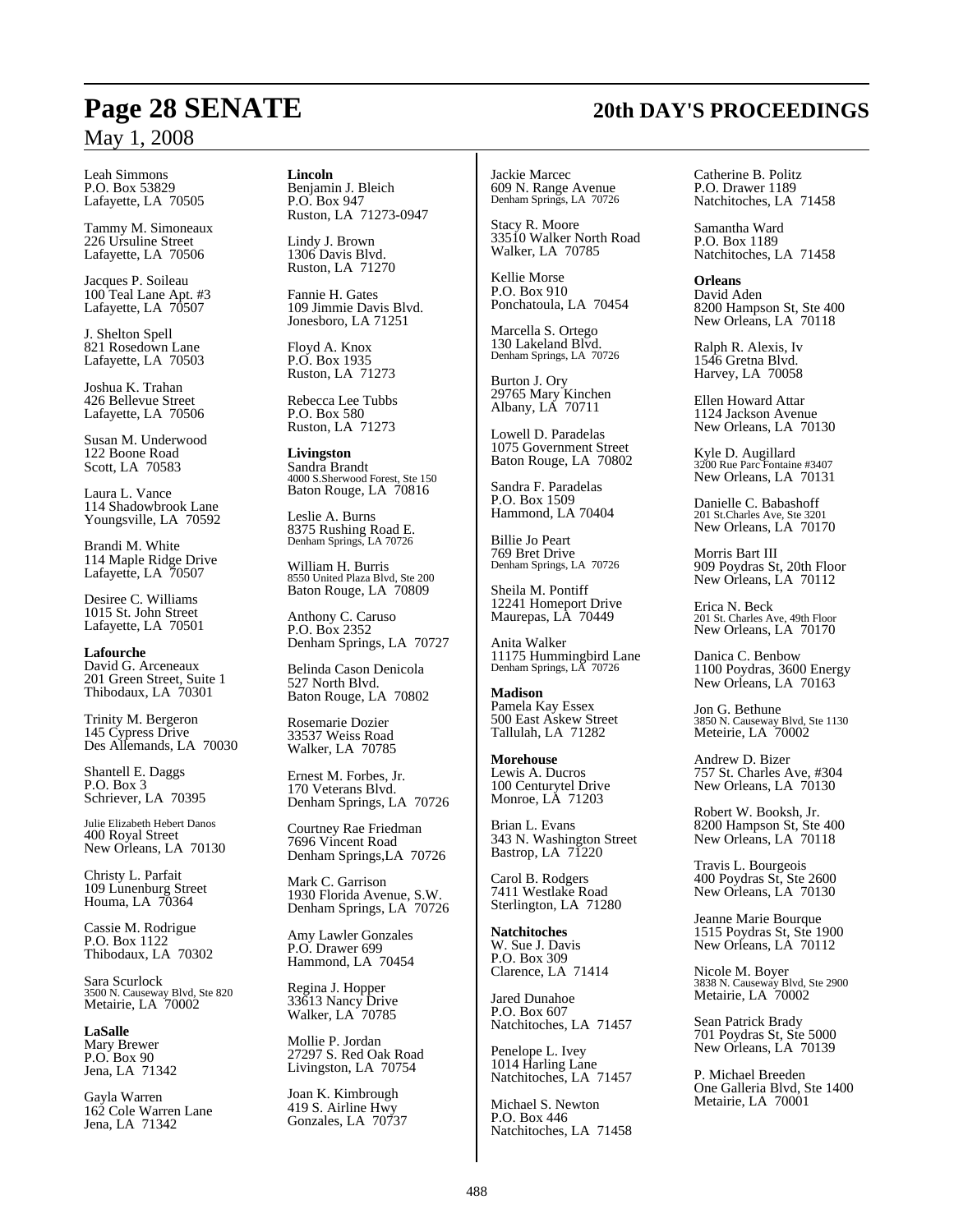Leah Simmons
P.O. Box 53829
Lafayette, LA 70505

Tammy M. Simoneaux
226 Ursuline Street
Lafayette, LA 70506

Jacques P. Soileau
100 Teal Lane Apt. #3
Lafayette, LA 70507

J. Shelton Spell
821 Rosedown Lane
Lafayette, LA 70503

Joshua K. Trahan
426 Bellevue Street
Lafayette, LA 70506

Susan M. Underwood
122 Boone Road
Scott, LA 70583

Laura L. Vance
114 Shadowbrook Lane
Youngsville, LA 70592

Brandi M. White
114 Maple Ridge Drive
Lafayette, LA 70507

Desiree C. Williams
1015 St. John Street
Lafayette, LA 70501

**Lafourche**
David G. Arceneaux
201 Green Street, Suite 1
Thibodaux, LA 70301

Trinity M. Bergeron
145 Cypress Drive
Des Allemands, LA 70030

Shantell E. Daggs
P.O. Box 3
Schriever, LA 70395

Julie Elizabeth Hebert Danos
400 Royal Street
New Orleans, LA 70130

Christy L. Parfait
109 Lunenburg Street
Houma, LA 70364

Cassie M. Rodrigue
P.O. Box 1122
Thibodaux, LA 70302

Sara Scurlock
3500 N. Causeway Blvd, Ste 820
Metairie, LA 70002

**LaSalle**
Mary Brewer
P.O. Box 90
Jena, LA 71342

Gayla Warren
162 Cole Warren Lane
Jena, LA 71342

**Lincoln**
Benjamin J. Bleich
P.O. Box 947
Ruston, LA 71273-0947

Lindy J. Brown
1306 Davis Blvd.
Ruston, LA 71270

Fannie H. Gates
109 Jimmie Davis Blvd.
Jonesboro, LA 71251

Floyd A. Knox
P.O. Box 1935
Ruston, LA 71273

Rebecca Lee Tubbs
P.O. Box 580
Ruston, LA 71273

**Livingston**
Sandra Brandt
4000 S.Sherwood Forest, Ste 150
Baton Rouge, LA 70816

Leslie A. Burns
8375 Rushing Road E.
Denham Springs, LA 70726

William H. Burris
8550 United Plaza Blvd, Ste 200
Baton Rouge, LA 70809

Anthony C. Caruso
P.O. Box 2352
Denham Springs, LA 70727

Belinda Cason Denicola
527 North Blvd.
Baton Rouge, LA 70802

Rosemarie Dozier
33537 Weiss Road
Walker, LA 70785

Ernest M. Forbes, Jr.
170 Veterans Blvd.
Denham Springs, LA 70726

Courtney Rae Friedman
7696 Vincent Road
Denham Springs,LA 70726

Mark C. Garrison
1930 Florida Avenue, S.W.
Denham Springs, LA 70726

Amy Lawler Gonzales
P.O. Drawer 699
Hammond, LA 70454

Regina J. Hopper
33613 Nancy Drive
Walker, LA 70785

Mollie P. Jordan
27297 S. Red Oak Road
Livingston, LA 70754

Joan K. Kimbrough
419 S. Airline Hwy
Gonzales, LA 70737

Jackie Marcec
609 N. Range Avenue
Denham Springs, LA 70726

Stacy R. Moore
33510 Walker North Road
Walker, LA 70785

Kellie Morse
P.O. Box 910
Ponchatoula, LA 70454

Marcella S. Ortego
130 Lakeland Blvd.
Denham Springs, LA 70726

Burton J. Ory
29765 Mary Kinchen
Albany, LA 70711

Lowell D. Paradelas
1075 Government Street
Baton Rouge, LA 70802

Sandra F. Paradelas
P.O. Box 1509
Hammond, LA 70404

Billie Jo Peart
769 Bret Drive
Denham Springs, LA 70726

Sheila M. Pontiff
12241 Homeport Drive
Maurepas, LA 70449

Anita Walker
11175 Hummingbird Lane
Denham Springs, LA 70726

**Madison**
Pamela Kay Essex
500 East Askew Street
Tallulah, LA 71282

**Morehouse**
Lewis A. Ducros
100 Centurytel Drive
Monroe, LA 71203

Brian L. Evans
343 N. Washington Street
Bastrop, LA 71220

Carol B. Rodgers
7411 Westlake Road
Sterlington, LA 71280

**Natchitoches**
W. Sue J. Davis
P.O. Box 309
Clarence, LA 71414

Jared Dunahoe
P.O. Box 607
Natchitoches, LA 71457

Penelope L. Ivey
1014 Harling Lane
Natchitoches, LA 71457

Michael S. Newton
P.O. Box 446
Natchitoches, LA 71458

Catherine B. Politz
P.O. Drawer 1189
Natchitoches, LA 71458

Samantha Ward
P.O. Box 1189
Natchitoches, LA 71458

**Orleans**
David Aden
8200 Hampson St, Ste 400
New Orleans, LA 70118

Ralph R. Alexis, Iv
1546 Gretna Blvd.
Harvey, LA 70058

Ellen Howard Attar
1124 Jackson Avenue
New Orleans, LA 70130

Kyle D. Augillard
3200 Rue Parc Fontaine #3407
New Orleans, LA 70131

Danielle C. Babashoff
201 St.Charles Ave, Ste 3201
New Orleans, LA 70170

Morris Bart III
909 Poydras St, 20th Floor
New Orleans, LA 70112

Erica N. Beck
201 St. Charles Ave, 49th Floor
New Orleans, LA 70170

Danica C. Benbow
1100 Poydras, 3600 Energy
New Orleans, LA 70163

Jon G. Bethune
3850 N. Causeway Blvd, Ste 1130
Meteirie, LA 70002

Andrew D. Bizer
757 St. Charles Ave, #304
New Orleans, LA 70130

Robert W. Booksh, Jr.
8200 Hampson St, Ste 400
New Orleans, LA 70118

Travis L. Bourgeois
400 Poydras St, Ste 2600
New Orleans, LA 70130

Jeanne Marie Bourque
1515 Poydras St, Ste 1900
New Orleans, LA 70112

Nicole M. Boyer
3838 N. Causeway Blvd, Ste 2900
Metairie, LA 70002

Sean Patrick Brady
701 Poydras St, Ste 5000
New Orleans, LA 70139

P. Michael Breeden
One Galleria Blvd, Ste 1400
Metairie, LA 70001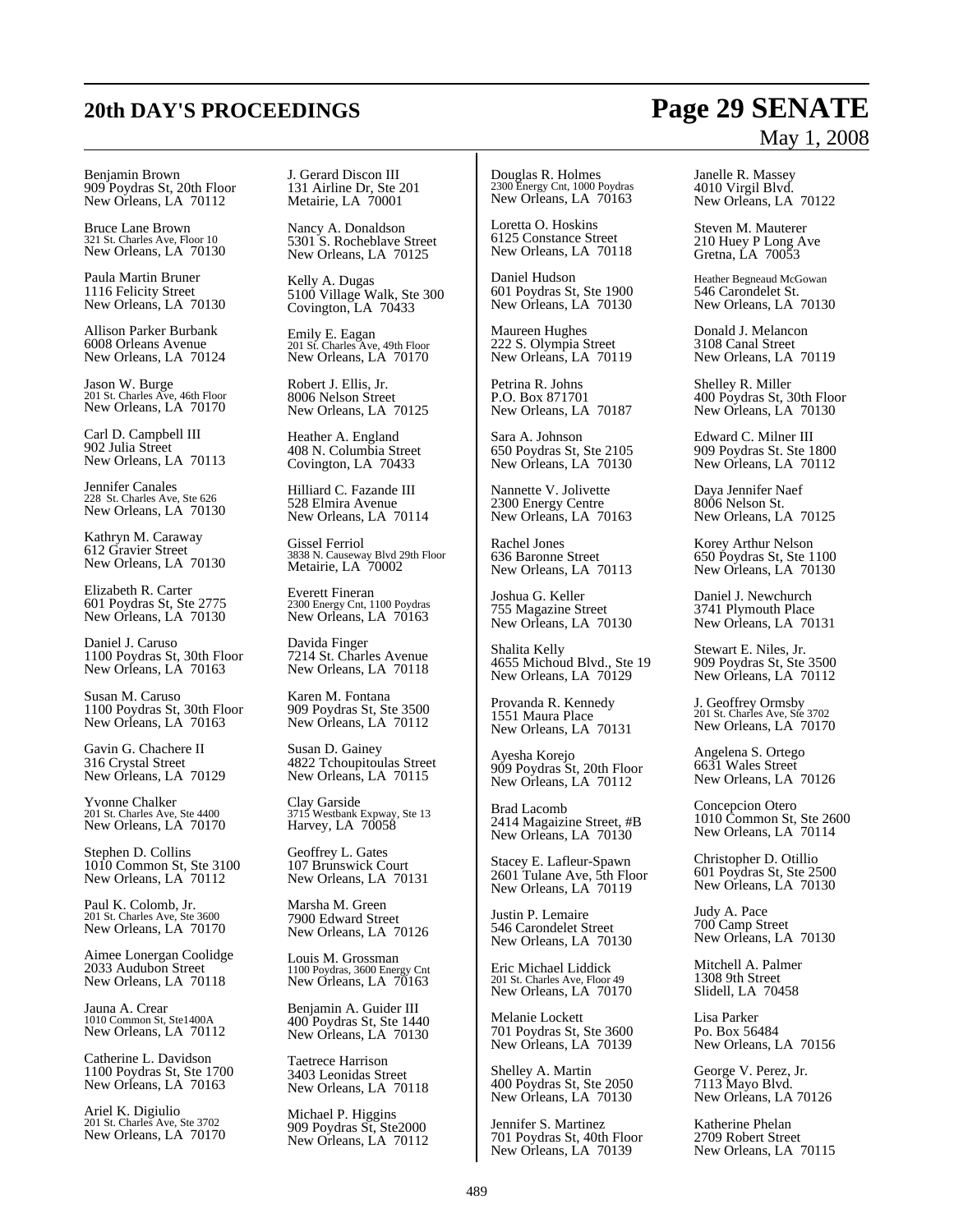Benjamin Brown
909 Poydras St, 20th Floor
New Orleans, LA 70112

Bruce Lane Brown
321 St. Charles Ave, Floor 10
New Orleans, LA 70130

Paula Martin Bruner
1116 Felicity Street
New Orleans, LA 70130

Allison Parker Burbank
6008 Orleans Avenue
New Orleans, LA 70124

Jason W. Burge
201 St. Charles Ave, 46th Floor
New Orleans, LA 70170

Carl D. Campbell III
902 Julia Street
New Orleans, LA 70113

Jennifer Canales
228 St. Charles Ave, Ste 626
New Orleans, LA 70130

Kathryn M. Caraway
612 Gravier Street
New Orleans, LA 70130

Elizabeth R. Carter
601 Poydras St, Ste 2775
New Orleans, LA 70130

Daniel J. Caruso
1100 Poydras St, 30th Floor
New Orleans, LA 70163

Susan M. Caruso
1100 Poydras St, 30th Floor
New Orleans, LA 70163

Gavin G. Chachere II
316 Crystal Street
New Orleans, LA 70129

Yvonne Chalker
201 St. Charles Ave, Ste 4400
New Orleans, LA 70170

Stephen D. Collins
1010 Common St, Ste 3100
New Orleans, LA 70112

Paul K. Colomb, Jr.
201 St. Charles Ave, Ste 3600
New Orleans, LA 70170

Aimee Lonergan Coolidge
2033 Audubon Street
New Orleans, LA 70118

Jauna A. Crear
1010 Common St, Ste1400A
New Orleans, LA 70112

Catherine L. Davidson
1100 Poydras St, Ste 1700
New Orleans, LA 70163

Ariel K. Digiulio
201 St. Charles Ave, Ste 3702
New Orleans, LA 70170

J. Gerard Discon III
131 Airline Dr, Ste 201
Metairie, LA 70001

Nancy A. Donaldson
5301 S. Rocheblave Street
New Orleans, LA 70125

Kelly A. Dugas
5100 Village Walk, Ste 300
Covington, LA 70433

Emily E. Eagan
201 St. Charles Ave, 49th Floor
New Orleans, LA 70170

Robert J. Ellis, Jr.
8006 Nelson Street
New Orleans, LA 70125

Heather A. England
408 N. Columbia Street
Covington, LA 70433

Hilliard C. Fazande III
528 Elmira Avenue
New Orleans, LA 70114

Gissel Ferriol
3838 N. Causeway Blvd 29th Floor
Metairie, LA 70002

Everett Fineran
2300 Energy Cnt, 1100 Poydras
New Orleans, LA 70163

Davida Finger
7214 St. Charles Avenue
New Orleans, LA 70118

Karen M. Fontana
909 Poydras St, Ste 3500
New Orleans, LA 70112

Susan D. Gainey
4822 Tchoupitoulas Street
New Orleans, LA 70115

Clay Garside
3715 Westbank Expway, Ste 13
Harvey, LA 70058

Geoffrey L. Gates
107 Brunswick Court
New Orleans, LA 70131

Marsha M. Green
7900 Edward Street
New Orleans, LA 70126

Louis M. Grossman
1100 Poydras, 3600 Energy Cnt
New Orleans, LA 70163

Benjamin A. Guider III
400 Poydras St, Ste 1440
New Orleans, LA 70130

Taetrece Harrison
3403 Leonidas Street
New Orleans, LA 70118

Michael P. Higgins
909 Poydras St, Ste2000
New Orleans, LA 70112

Douglas R. Holmes
2300 Energy Cnt, 1000 Poydras
New Orleans, LA 70163

Loretta O. Hoskins
6125 Constance Street
New Orleans, LA 70118

Daniel Hudson
601 Poydras St, Ste 1900
New Orleans, LA 70130

Maureen Hughes
222 S. Olympia Street
New Orleans, LA 70119

Petrina R. Johns
P.O. Box 871701
New Orleans, LA 70187

Sara A. Johnson
650 Poydras St, Ste 2105
New Orleans, LA 70130

Nannette V. Jolivette
2300 Energy Centre
New Orleans, LA 70163

Rachel Jones
636 Baronne Street
New Orleans, LA 70113

Joshua G. Keller
755 Magazine Street
New Orleans, LA 70130

Shalita Kelly
4655 Michoud Blvd., Ste 19
New Orleans, LA 70129

Provanda R. Kennedy
1551 Maura Place
New Orleans, LA 70131

Ayesha Korejo
909 Poydras St, 20th Floor
New Orleans, LA 70112

Brad Lacomb
2414 Magaizine Street, #B
New Orleans, LA 70130

Stacey E. Lafleur-Spawn
2601 Tulane Ave, 5th Floor
New Orleans, LA 70119

Justin P. Lemaire
546 Carondelet Street
New Orleans, LA 70130

Eric Michael Liddick
201 St. Charles Ave, Floor 49
New Orleans, LA 70170

Melanie Lockett
701 Poydras St, Ste 3600
New Orleans, LA 70139

Shelley A. Martin
400 Poydras St, Ste 2050
New Orleans, LA 70130

Jennifer S. Martinez
701 Poydras St, 40th Floor
New Orleans, LA 70139

Janelle R. Massey
4010 Virgil Blvd.
New Orleans, LA 70122

Steven M. Mauterer
210 Huey P Long Ave
Gretna, LA 70053

Heather Begneaud McGowan
546 Carondelet St.
New Orleans, LA 70130

Donald J. Melancon
3108 Canal Street
New Orleans, LA 70119

Shelley R. Miller
400 Poydras St, 30th Floor
New Orleans, LA 70130

Edward C. Milner III
909 Poydras St. Ste 1800
New Orleans, LA 70112

Daya Jennifer Naef
8006 Nelson St.
New Orleans, LA 70125

Korey Arthur Nelson
650 Poydras St, Ste 1100
New Orleans, LA 70130

Daniel J. Newchurch
3741 Plymouth Place
New Orleans, LA 70131

Stewart E. Niles, Jr.
909 Poydras St, Ste 3500
New Orleans, LA 70112

J. Geoffrey Ormsby
201 St. Charles Ave, Ste 3702
New Orleans, LA 70170

Angelena S. Ortego
6631 Wales Street
New Orleans, LA 70126

Concepcion Otero
1010 Common St, Ste 2600
New Orleans, LA 70114

Christopher D. Otillio
601 Poydras St, Ste 2500
New Orleans, LA 70130

Judy A. Pace
700 Camp Street
New Orleans, LA 70130

Mitchell A. Palmer
1308 9th Street
Slidell, LA 70458

Lisa Parker
Po. Box 56484
New Orleans, LA 70156

George V. Perez, Jr.
7113 Mayo Blvd.
New Orleans, LA 70126

Katherine Phelan
2709 Robert Street
New Orleans, LA 70115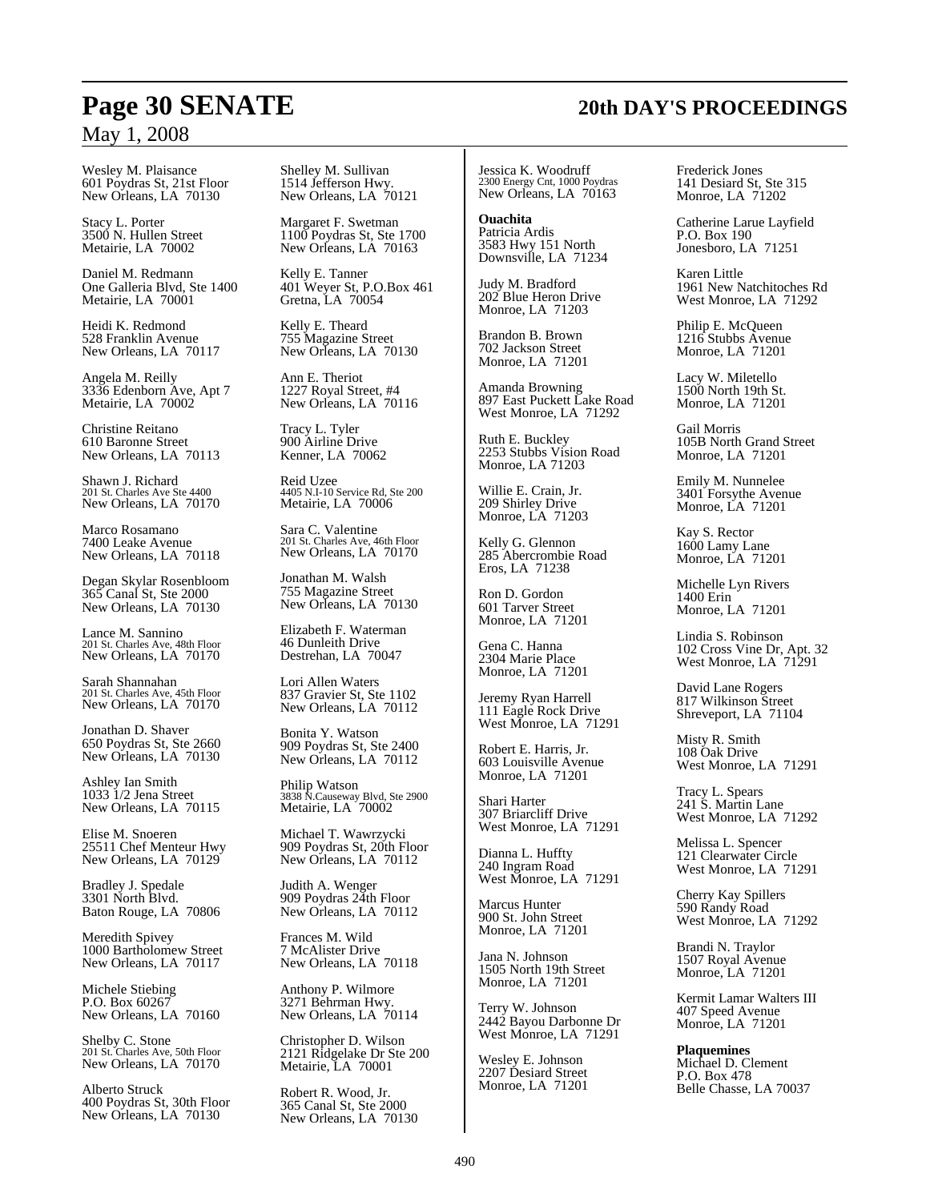Wesley M. Plaisance
601 Poydras St, 21st Floor
New Orleans, LA 70130

Stacy L. Porter
3500 N. Hullen Street
Metairie, LA 70002

Daniel M. Redmann
One Galleria Blvd, Ste 1400
Metairie, LA 70001

Heidi K. Redmond
528 Franklin Avenue
New Orleans, LA 70117

Angela M. Reilly
3336 Edenborn Ave, Apt 7
Metairie, LA 70002

Christine Reitano
610 Baronne Street
New Orleans, LA 70113

Shawn J. Richard
201 St. Charles Ave Ste 4400
New Orleans, LA 70170

Marco Rosamano
7400 Leake Avenue
New Orleans, LA 70118

Degan Skylar Rosenbloom
365 Canal St, Ste 2000
New Orleans, LA 70130

Lance M. Sannino
201 St. Charles Ave, 48th Floor
New Orleans, LA 70170

Sarah Shannahan
201 St. Charles Ave, 45th Floor
New Orleans, LA 70170

Jonathan D. Shaver
650 Poydras St, Ste 2660
New Orleans, LA 70130

Ashley Ian Smith
1033 1/2 Jena Street
New Orleans, LA 70115

Elise M. Snoeren
25511 Chef Menteur Hwy
New Orleans, LA 70129

Bradley J. Spedale
3301 North Blvd.
Baton Rouge, LA 70806

Meredith Spivey
1000 Bartholomew Street
New Orleans, LA 70117

Michele Stiebing
P.O. Box 60267
New Orleans, LA 70160

Shelby C. Stone
201 St. Charles Ave, 50th Floor
New Orleans, LA 70170

Alberto Struck
400 Poydras St, 30th Floor
New Orleans, LA 70130

Shelley M. Sullivan
1514 Jefferson Hwy.
New Orleans, LA 70121

Margaret F. Swetman
1100 Poydras St, Ste 1700
New Orleans, LA 70163

Kelly E. Tanner
401 Weyer St, P.O.Box 461
Gretna, LA 70054

Kelly E. Theard
755 Magazine Street
New Orleans, LA 70130

Ann E. Theriot
1227 Royal Street, #4
New Orleans, LA 70116

Tracy L. Tyler
900 Airline Drive
Kenner, LA 70062

Reid Uzee
4405 N.I-10 Service Rd, Ste 200
Metairie, LA 70006

Sara C. Valentine
201 St. Charles Ave, 46th Floor
New Orleans, LA 70170

Jonathan M. Walsh
755 Magazine Street
New Orleans, LA 70130

Elizabeth F. Waterman
46 Dunleith Drive
Destrehan, LA 70047

Lori Allen Waters
837 Gravier St, Ste 1102
New Orleans, LA 70112

Bonita Y. Watson
909 Poydras St, Ste 2400
New Orleans, LA 70112

Philip Watson
3838 N.Causeway Blvd, Ste 2900
Metairie, LA 70002

Michael T. Wawrzycki
909 Poydras St, 20th Floor
New Orleans, LA 70112

Judith A. Wenger
909 Poydras 24th Floor
New Orleans, LA 70112

Frances M. Wild
7 McAlister Drive
New Orleans, LA 70118

Anthony P. Wilmore
3271 Behrman Hwy.
New Orleans, LA 70114

Christopher D. Wilson
2121 Ridgelake Dr Ste 200
Metairie, LA 70001

Robert R. Wood, Jr.
365 Canal St, Ste 2000
New Orleans, LA 70130

Jessica K. Woodruff
2300 Energy Cnt, 1000 Poydras
New Orleans, LA 70163

**Ouachita**

Patricia Ardis
3583 Hwy 151 North
Downsville, LA 71234

Judy M. Bradford
202 Blue Heron Drive
Monroe, LA 71203

Brandon B. Brown
702 Jackson Street
Monroe, LA 71201

Amanda Browning
897 East Puckett Lake Road
West Monroe, LA 71292

Ruth E. Buckley
2253 Stubbs Vision Road
Monroe, LA 71203

Willie E. Crain, Jr.
209 Shirley Drive
Monroe, LA 71203

Kelly G. Glennon
285 Abercrombie Road
Eros, LA 71238

Ron D. Gordon
601 Tarver Street
Monroe, LA 71201

Gena C. Hanna
2304 Marie Place
Monroe, LA 71201

Jeremy Ryan Harrell
111 Eagle Rock Drive
West Monroe, LA 71291

Robert E. Harris, Jr.
603 Louisville Avenue
Monroe, LA 71201

Shari Harter
307 Briarcliff Drive
West Monroe, LA 71291

Dianna L. Huffty
240 Ingram Road
West Monroe, LA 71291

Marcus Hunter
900 St. John Street
Monroe, LA 71201

Jana N. Johnson
1505 North 19th Street
Monroe, LA 71201

Terry W. Johnson
2442 Bayou Darbonne Dr
West Monroe, LA 71291

Wesley E. Johnson
2207 Desiard Street
Monroe, LA 71201

Frederick Jones
141 Desiard St, Ste 315
Monroe, LA 71202

Catherine Larue Layfield
P.O. Box 190
Jonesboro, LA 71251

Karen Little
1961 New Natchitoches Rd
West Monroe, LA 71292

Philip E. McQueen
1216 Stubbs Avenue
Monroe, LA 71201

Lacy W. Miletello
1500 North 19th St.
Monroe, LA 71201

Gail Morris
105B North Grand Street
Monroe, LA 71201

Emily M. Nunnelee
3401 Forsythe Avenue
Monroe, LA 71201

Kay S. Rector
1600 Lamy Lane
Monroe, LA 71201

Michelle Lyn Rivers
1400 Erin
Monroe, LA 71201

Lindia S. Robinson
102 Cross Vine Dr, Apt. 32
West Monroe, LA 71291

David Lane Rogers
817 Wilkinson Street
Shreveport, LA 71104

Misty R. Smith
108 Oak Drive
West Monroe, LA 71291

Tracy L. Spears
241 S. Martin Lane
West Monroe, LA 71292

Melissa L. Spencer
121 Clearwater Circle
West Monroe, LA 71291

Cherry Kay Spillers
590 Randy Road
West Monroe, LA 71292

Brandi N. Traylor
1507 Royal Avenue
Monroe, LA 71201

Kermit Lamar Walters III
407 Speed Avenue
Monroe, LA 71201

**Plaquemines**

Michael D. Clement
P.O. Box 478
Belle Chasse, LA 70037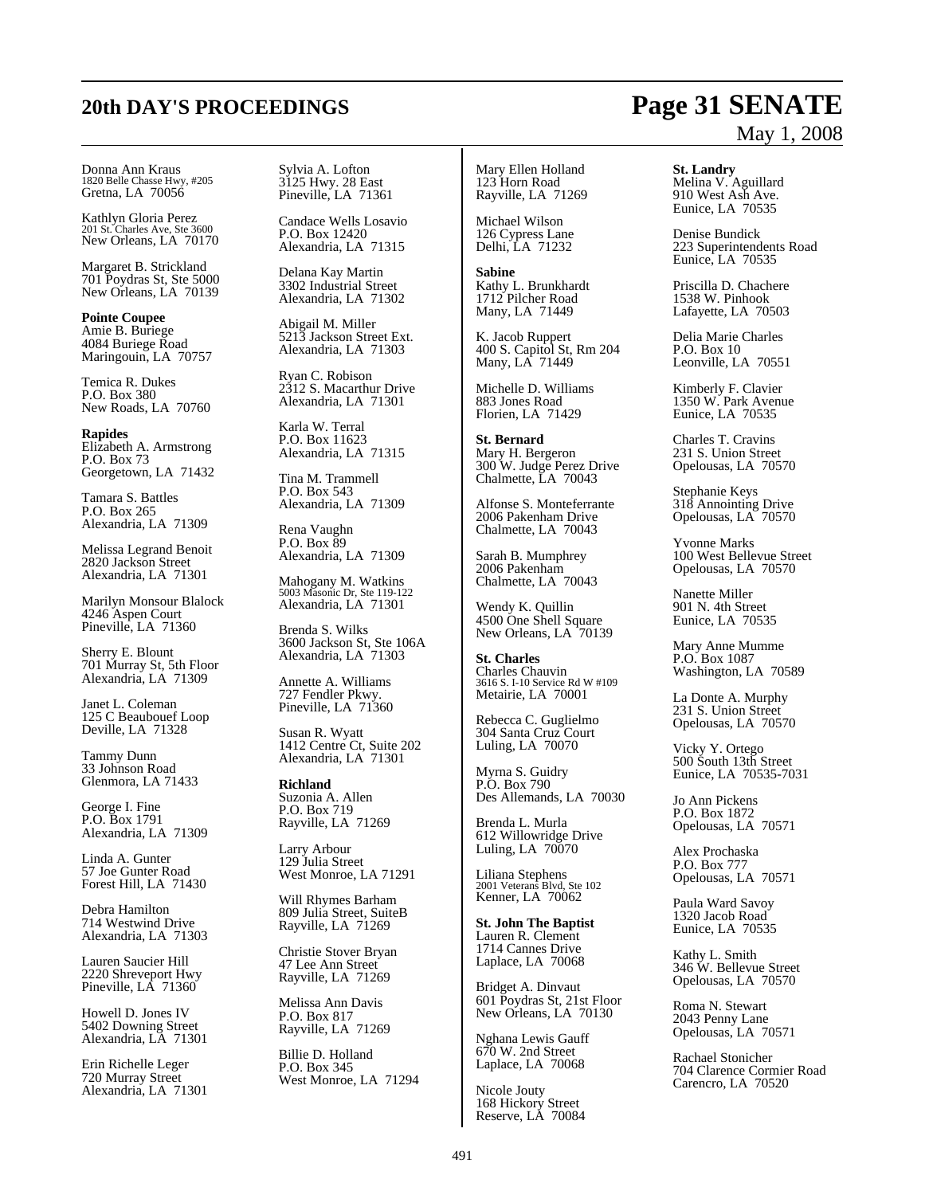Donna Ann Kraus
1820 Belle Chasse Hwy, #205
Gretna, LA 70056

Kathlyn Gloria Perez
201 St. Charles Ave, Ste 3600
New Orleans, LA 70170

Margaret B. Strickland
701 Poydras St, Ste 5000
New Orleans, LA 70139

**Pointe Coupee**
Amie B. Buriege
4084 Buriege Road
Maringouin, LA 70757

Temica R. Dukes
P.O. Box 380
New Roads, LA 70760

**Rapides**
Elizabeth A. Armstrong
P.O. Box 73
Georgetown, LA 71432

Tamara S. Battles
P.O. Box 265
Alexandria, LA 71309

Melissa Legrand Benoit
2820 Jackson Street
Alexandria, LA 71301

Marilyn Monsour Blalock
4246 Aspen Court
Pineville, LA 71360

Sherry E. Blount
701 Murray St, 5th Floor
Alexandria, LA 71309

Janet L. Coleman
125 C Beaubouef Loop
Deville, LA 71328

Tammy Dunn
33 Johnson Road
Glenmora, LA 71433

George I. Fine
P.O. Box 1791
Alexandria, LA 71309

Linda A. Gunter
57 Joe Gunter Road
Forest Hill, LA 71430

Debra Hamilton
714 Westwind Drive
Alexandria, LA 71303

Lauren Saucier Hill
2220 Shreveport Hwy
Pineville, LA 71360

Howell D. Jones IV
5402 Downing Street
Alexandria, LA 71301

Erin Richelle Leger
720 Murray Street
Alexandria, LA 71301

Sylvia A. Lofton
3125 Hwy. 28 East
Pineville, LA 71361

Candace Wells Losavio
P.O. Box 12420
Alexandria, LA 71315

Delana Kay Martin
3302 Industrial Street
Alexandria, LA 71302

Abigail M. Miller
5213 Jackson Street Ext.
Alexandria, LA 71303

Ryan C. Robison
2312 S. Macarthur Drive
Alexandria, LA 71301

Karla W. Terral
P.O. Box 11623
Alexandria, LA 71315

Tina M. Trammell
P.O. Box 543
Alexandria, LA 71309

Rena Vaughn
P.O. Box 89
Alexandria, LA 71309

Mahogany M. Watkins
5003 Masonic Dr, Ste 119-122
Alexandria, LA 71301

Brenda S. Wilks
3600 Jackson St, Ste 106A
Alexandria, LA 71303

Annette A. Williams
727 Fendler Pkwy.
Pineville, LA 71360

Susan R. Wyatt
1412 Centre Ct, Suite 202
Alexandria, LA 71301

**Richland**
Suzonia A. Allen
P.O. Box 719
Rayville, LA 71269

Larry Arbour
129 Julia Street
West Monroe, LA 71291

Will Rhymes Barham
809 Julia Street, SuiteB
Rayville, LA 71269

Christie Stover Bryan
47 Lee Ann Street
Rayville, LA 71269

Melissa Ann Davis
P.O. Box 817
Rayville, LA 71269

Billie D. Holland
P.O. Box 345
West Monroe, LA 71294

Mary Ellen Holland
123 Horn Road
Rayville, LA 71269

Michael Wilson
126 Cypress Lane
Delhi, LA 71232

**Sabine**
Kathy L. Brunkhardt
1712 Pilcher Road
Many, LA 71449

K. Jacob Ruppert
400 S. Capitol St, Rm 204
Many, LA 71449

Michelle D. Williams
883 Jones Road
Florien, LA 71429

**St. Bernard**
Mary H. Bergeron
300 W. Judge Perez Drive
Chalmette, LA 70043

Alfonse S. Monteferrante
2006 Pakenham Drive
Chalmette, LA 70043

Sarah B. Mumphrey
2006 Pakenham
Chalmette, LA 70043

Wendy K. Quillin
4500 One Shell Square
New Orleans, LA 70139

**St. Charles**
Charles Chauvin
3616 S. I-10 Service Rd W #109
Metairie, LA 70001

Rebecca C. Guglielmo
304 Santa Cruz Court
Luling, LA 70070

Myrna S. Guidry
P.O. Box 790
Des Allemands, LA 70030

Brenda L. Murla
612 Willowridge Drive
Luling, LA 70070

Liliana Stephens
2001 Veterans Blvd, Ste 102
Kenner, LA 70062

**St. John The Baptist**
Lauren R. Clement
1714 Cannes Drive
Laplace, LA 70068

Bridget A. Dinvaut
601 Poydras St, 21st Floor
New Orleans, LA 70130

Nghana Lewis Gauff
670 W. 2nd Street
Laplace, LA 70068

Nicole Jouty
168 Hickory Street
Reserve, LA 70084

**St. Landry**
Melina V. Aguillard
910 West Ash Ave.
Eunice, LA 70535

Denise Bundick
223 Superintendents Road
Eunice, LA 70535

Priscilla D. Chachere
1538 W. Pinhook
Lafayette, LA 70503

Delia Marie Charles
P.O. Box 10
Leonville, LA 70551

Kimberly F. Clavier
1350 W. Park Avenue
Eunice, LA 70535

Charles T. Cravins
231 S. Union Street
Opelousas, LA 70570

Stephanie Keys
318 Annointing Drive
Opelousas, LA 70570

Yvonne Marks
100 West Bellevue Street
Opelousas, LA 70570

Nanette Miller
901 N. 4th Street
Eunice, LA 70535

Mary Anne Mumme
P.O. Box 1087
Washington, LA 70589

La Donte A. Murphy
231 S. Union Street
Opelousas, LA 70570

Vicky Y. Ortego
500 South 13th Street
Eunice, LA 70535-7031

Jo Ann Pickens
P.O. Box 1872
Opelousas, LA 70571

Alex Prochaska
P.O. Box 777
Opelousas, LA 70571

Paula Ward Savoy
1320 Jacob Road
Eunice, LA 70535

Kathy L. Smith
346 W. Bellevue Street
Opelousas, LA 70570

Roma N. Stewart
2043 Penny Lane
Opelousas, LA 70571

Rachael Stonicher
704 Clarence Cormier Road
Carencro, LA 70520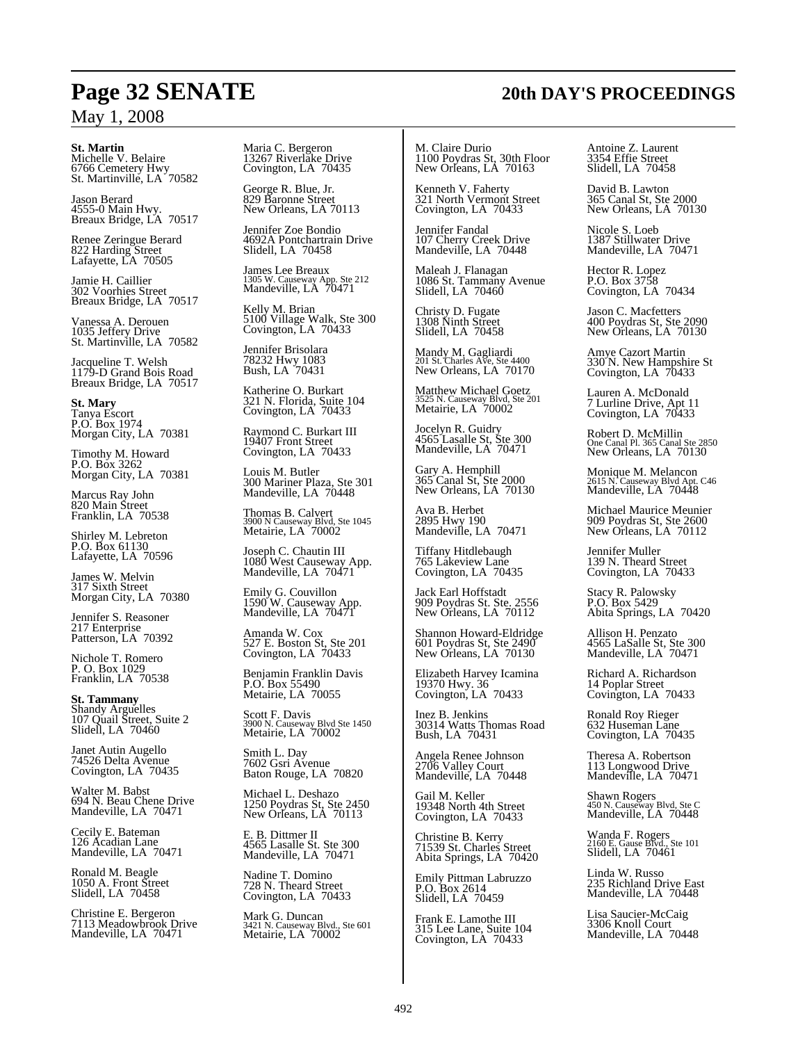**St. Martin**
Michelle V. Belaire
6766 Cemetery Hwy
St. Martinville, LA 70582

Jason Berard
4555-0 Main Hwy.
Breaux Bridge, LA 70517

Renee Zeringue Berard
822 Harding Street
Lafayette, LA 70505

Jamie H. Caillier
302 Voorhies Street
Breaux Bridge, LA 70517

Vanessa A. Derouen
1035 Jeffery Drive
St. Martinville, LA 70582

Jacqueline T. Welsh
1179-D Grand Bois Road
Breaux Bridge, LA 70517

**St. Mary**
Tanya Escort
P.O. Box 1974
Morgan City, LA 70381

Timothy M. Howard
P.O. Box 3262
Morgan City, LA 70381

Marcus Ray John
820 Main Street
Franklin, LA 70538

Shirley M. Lebreton
P.O. Box 61130
Lafayette, LA 70596

James W. Melvin
317 Sixth Street
Morgan City, LA 70380

Jennifer S. Reasoner
217 Enterprise
Patterson, LA 70392

Nichole T. Romero
P. O. Box 1029
Franklin, LA 70538

**St. Tammany**
Shandy Arguelles
107 Quail Street, Suite 2
Slidell, LA 70460

Janet Autin Augello
74526 Delta Avenue
Covington, LA 70435

Walter M. Babst
694 N. Beau Chene Drive
Mandeville, LA 70471

Cecily E. Bateman
126 Acadian Lane
Mandeville, LA 70471

Ronald M. Beagle
1050 A. Front Street
Slidell, LA 70458

Christine E. Bergeron
7113 Meadowbrook Drive
Mandeville, LA 70471

Maria C. Bergeron
13267 Riverlake Drive
Covington, LA 70435

George R. Blue, Jr.
829 Baronne Street
New Orleans, LA 70113

Jennifer Zoe Bondio
4692A Pontchartrain Drive
Slidell, LA 70458

James Lee Breaux
1305 W. Causeway App. Ste 212
Mandeville, LA 70471

Kelly M. Brian
5100 Village Walk, Ste 300
Covington, LA 70433

Jennifer Brisolara
78232 Hwy 1083
Bush, LA 70431

Katherine O. Burkart
321 N. Florida, Suite 104
Covington, LA 70433

Raymond C. Burkart III
19407 Front Street
Covington, LA 70433

Louis M. Butler
300 Mariner Plaza, Ste 301
Mandeville, LA 70448

Thomas B. Calvert
3900 N Causeway Blvd, Ste 1045
Metairie, LA 70002

Joseph C. Chautin III
1080 West Causeway App.
Mandeville, LA 70471

Emily G. Couvillon
1590 W. Causeway App.
Mandeville, LA 70471

Amanda W. Cox
527 E. Boston St, Ste 201
Covington, LA 70433

Benjamin Franklin Davis
P.O. Box 55490
Metairie, LA 70055

Scott F. Davis
3900 N. Causeway Blvd Ste 1450
Metairie, LA 70002

Smith L. Day
7602 Gsri Avenue
Baton Rouge, LA 70820

Michael L. Deshazo
1250 Poydras St, Ste 2450
New Orleans, LA 70113

E. B. Dittmer II
4565 Lasalle St. Ste 300
Mandeville, LA 70471

Nadine T. Domino
728 N. Theard Street
Covington, LA 70433

Mark G. Duncan
3421 N. Causeway Blvd., Ste 601
Metairie, LA 70002

M. Claire Durio
1100 Poydras St, 30th Floor
New Orleans, LA 70163

Kenneth V. Faherty
321 North Vermont Street
Covington, LA 70433

Jennifer Fandal
107 Cherry Creek Drive
Mandeville, LA 70448

Maleah J. Flanagan
1086 St. Tammany Avenue
Slidell, LA 70460

Christy D. Fugate
1308 Ninth Street
Slidell, LA 70458

Mandy M. Gagliardi
201 St. Charles Ave, Ste 4400
New Orleans, LA 70170

Matthew Michael Goetz
3525 N. Causeway Blvd, Ste 201
Metairie, LA 70002

Jocelyn R. Guidry
4565 Lasalle St, Ste 300
Mandeville, LA 70471

Gary A. Hemphill
365 Canal St, Ste 2000
New Orleans, LA 70130

Ava B. Herbet
2895 Hwy 190
Mandeville, LA 70471

Tiffany Hitdlebaugh
765 Lakeview Lane
Covington, LA 70435

Jack Earl Hoffstadt
909 Poydras St. Ste. 2556
New Orleans, LA 70112

Shannon Howard-Eldridge
601 Poydras St, Ste 2490
New Orleans, LA 70130

Elizabeth Harvey Icamina
19370 Hwy. 36
Covington, LA 70433

Inez B. Jenkins
30314 Watts Thomas Road
Bush, LA 70431

Angela Renee Johnson
2706 Valley Court
Mandeville, LA 70448

Gail M. Keller
19348 North 4th Street
Covington, LA 70433

Christine B. Kerry
71539 St. Charles Street
Abita Springs, LA 70420

Emily Pittman Labruzzo
P.O. Box 2614
Slidell, LA 70459

Frank E. Lamothe III
315 Lee Lane, Suite 104
Covington, LA 70433

Antoine Z. Laurent
3354 Effie Street
Slidell, LA 70458

David B. Lawton
365 Canal St, Ste 2000
New Orleans, LA 70130

Nicole S. Loeb
1387 Stillwater Drive
Mandeville, LA 70471

Hector R. Lopez
P.O. Box 3758
Covington, LA 70434

Jason C. Macfetters
400 Poydras St, Ste 2090
New Orleans, LA 70130

Amye Cazort Martin
330 N. New Hampshire St
Covington, LA 70433

Lauren A. McDonald
7 Lurline Drive, Apt 11
Covington, LA 70433

Robert D. McMillin
One Canal Pl. 365 Canal Ste 2850
New Orleans, LA 70130

Monique M. Melancon
2615 N. Causeway Blvd Apt. C46
Mandeville, LA 70448

Michael Maurice Meunier
909 Poydras St, Ste 2600
New Orleans, LA 70112

Jennifer Muller
139 N. Theard Street
Covington, LA 70433

Stacy R. Palowsky
P.O. Box 5429
Abita Springs, LA 70420

Allison H. Penzato
4565 LaSalle St, Ste 300
Mandeville, LA 70471

Richard A. Richardson
14 Poplar Street
Covington, LA 70433

Ronald Roy Rieger
632 Huseman Lane
Covington, LA 70435

Theresa A. Robertson
113 Longwood Drive
Mandeville, LA 70471

Shawn Rogers
450 N. Causeway Blvd, Ste C
Mandeville, LA 70448

Wanda F. Rogers
2160 E. Gause Blvd., Ste 101
Slidell, LA 70461

Linda W. Russo
235 Richland Drive East
Mandeville, LA 70448

Lisa Saucier-McCaig
3306 Knoll Court
Mandeville, LA 70448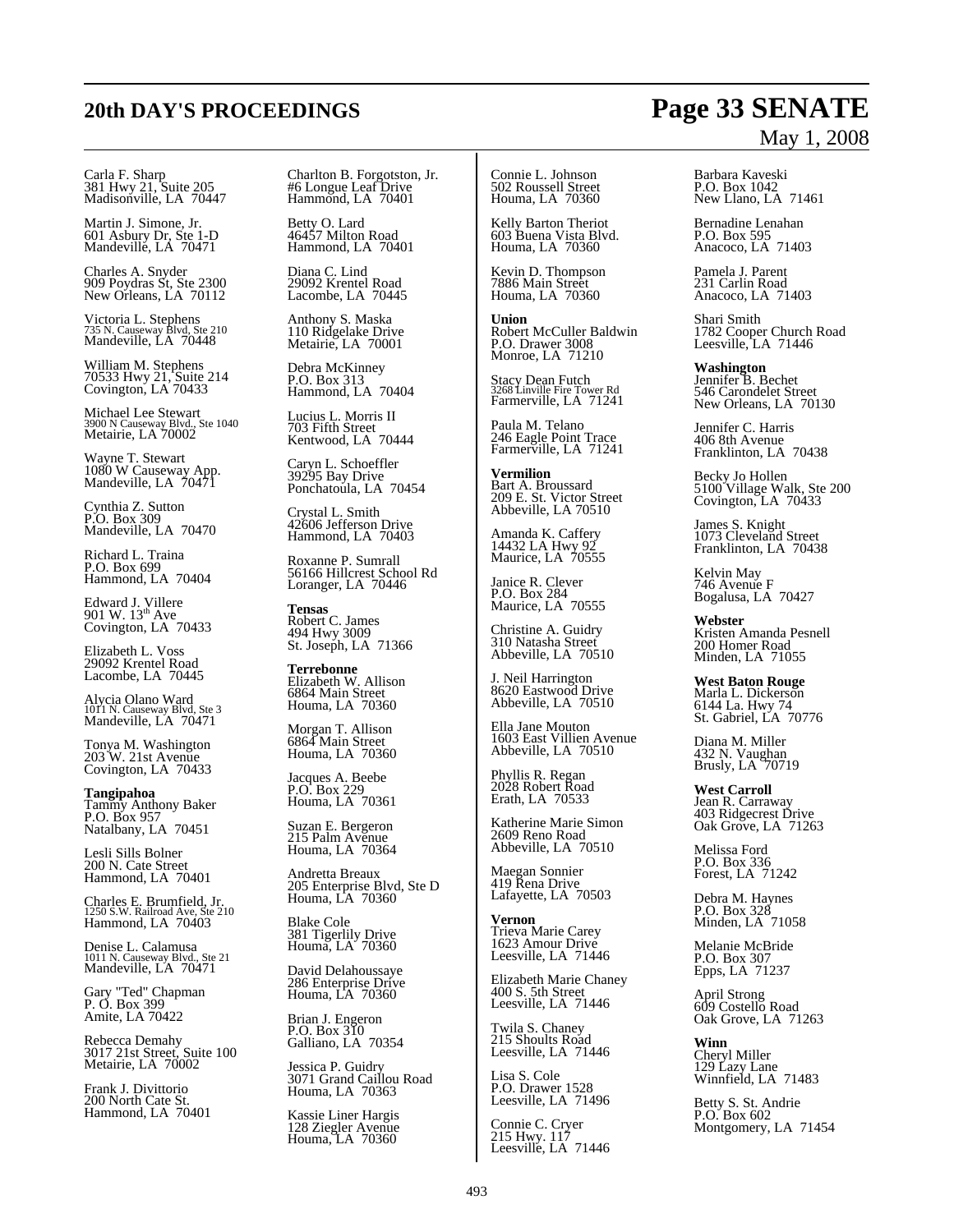Carla F. Sharp
381 Hwy 21, Suite 205
Madisonville, LA 70447

Martin J. Simone, Jr.
601 Asbury Dr, Ste 1-D
Mandeville, LA 70471

Charles A. Snyder
909 Poydras St, Ste 2300
New Orleans, LA 70112

Victoria L. Stephens
735 N. Causeway Blvd, Ste 210
Mandeville, LA 70448

William M. Stephens
70533 Hwy 21, Suite 214
Covington, LA 70433

Michael Lee Stewart
3900 N Causeway Blvd., Ste 1040
Metairie, LA 70002

Wayne T. Stewart
1080 W Causeway App.
Mandeville, LA 70471

Cynthia Z. Sutton
P.O. Box 309
Mandeville, LA 70470

Richard L. Traina
P.O. Box 699
Hammond, LA 70404

Edward J. Villere
901 W. 13th Ave
Covington, LA 70433

Elizabeth L. Voss
29092 Krentel Road
Lacombe, LA 70445

Alycia Olano Ward
1011 N. Causeway Blvd, Ste 3
Mandeville, LA 70471

Tonya M. Washington
203 W. 21st Avenue
Covington, LA 70433

**Tangipahoa**
Tammy Anthony Baker
P.O. Box 957
Natalbany, LA 70451

Lesli Sills Bolner
200 N. Cate Street
Hammond, LA 70401

Charles E. Brumfield, Jr.
1250 S.W. Railroad Ave, Ste 210
Hammond, LA 70403

Denise L. Calamusa
1011 N. Causeway Blvd., Ste 21
Mandeville, LA 70471

Gary "Ted" Chapman
P. O. Box 399
Amite, LA 70422

Rebecca Demahy
3017 21st Street, Suite 100
Metairie, LA 70002

Frank J. Divittorio
200 North Cate St.
Hammond, LA 70401

Charlton B. Forgotston, Jr.
#6 Longue Leaf Drive
Hammond, LA 70401

Betty O. Lard
46457 Milton Road
Hammond, LA 70401

Diana C. Lind
29092 Krentel Road
Lacombe, LA 70445

Anthony S. Maska
110 Ridgelake Drive
Metairie, LA 70001

Debra McKinney
P.O. Box 313
Hammond, LA 70404

Lucius L. Morris II
703 Fifth Street
Kentwood, LA 70444

Caryn L. Schoeffler
39295 Bay Drive
Ponchatoula, LA 70454

Crystal L. Smith
42606 Jefferson Drive
Hammond, LA 70403

Roxanne P. Sumrall
56166 Hillcrest School Rd
Loranger, LA 70446

**Tensas**
Robert C. James
494 Hwy 3009
St. Joseph, LA 71366

**Terrebonne**
Elizabeth W. Allison
6864 Main Street
Houma, LA 70360

Morgan T. Allison
6864 Main Street
Houma, LA 70360

Jacques A. Beebe
P.O. Box 229
Houma, LA 70361

Suzan E. Bergeron
215 Palm Avenue
Houma, LA 70364

Andretta Breaux
205 Enterprise Blvd, Ste D
Houma, LA 70360

Blake Cole
381 Tigerlily Drive
Houma, LA 70360

David Delahoussaye
286 Enterprise Drive
Houma, LA 70360

Brian J. Engeron
P.O. Box 310
Galliano, LA 70354

Jessica P. Guidry
3071 Grand Caillou Road
Houma, LA 70363

Kassie Liner Hargis
128 Ziegler Avenue
Houma, LA 70360

Connie L. Johnson
502 Roussell Street
Houma, LA 70360

Kelly Barton Theriot
603 Buena Vista Blvd.
Houma, LA 70360

Kevin D. Thompson
7886 Main Street
Houma, LA 70360

**Union**
Robert McCuller Baldwin
P.O. Drawer 3008
Monroe, LA 71210

Stacy Dean Futch
3268 Linville Fire Tower Rd
Farmerville, LA 71241

Paula M. Telano
246 Eagle Point Trace
Farmerville, LA 71241

**Vermilion**
Bart A. Broussard
209 E. St. Victor Street
Abbeville, LA 70510

Amanda K. Caffery
14432 LA Hwy 92
Maurice, LA 70555

Janice R. Clever
P.O. Box 284
Maurice, LA 70555

Christine A. Guidry
310 Natasha Street
Abbeville, LA 70510

J. Neil Harrington
8620 Eastwood Drive
Abbeville, LA 70510

Ella Jane Mouton
1603 East Villien Avenue
Abbeville, LA 70510

Phyllis R. Regan
2028 Robert Road
Erath, LA 70533

Katherine Marie Simon
2609 Reno Road
Abbeville, LA 70510

Maegan Sonnier
419 Rena Drive
Lafayette, LA 70503

**Vernon**
Trieva Marie Carey
1623 Amour Drive
Leesville, LA 71446

Elizabeth Marie Chaney
400 S. 5th Street
Leesville, LA 71446

Twila S. Chaney
215 Shoults Road
Leesville, LA 71446

Lisa S. Cole
P.O. Drawer 1528
Leesville, LA 71496

Connie C. Cryer
215 Hwy. 117
Leesville, LA 71446

Barbara Kaveski
P.O. Box 1042
New Llano, LA 71461

Bernadine Lenahan
P.O. Box 595
Anacoco, LA 71403

Pamela J. Parent
231 Carlin Road
Anacoco, LA 71403

Shari Smith
1782 Cooper Church Road
Leesville, LA 71446

**Washington**
Jennifer B. Bechet
546 Carondelet Street
New Orleans, LA 70130

Jennifer C. Harris
406 8th Avenue
Franklinton, LA 70438

Becky Jo Hollen
5100 Village Walk, Ste 200
Covington, LA 70433

James S. Knight
1073 Cleveland Street
Franklinton, LA 70438

Kelvin May
746 Avenue F
Bogalusa, LA 70427

**Webster**
Kristen Amanda Pesnell
200 Homer Road
Minden, LA 71055

**West Baton Rouge**
Marla L. Dickerson
6144 La. Hwy 74
St. Gabriel, LA 70776

Diana M. Miller
432 N. Vaughan
Brusly, LA 70719

**West Carroll**
Jean R. Carraway
403 Ridgecrest Drive
Oak Grove, LA 71263

Melissa Ford
P.O. Box 336
Forest, LA 71242

Debra M. Haynes
P.O. Box 328
Minden, LA 71058

Melanie McBride
P.O. Box 307
Epps, LA 71237

April Strong
609 Costello Road
Oak Grove, LA 71263

**Winn**
Cheryl Miller
129 Lazy Lane
Winnfield, LA 71483

Betty S. St. Andrie
P.O. Box 602
Montgomery, LA 71454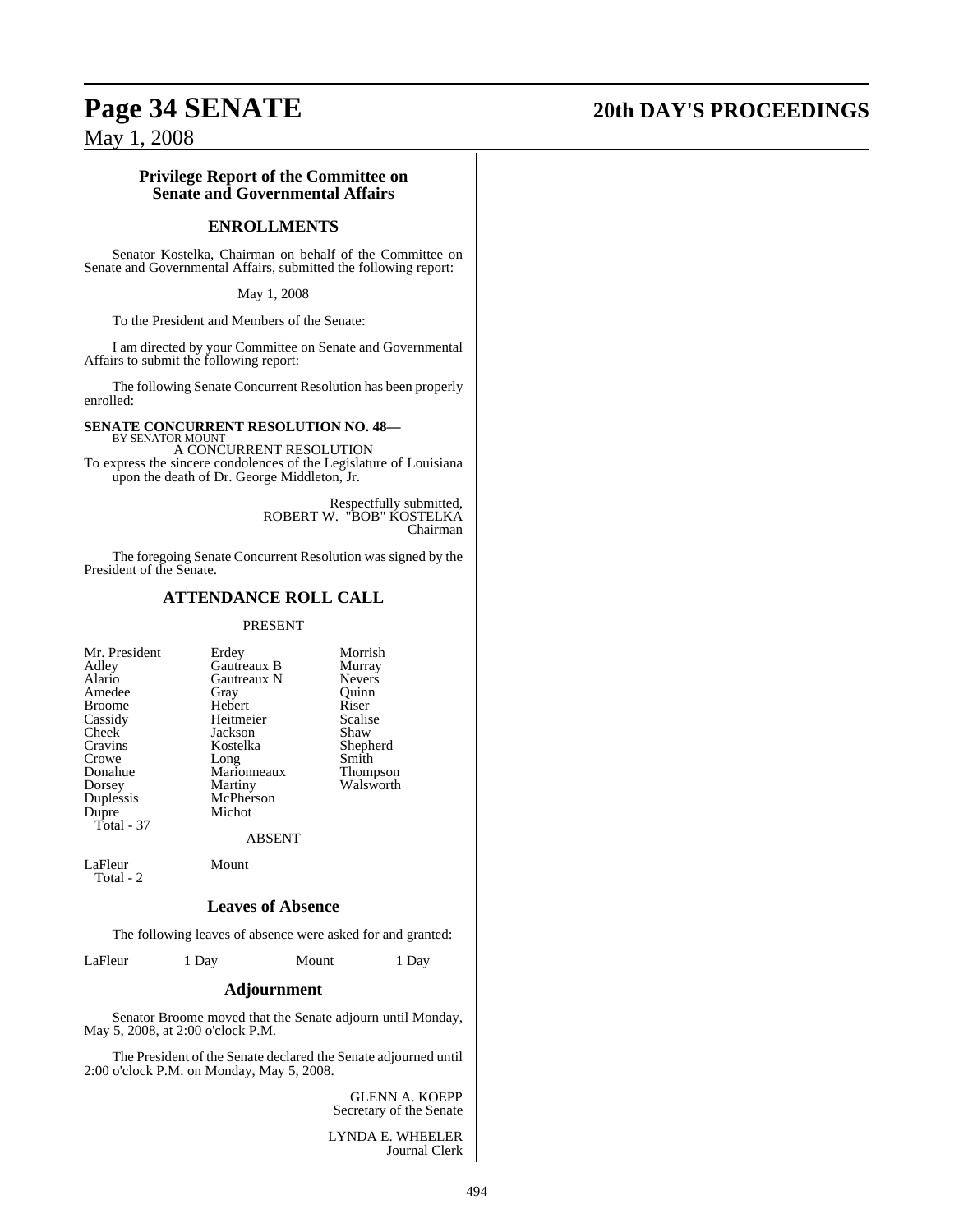## Privilege Report of the Committee on Senate and Governmental Affairs

### ENROLLMENTS

Senator Kostelka, Chairman on behalf of the Committee on Senate and Governmental Affairs, submitted the following report:

May 1, 2008

To the President and Members of the Senate:

I am directed by your Committee on Senate and Governmental Affairs to submit the following report:

The following Senate Concurrent Resolution has been properly enrolled:

**SENATE CONCURRENT RESOLUTION NO. 48—**
BY SENATOR MOUNT
A CONCURRENT RESOLUTION
To express the sincere condolences of the Legislature of Louisiana upon the death of Dr. George Middleton, Jr.

Respectfully submitted,
ROBERT W. "BOB" KOSTELKA
Chairman

The foregoing Senate Concurrent Resolution was signed by the President of the Senate.

### ATTENDANCE ROLL CALL

PRESENT

| | | |
|---|---|---|
| Mr. President | Erdey | Morrish |
| Adley | Gautreaux B | Murray |
| Alario | Gautreaux N | Nevers |
| Amedee | Gray | Quinn |
| Broome | Hebert | Riser |
| Cassidy | Heitmeier | Scalise |
| Cheek | Jackson | Shaw |
| Cravins | Kostelka | Shepherd |
| Crowe | Long | Smith |
| Donahue | Marionneaux | Thompson |
| Dorsey | Martiny | Walsworth |
| Duplessis | McPherson | |
| Dupre | Michot | |

Total - 37

ABSENT

| | |
|---|---|
| LaFleur | Mount |

Total - 2

### Leaves of Absence

The following leaves of absence were asked for and granted:

| | | | |
|---|---|---|---|
| LaFleur | 1 Day | Mount | 1 Day |

### Adjournment

Senator Broome moved that the Senate adjourn until Monday, May 5, 2008, at 2:00 o'clock P.M.

The President of the Senate declared the Senate adjourned until 2:00 o'clock P.M. on Monday, May 5, 2008.

GLENN A. KOEPP
Secretary of the Senate

LYNDA E. WHEELER
Journal Clerk